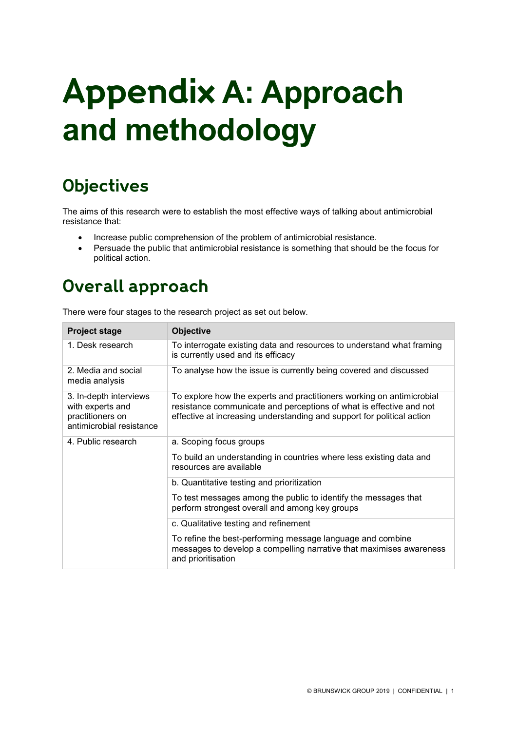# Appendix A: Approach and methodology

## Objectives

The aims of this research were to establish the most effective ways of talking about antimicrobial resistance that:

- Increase public comprehension of the problem of antimicrobial resistance.
- Persuade the public that antimicrobial resistance is something that should be the focus for political action.

## Overall approach

There were four stages to the research project as set out below.

| Project stage | Objective |
|---|---|
| 1. Desk research | To interrogate existing data and resources to understand what framing is currently used and its efficacy |
| 2. Media and social media analysis | To analyse how the issue is currently being covered and discussed |
| 3. In-depth interviews with experts and practitioners on antimicrobial resistance | To explore how the experts and practitioners working on antimicrobial resistance communicate and perceptions of what is effective and not effective at increasing understanding and support for political action |
| 4. Public research | a. Scoping focus groups<br><br>To build an understanding in countries where less existing data and resources are available |
| | b. Quantitative testing and prioritization<br><br>To test messages among the public to identify the messages that perform strongest overall and among key groups |
| | c. Qualitative testing and refinement<br><br>To refine the best-performing message language and combine messages to develop a compelling narrative that maximises awareness and prioritisation |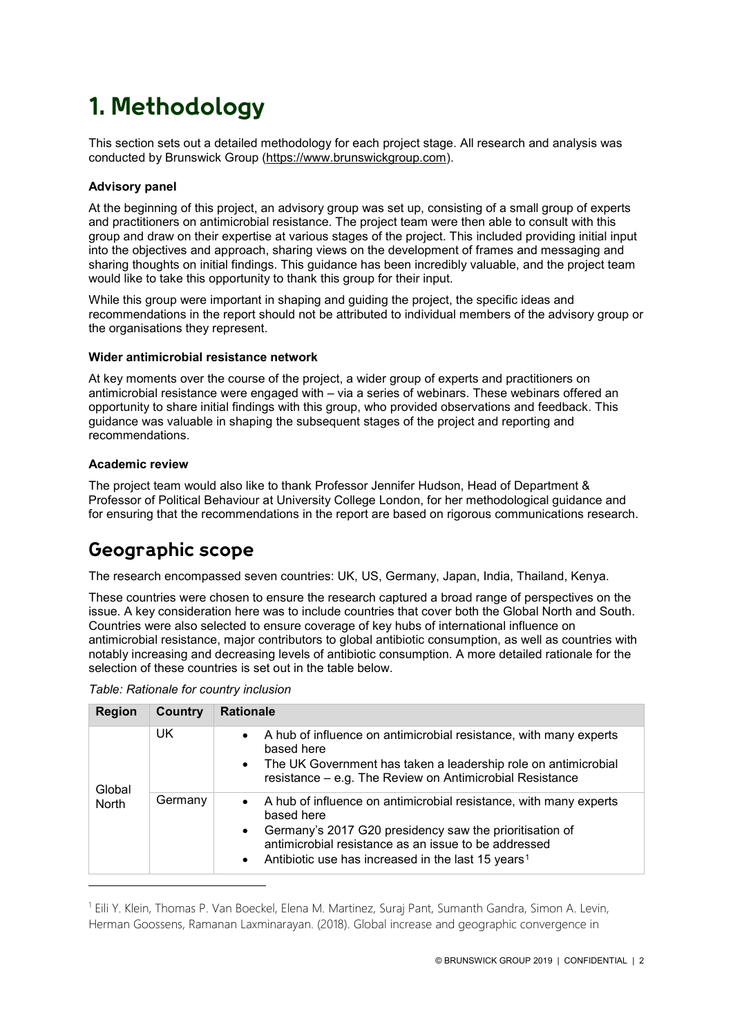# 1. Methodology

This section sets out a detailed methodology for each project stage. All research and analysis was conducted by Brunswick Group (https://www.brunswickgroup.com).

**Advisory panel**

At the beginning of this project, an advisory group was set up, consisting of a small group of experts and practitioners on antimicrobial resistance. The project team were then able to consult with this group and draw on their expertise at various stages of the project. This included providing initial input into the objectives and approach, sharing views on the development of frames and messaging and sharing thoughts on initial findings. This guidance has been incredibly valuable, and the project team would like to take this opportunity to thank this group for their input.

While this group were important in shaping and guiding the project, the specific ideas and recommendations in the report should not be attributed to individual members of the advisory group or the organisations they represent.

**Wider antimicrobial resistance network**

At key moments over the course of the project, a wider group of experts and practitioners on antimicrobial resistance were engaged with – via a series of webinars. These webinars offered an opportunity to share initial findings with this group, who provided observations and feedback. This guidance was valuable in shaping the subsequent stages of the project and reporting and recommendations.

**Academic review**

The project team would also like to thank Professor Jennifer Hudson, Head of Department & Professor of Political Behaviour at University College London, for her methodological guidance and for ensuring that the recommendations in the report are based on rigorous communications research.

## Geographic scope

The research encompassed seven countries: UK, US, Germany, Japan, India, Thailand, Kenya.

These countries were chosen to ensure the research captured a broad range of perspectives on the issue. A key consideration here was to include countries that cover both the Global North and South. Countries were also selected to ensure coverage of key hubs of international influence on antimicrobial resistance, major contributors to global antibiotic consumption, as well as countries with notably increasing and decreasing levels of antibiotic consumption. A more detailed rationale for the selection of these countries is set out in the table below.

*Table: Rationale for country inclusion*

| Region | Country | Rationale |
|---|---|---|
| Global North | UK | • A hub of influence on antimicrobial resistance, with many experts based here<br>• The UK Government has taken a leadership role on antimicrobial resistance – e.g. The Review on Antimicrobial Resistance |
| | Germany | • A hub of influence on antimicrobial resistance, with many experts based here<br>• Germany's 2017 G20 presidency saw the prioritisation of antimicrobial resistance as an issue to be addressed<br>• Antibiotic use has increased in the last 15 years[1] |

[1] Eili Y. Klein, Thomas P. Van Boeckel, Elena M. Martinez, Suraj Pant, Sumanth Gandra, Simon A. Levin, Herman Goossens, Ramanan Laxminarayan. (2018). Global increase and geographic convergence in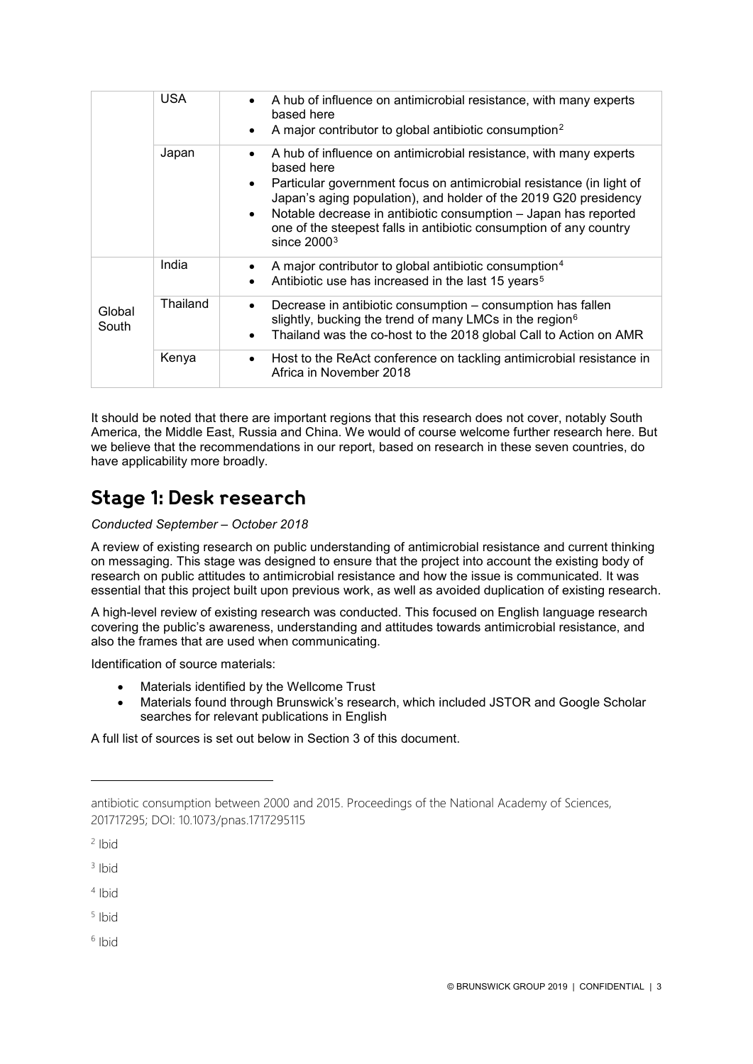| | | |
|---|---|---|
| | USA | • A hub of influence on antimicrobial resistance, with many experts based here<br>• A major contributor to global antibiotic consumption[2] |
| | Japan | • A hub of influence on antimicrobial resistance, with many experts based here<br>• Particular government focus on antimicrobial resistance (in light of Japan's aging population), and holder of the 2019 G20 presidency<br>• Notable decrease in antibiotic consumption – Japan has reported one of the steepest falls in antibiotic consumption of any country since 2000[3] |
| Global South | India | • A major contributor to global antibiotic consumption[4]<br>• Antibiotic use has increased in the last 15 years[5] |
| | Thailand | • Decrease in antibiotic consumption – consumption has fallen slightly, bucking the trend of many LMCs in the region[6]<br>• Thailand was the co-host to the 2018 global Call to Action on AMR |
| | Kenya | • Host to the ReAct conference on tackling antimicrobial resistance in Africa in November 2018 |

It should be noted that there are important regions that this research does not cover, notably South America, the Middle East, Russia and China. We would of course welcome further research here. But we believe that the recommendations in our report, based on research in these seven countries, do have applicability more broadly.

## Stage 1: Desk research

*Conducted September – October 2018*

A review of existing research on public understanding of antimicrobial resistance and current thinking on messaging. This stage was designed to ensure that the project into account the existing body of research on public attitudes to antimicrobial resistance and how the issue is communicated. It was essential that this project built upon previous work, as well as avoided duplication of existing research.

A high-level review of existing research was conducted. This focused on English language research covering the public's awareness, understanding and attitudes towards antimicrobial resistance, and also the frames that are used when communicating.

Identification of source materials:

- Materials identified by the Wellcome Trust
- Materials found through Brunswick's research, which included JSTOR and Google Scholar searches for relevant publications in English

A full list of sources is set out below in Section 3 of this document.

---

antibiotic consumption between 2000 and 2015. Proceedings of the National Academy of Sciences, 201717295; DOI: 10.1073/pnas.1717295115

[2] Ibid

[3] Ibid

[4] Ibid

[5] Ibid

[6] Ibid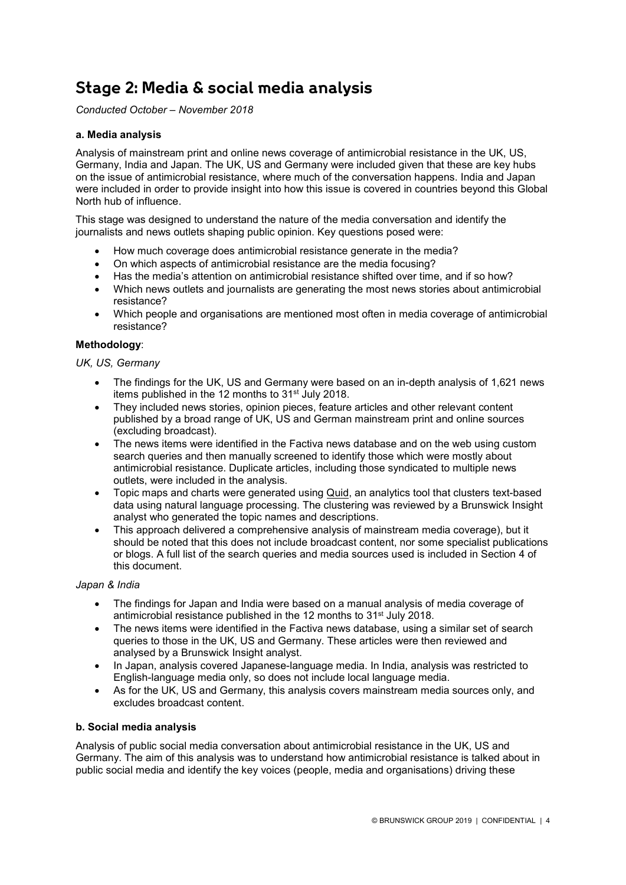# Stage 2: Media & social media analysis

*Conducted October – November 2018*

**a. Media analysis**

Analysis of mainstream print and online news coverage of antimicrobial resistance in the UK, US, Germany, India and Japan. The UK, US and Germany were included given that these are key hubs on the issue of antimicrobial resistance, where much of the conversation happens. India and Japan were included in order to provide insight into how this issue is covered in countries beyond this Global North hub of influence.

This stage was designed to understand the nature of the media conversation and identify the journalists and news outlets shaping public opinion. Key questions posed were:

- How much coverage does antimicrobial resistance generate in the media?
- On which aspects of antimicrobial resistance are the media focusing?
- Has the media's attention on antimicrobial resistance shifted over time, and if so how?
- Which news outlets and journalists are generating the most news stories about antimicrobial resistance?
- Which people and organisations are mentioned most often in media coverage of antimicrobial resistance?

**Methodology**:

*UK, US, Germany*

- The findings for the UK, US and Germany were based on an in-depth analysis of 1,621 news items published in the 12 months to 31st July 2018.
- They included news stories, opinion pieces, feature articles and other relevant content published by a broad range of UK, US and German mainstream print and online sources (excluding broadcast).
- The news items were identified in the Factiva news database and on the web using custom search queries and then manually screened to identify those which were mostly about antimicrobial resistance. Duplicate articles, including those syndicated to multiple news outlets, were included in the analysis.
- Topic maps and charts were generated using Quid, an analytics tool that clusters text-based data using natural language processing. The clustering was reviewed by a Brunswick Insight analyst who generated the topic names and descriptions.
- This approach delivered a comprehensive analysis of mainstream media coverage), but it should be noted that this does not include broadcast content, nor some specialist publications or blogs. A full list of the search queries and media sources used is included in Section 4 of this document.

*Japan & India*

- The findings for Japan and India were based on a manual analysis of media coverage of antimicrobial resistance published in the 12 months to 31st July 2018.
- The news items were identified in the Factiva news database, using a similar set of search queries to those in the UK, US and Germany. These articles were then reviewed and analysed by a Brunswick Insight analyst.
- In Japan, analysis covered Japanese-language media. In India, analysis was restricted to English-language media only, so does not include local language media.
- As for the UK, US and Germany, this analysis covers mainstream media sources only, and excludes broadcast content.

**b. Social media analysis**

Analysis of public social media conversation about antimicrobial resistance in the UK, US and Germany. The aim of this analysis was to understand how antimicrobial resistance is talked about in public social media and identify the key voices (people, media and organisations) driving these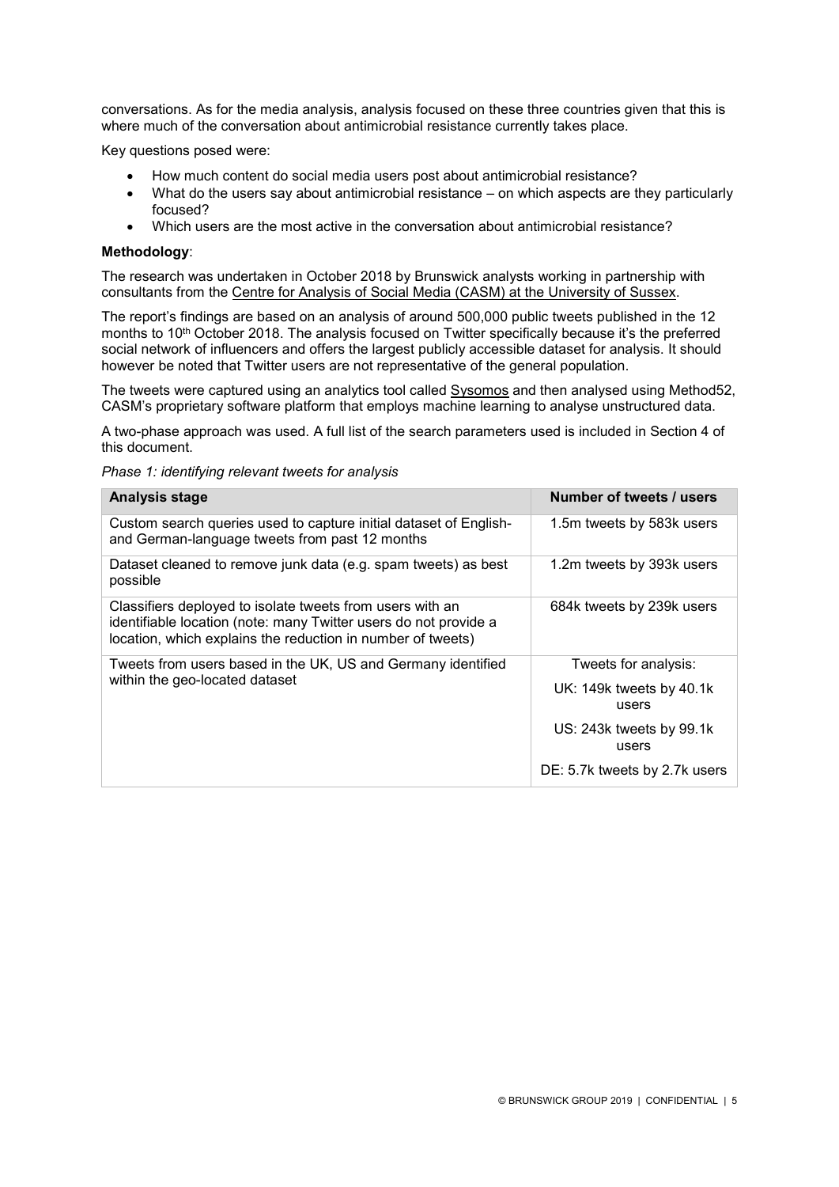conversations. As for the media analysis, analysis focused on these three countries given that this is where much of the conversation about antimicrobial resistance currently takes place.

Key questions posed were:

- How much content do social media users post about antimicrobial resistance?
- What do the users say about antimicrobial resistance – on which aspects are they particularly focused?
- Which users are the most active in the conversation about antimicrobial resistance?

**Methodology**:

The research was undertaken in October 2018 by Brunswick analysts working in partnership with consultants from the Centre for Analysis of Social Media (CASM) at the University of Sussex.

The report's findings are based on an analysis of around 500,000 public tweets published in the 12 months to 10th October 2018. The analysis focused on Twitter specifically because it's the preferred social network of influencers and offers the largest publicly accessible dataset for analysis. It should however be noted that Twitter users are not representative of the general population.

The tweets were captured using an analytics tool called Sysomos and then analysed using Method52, CASM's proprietary software platform that employs machine learning to analyse unstructured data.

A two-phase approach was used. A full list of the search parameters used is included in Section 4 of this document.

*Phase 1: identifying relevant tweets for analysis*

| Analysis stage | Number of tweets / users |
|---|---|
| Custom search queries used to capture initial dataset of English- and German-language tweets from past 12 months | 1.5m tweets by 583k users |
| Dataset cleaned to remove junk data (e.g. spam tweets) as best possible | 1.2m tweets by 393k users |
| Classifiers deployed to isolate tweets from users with an identifiable location (note: many Twitter users do not provide a location, which explains the reduction in number of tweets) | 684k tweets by 239k users |
| Tweets from users based in the UK, US and Germany identified within the geo-located dataset | Tweets for analysis:<br>UK: 149k tweets by 40.1k users<br>US: 243k tweets by 99.1k users<br>DE: 5.7k tweets by 2.7k users |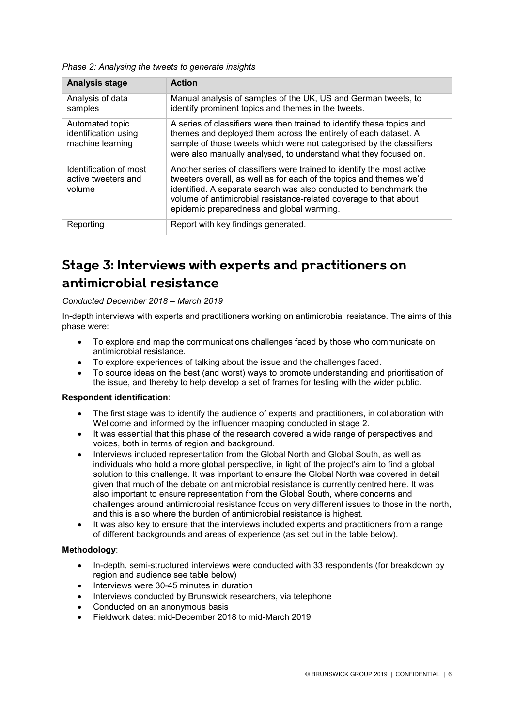*Phase 2: Analysing the tweets to generate insights*

| Analysis stage | Action |
|---|---|
| Analysis of data samples | Manual analysis of samples of the UK, US and German tweets, to identify prominent topics and themes in the tweets. |
| Automated topic identification using machine learning | A series of classifiers were then trained to identify these topics and themes and deployed them across the entirety of each dataset. A sample of those tweets which were not categorised by the classifiers were also manually analysed, to understand what they focused on. |
| Identification of most active tweeters and volume | Another series of classifiers were trained to identify the most active tweeters overall, as well as for each of the topics and themes we'd identified. A separate search was also conducted to benchmark the volume of antimicrobial resistance-related coverage to that about epidemic preparedness and global warming. |
| Reporting | Report with key findings generated. |

## Stage 3: Interviews with experts and practitioners on antimicrobial resistance

*Conducted December 2018 – March 2019*

In-depth interviews with experts and practitioners working on antimicrobial resistance. The aims of this phase were:

- To explore and map the communications challenges faced by those who communicate on antimicrobial resistance.
- To explore experiences of talking about the issue and the challenges faced.
- To source ideas on the best (and worst) ways to promote understanding and prioritisation of the issue, and thereby to help develop a set of frames for testing with the wider public.

**Respondent identification**:

- The first stage was to identify the audience of experts and practitioners, in collaboration with Wellcome and informed by the influencer mapping conducted in stage 2.
- It was essential that this phase of the research covered a wide range of perspectives and voices, both in terms of region and background.
- Interviews included representation from the Global North and Global South, as well as individuals who hold a more global perspective, in light of the project's aim to find a global solution to this challenge. It was important to ensure the Global North was covered in detail given that much of the debate on antimicrobial resistance is currently centred here. It was also important to ensure representation from the Global South, where concerns and challenges around antimicrobial resistance focus on very different issues to those in the north, and this is also where the burden of antimicrobial resistance is highest.
- It was also key to ensure that the interviews included experts and practitioners from a range of different backgrounds and areas of experience (as set out in the table below).

**Methodology**:

- In-depth, semi-structured interviews were conducted with 33 respondents (for breakdown by region and audience see table below)
- Interviews were 30-45 minutes in duration
- Interviews conducted by Brunswick researchers, via telephone
- Conducted on an anonymous basis
- Fieldwork dates: mid-December 2018 to mid-March 2019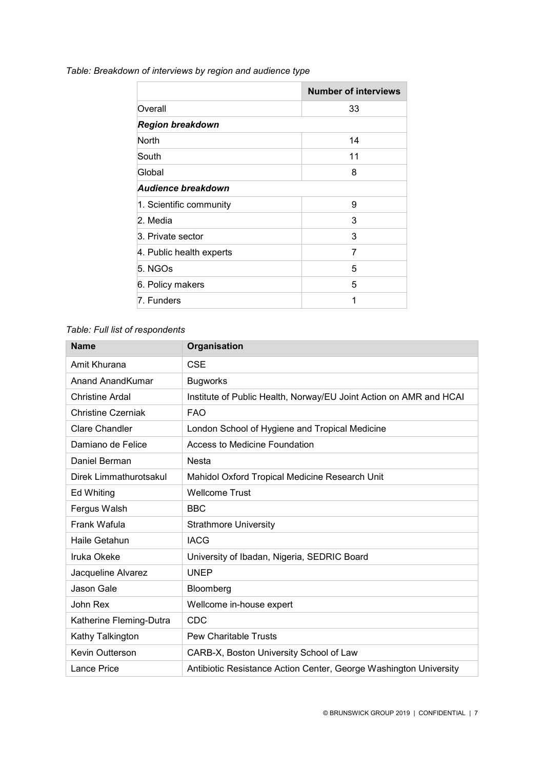*Table: Breakdown of interviews by region and audience type*

| | Number of interviews |
|---|---|
| Overall | 33 |
| ***Region breakdown*** | |
| North | 14 |
| South | 11 |
| Global | 8 |
| ***Audience breakdown*** | |
| 1. Scientific community | 9 |
| 2. Media | 3 |
| 3. Private sector | 3 |
| 4. Public health experts | 7 |
| 5. NGOs | 5 |
| 6. Policy makers | 5 |
| 7. Funders | 1 |

*Table: Full list of respondents*

| Name | Organisation |
|---|---|
| Amit Khurana | CSE |
| Anand AnandKumar | Bugworks |
| Christine Ardal | Institute of Public Health, Norway/EU Joint Action on AMR and HCAI |
| Christine Czerniak | FAO |
| Clare Chandler | London School of Hygiene and Tropical Medicine |
| Damiano de Felice | Access to Medicine Foundation |
| Daniel Berman | Nesta |
| Direk Limmathurotsakul | Mahidol Oxford Tropical Medicine Research Unit |
| Ed Whiting | Wellcome Trust |
| Fergus Walsh | BBC |
| Frank Wafula | Strathmore University |
| Haile Getahun | IACG |
| Iruka Okeke | University of Ibadan, Nigeria, SEDRIC Board |
| Jacqueline Alvarez | UNEP |
| Jason Gale | Bloomberg |
| John Rex | Wellcome in-house expert |
| Katherine Fleming-Dutra | CDC |
| Kathy Talkington | Pew Charitable Trusts |
| Kevin Outterson | CARB-X, Boston University School of Law |
| Lance Price | Antibiotic Resistance Action Center, George Washington University |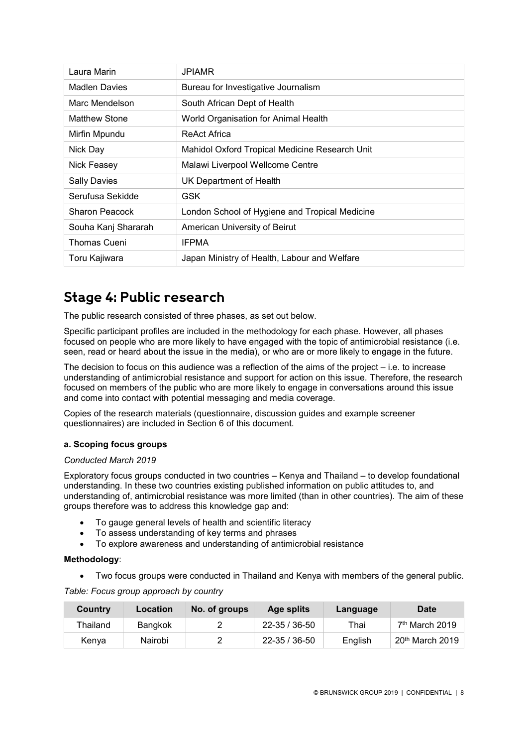| Laura Marin | JPIAMR |
|---|---|
| Madlen Davies | Bureau for Investigative Journalism |
| Marc Mendelson | South African Dept of Health |
| Matthew Stone | World Organisation for Animal Health |
| Mirfin Mpundu | ReAct Africa |
| Nick Day | Mahidol Oxford Tropical Medicine Research Unit |
| Nick Feasey | Malawi Liverpool Wellcome Centre |
| Sally Davies | UK Department of Health |
| Serufusa Sekidde | GSK |
| Sharon Peacock | London School of Hygiene and Tropical Medicine |
| Souha Kanj Shararah | American University of Beirut |
| Thomas Cueni | IFPMA |
| Toru Kajiwara | Japan Ministry of Health, Labour and Welfare |

## Stage 4: Public research

The public research consisted of three phases, as set out below.

Specific participant profiles are included in the methodology for each phase. However, all phases focused on people who are more likely to have engaged with the topic of antimicrobial resistance (i.e. seen, read or heard about the issue in the media), or who are or more likely to engage in the future.

The decision to focus on this audience was a reflection of the aims of the project – i.e. to increase understanding of antimicrobial resistance and support for action on this issue. Therefore, the research focused on members of the public who are more likely to engage in conversations around this issue and come into contact with potential messaging and media coverage.

Copies of the research materials (questionnaire, discussion guides and example screener questionnaires) are included in Section 6 of this document.

**a. Scoping focus groups**

*Conducted March 2019*

Exploratory focus groups conducted in two countries – Kenya and Thailand – to develop foundational understanding. In these two countries existing published information on public attitudes to, and understanding of, antimicrobial resistance was more limited (than in other countries). The aim of these groups therefore was to address this knowledge gap and:

- To gauge general levels of health and scientific literacy
- To assess understanding of key terms and phrases
- To explore awareness and understanding of antimicrobial resistance

**Methodology**:

- Two focus groups were conducted in Thailand and Kenya with members of the general public.

*Table: Focus group approach by country*

| Country | Location | No. of groups | Age splits | Language | Date |
|---|---|---|---|---|---|
| Thailand | Bangkok | 2 | 22-35 / 36-50 | Thai | 7th March 2019 |
| Kenya | Nairobi | 2 | 22-35 / 36-50 | English | 20th March 2019 |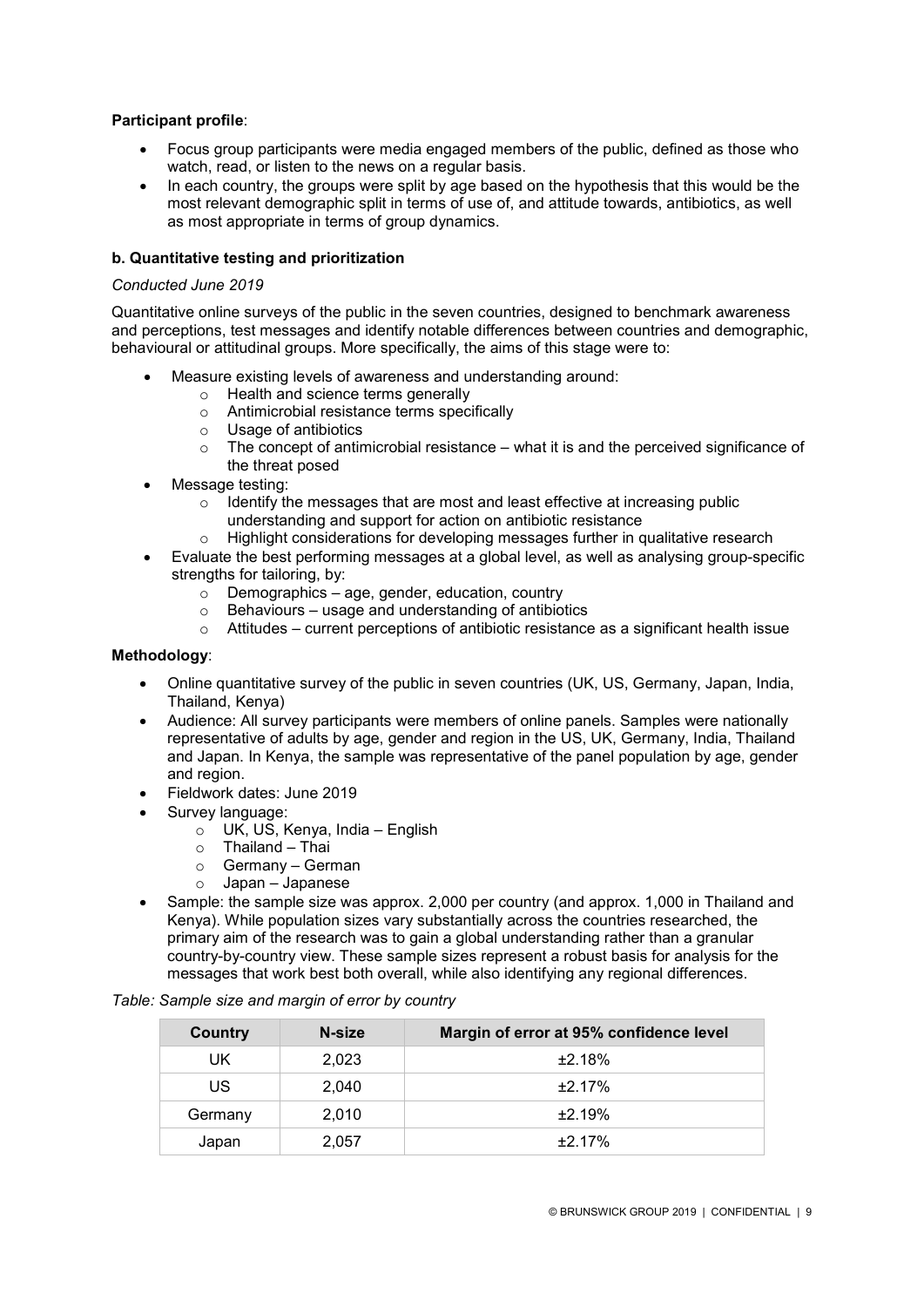**Participant profile**:

- Focus group participants were media engaged members of the public, defined as those who watch, read, or listen to the news on a regular basis.
- In each country, the groups were split by age based on the hypothesis that this would be the most relevant demographic split in terms of use of, and attitude towards, antibiotics, as well as most appropriate in terms of group dynamics.

**b. Quantitative testing and prioritization**

*Conducted June 2019*

Quantitative online surveys of the public in the seven countries, designed to benchmark awareness and perceptions, test messages and identify notable differences between countries and demographic, behavioural or attitudinal groups. More specifically, the aims of this stage were to:

- Measure existing levels of awareness and understanding around:
  - Health and science terms generally
  - Antimicrobial resistance terms specifically
  - Usage of antibiotics
  - The concept of antimicrobial resistance – what it is and the perceived significance of the threat posed
- Message testing:
  - Identify the messages that are most and least effective at increasing public understanding and support for action on antibiotic resistance
  - Highlight considerations for developing messages further in qualitative research
- Evaluate the best performing messages at a global level, as well as analysing group-specific strengths for tailoring, by:
  - Demographics – age, gender, education, country
  - Behaviours – usage and understanding of antibiotics
  - Attitudes – current perceptions of antibiotic resistance as a significant health issue

**Methodology**:

- Online quantitative survey of the public in seven countries (UK, US, Germany, Japan, India, Thailand, Kenya)
- Audience: All survey participants were members of online panels. Samples were nationally representative of adults by age, gender and region in the US, UK, Germany, India, Thailand and Japan. In Kenya, the sample was representative of the panel population by age, gender and region.
- Fieldwork dates: June 2019
- Survey language:
  - UK, US, Kenya, India – English
  - Thailand – Thai
  - Germany – German
  - Japan – Japanese
- Sample: the sample size was approx. 2,000 per country (and approx. 1,000 in Thailand and Kenya). While population sizes vary substantially across the countries researched, the primary aim of the research was to gain a global understanding rather than a granular country-by-country view. These sample sizes represent a robust basis for analysis for the messages that work best both overall, while also identifying any regional differences.

*Table: Sample size and margin of error by country*

| Country | N-size | Margin of error at 95% confidence level |
|---|---|---|
| UK | 2,023 | ±2.18% |
| US | 2,040 | ±2.17% |
| Germany | 2,010 | ±2.19% |
| Japan | 2,057 | ±2.17% |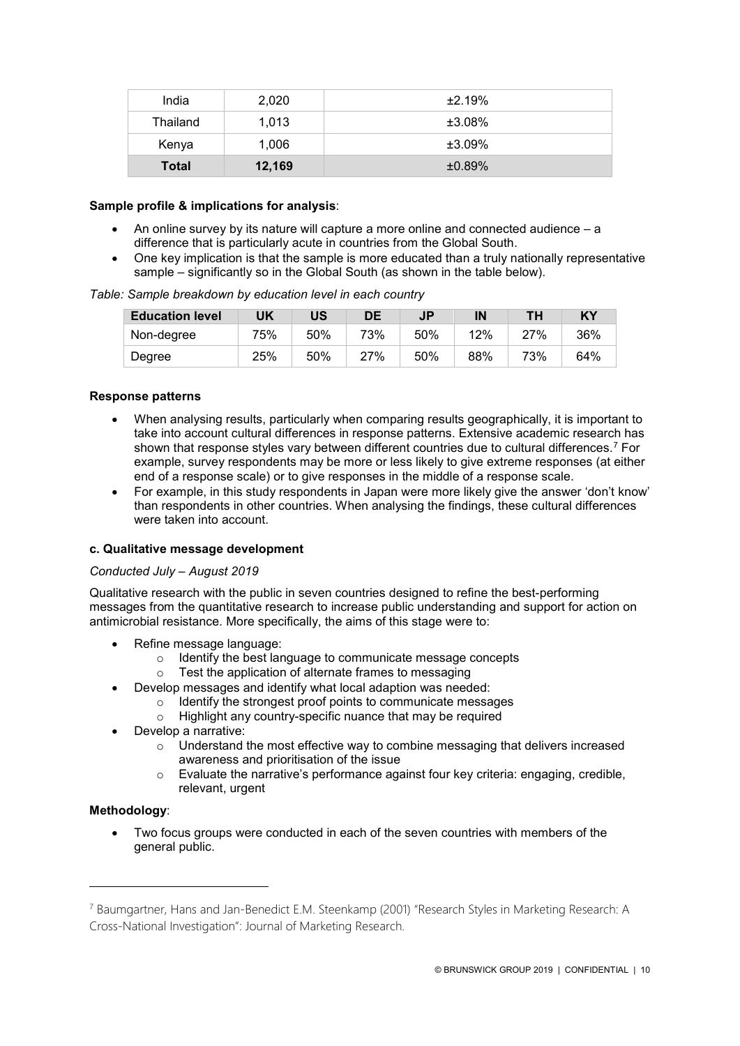| India | 2,020 | ±2.19% |
| --- | --- | --- |
| Thailand | 1,013 | ±3.08% |
| Kenya | 1,006 | ±3.09% |
| **Total** | **12,169** | ±0.89% |

**Sample profile & implications for analysis**:

- An online survey by its nature will capture a more online and connected audience – a difference that is particularly acute in countries from the Global South.
- One key implication is that the sample is more educated than a truly nationally representative sample – significantly so in the Global South (as shown in the table below).

*Table: Sample breakdown by education level in each country*

| Education level | UK | US | DE | JP | IN | TH | KY |
| --- | --- | --- | --- | --- | --- | --- | --- |
| Non-degree | 75% | 50% | 73% | 50% | 12% | 27% | 36% |
| Degree | 25% | 50% | 27% | 50% | 88% | 73% | 64% |

**Response patterns**

- When analysing results, particularly when comparing results geographically, it is important to take into account cultural differences in response patterns. Extensive academic research has shown that response styles vary between different countries due to cultural differences.[7] For example, survey respondents may be more or less likely to give extreme responses (at either end of a response scale) or to give responses in the middle of a response scale.
- For example, in this study respondents in Japan were more likely give the answer 'don't know' than respondents in other countries. When analysing the findings, these cultural differences were taken into account.

**c. Qualitative message development**

*Conducted July – August 2019*

Qualitative research with the public in seven countries designed to refine the best-performing messages from the quantitative research to increase public understanding and support for action on antimicrobial resistance. More specifically, the aims of this stage were to:

- Refine message language:
  - Identify the best language to communicate message concepts
  - Test the application of alternate frames to messaging
- Develop messages and identify what local adaption was needed:
  - Identify the strongest proof points to communicate messages
  - Highlight any country-specific nuance that may be required
- Develop a narrative:
  - Understand the most effective way to combine messaging that delivers increased awareness and prioritisation of the issue
  - Evaluate the narrative's performance against four key criteria: engaging, credible, relevant, urgent

**Methodology**:

- Two focus groups were conducted in each of the seven countries with members of the general public.

[7] Baumgartner, Hans and Jan-Benedict E.M. Steenkamp (2001) "Research Styles in Marketing Research: A Cross-National Investigation": Journal of Marketing Research.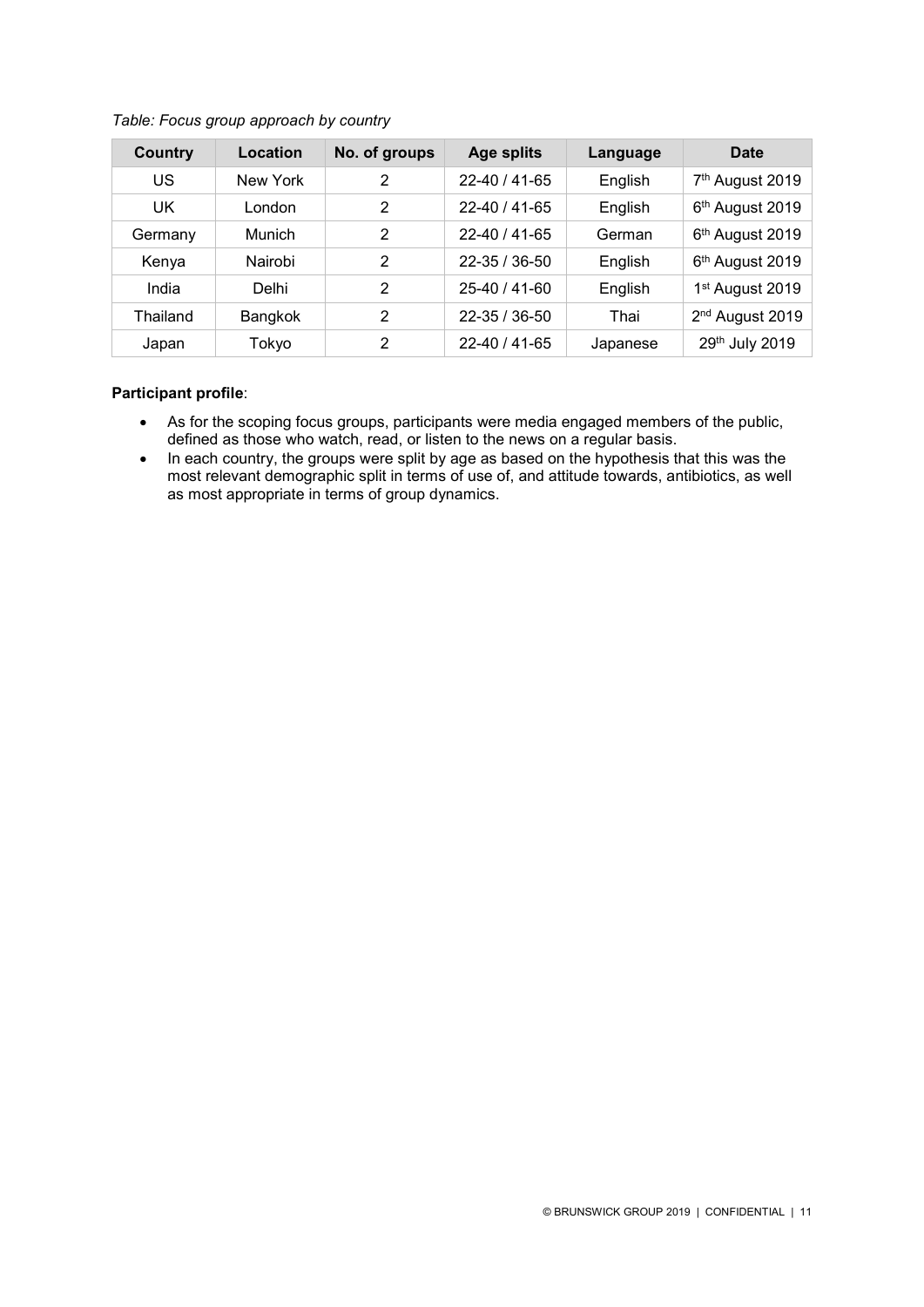*Table: Focus group approach by country*

| Country | Location | No. of groups | Age splits | Language | Date |
|---|---|---|---|---|---|
| US | New York | 2 | 22-40 / 41-65 | English | 7th August 2019 |
| UK | London | 2 | 22-40 / 41-65 | English | 6th August 2019 |
| Germany | Munich | 2 | 22-40 / 41-65 | German | 6th August 2019 |
| Kenya | Nairobi | 2 | 22-35 / 36-50 | English | 6th August 2019 |
| India | Delhi | 2 | 25-40 / 41-60 | English | 1st August 2019 |
| Thailand | Bangkok | 2 | 22-35 / 36-50 | Thai | 2nd August 2019 |
| Japan | Tokyo | 2 | 22-40 / 41-65 | Japanese | 29th July 2019 |

**Participant profile**:

- As for the scoping focus groups, participants were media engaged members of the public, defined as those who watch, read, or listen to the news on a regular basis.
- In each country, the groups were split by age as based on the hypothesis that this was the most relevant demographic split in terms of use of, and attitude towards, antibiotics, as well as most appropriate in terms of group dynamics.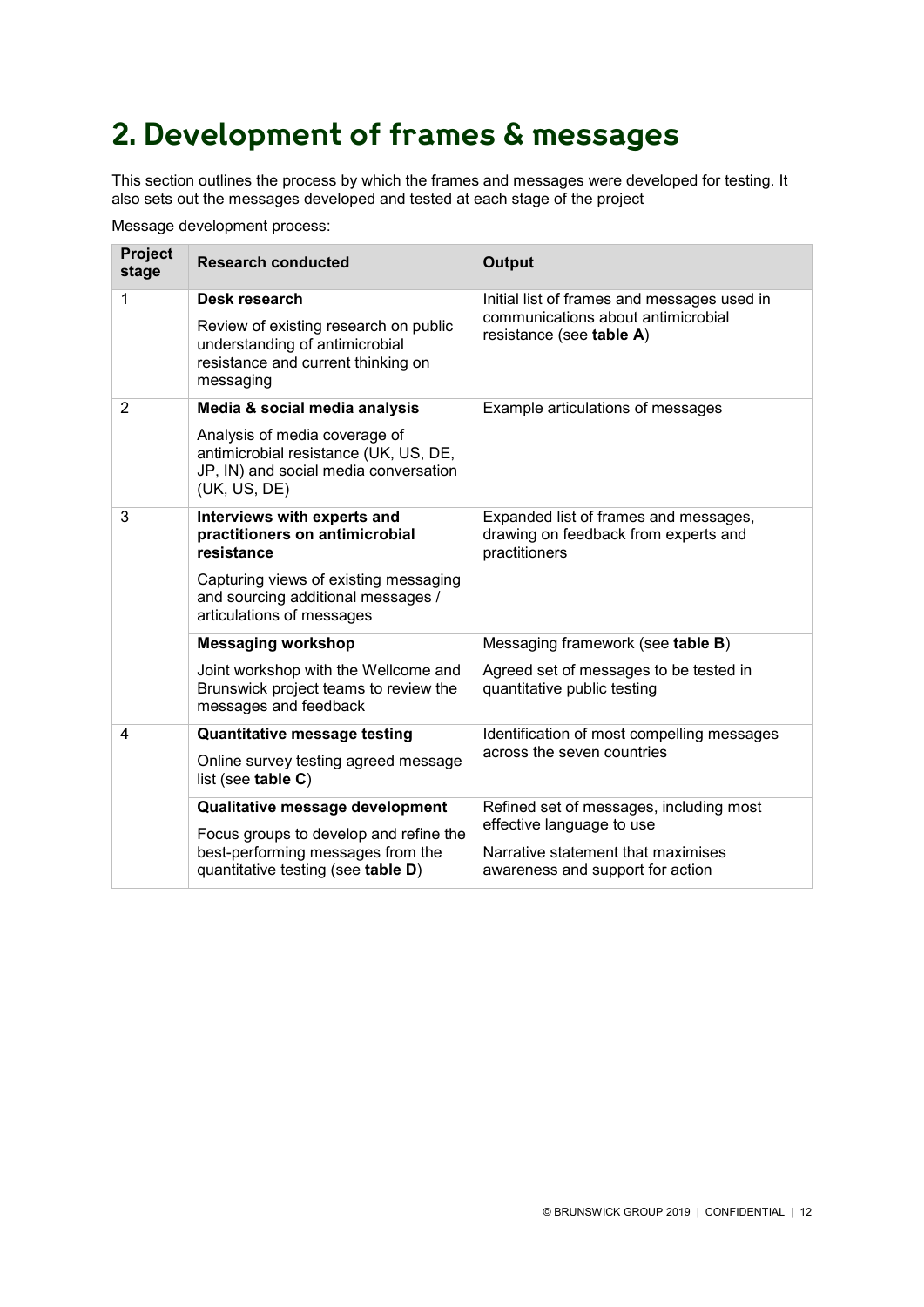# 2. Development of frames & messages

This section outlines the process by which the frames and messages were developed for testing. It also sets out the messages developed and tested at each stage of the project

Message development process:

| Project stage | Research conducted | Output |
|---|---|---|
| 1 | **Desk research**<br><br>Review of existing research on public understanding of antimicrobial resistance and current thinking on messaging | Initial list of frames and messages used in communications about antimicrobial resistance (see **table A**) |
| 2 | **Media & social media analysis**<br><br>Analysis of media coverage of antimicrobial resistance (UK, US, DE, JP, IN) and social media conversation (UK, US, DE) | Example articulations of messages |
| 3 | **Interviews with experts and practitioners on antimicrobial resistance**<br><br>Capturing views of existing messaging and sourcing additional messages / articulations of messages | Expanded list of frames and messages, drawing on feedback from experts and practitioners |
| | **Messaging workshop**<br><br>Joint workshop with the Wellcome and Brunswick project teams to review the messages and feedback | Messaging framework (see **table B**)<br><br>Agreed set of messages to be tested in quantitative public testing |
| 4 | **Quantitative message testing**<br><br>Online survey testing agreed message list (see **table C**) | Identification of most compelling messages across the seven countries |
| | **Qualitative message development**<br><br>Focus groups to develop and refine the best-performing messages from the quantitative testing (see **table D**) | Refined set of messages, including most effective language to use<br><br>Narrative statement that maximises awareness and support for action |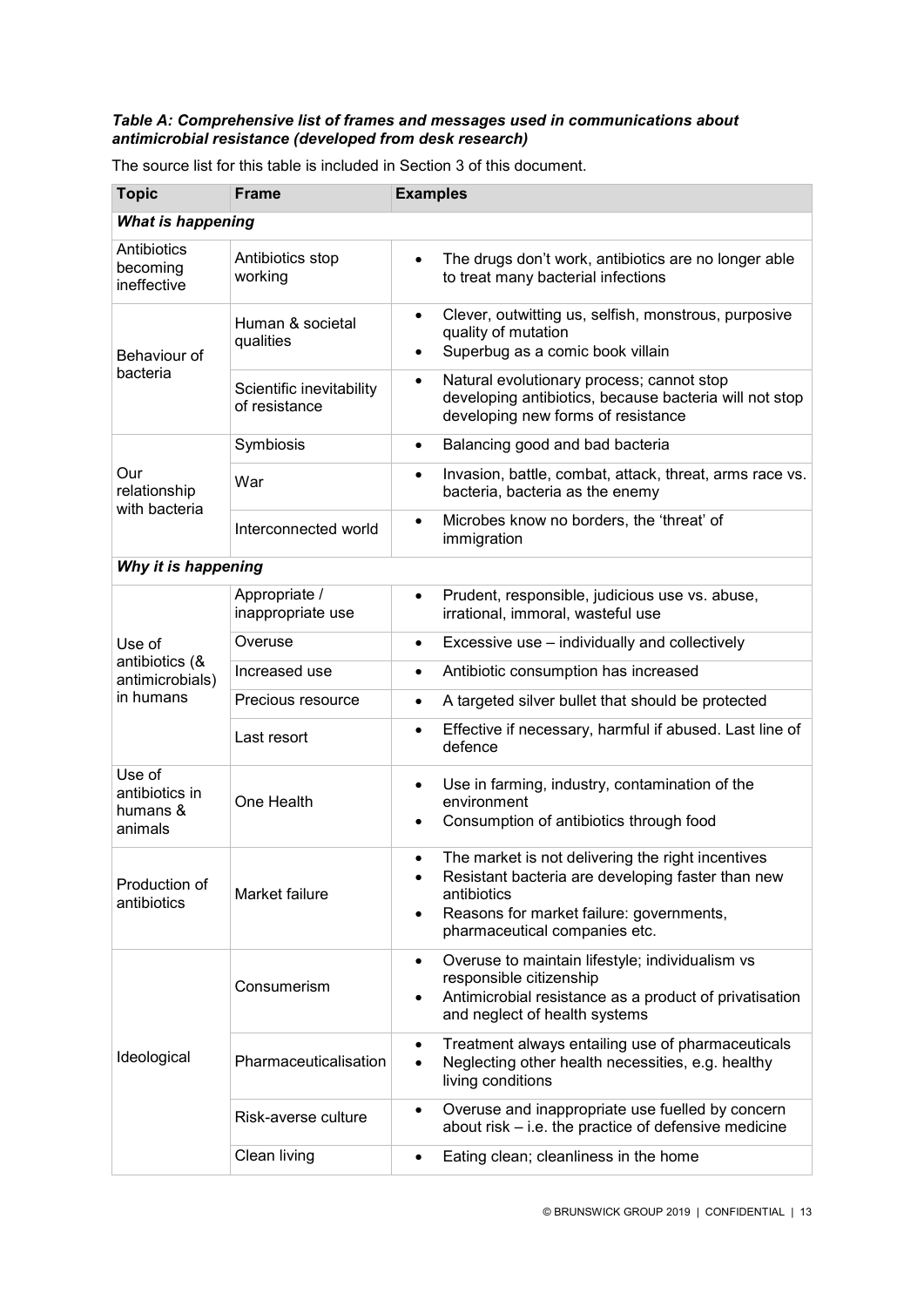***Table A: Comprehensive list of frames and messages used in communications about antimicrobial resistance (developed from desk research)***

The source list for this table is included in Section 3 of this document.

| Topic | Frame | Examples |
|---|---|---|
| ***What is happening*** | | |
| Antibiotics becoming ineffective | Antibiotics stop working | • The drugs don't work, antibiotics are no longer able to treat many bacterial infections |
| Behaviour of bacteria | Human & societal qualities | • Clever, outwitting us, selfish, monstrous, purposive quality of mutation<br>• Superbug as a comic book villain |
| | Scientific inevitability of resistance | • Natural evolutionary process; cannot stop developing antibiotics, because bacteria will not stop developing new forms of resistance |
| Our relationship with bacteria | Symbiosis | • Balancing good and bad bacteria |
| | War | • Invasion, battle, combat, attack, threat, arms race vs. bacteria, bacteria as the enemy |
| | Interconnected world | • Microbes know no borders, the 'threat' of immigration |
| ***Why it is happening*** | | |
| Use of antibiotics (& antimicrobials) in humans | Appropriate / inappropriate use | • Prudent, responsible, judicious use vs. abuse, irrational, immoral, wasteful use |
| | Overuse | • Excessive use – individually and collectively |
| | Increased use | • Antibiotic consumption has increased |
| | Precious resource | • A targeted silver bullet that should be protected |
| | Last resort | • Effective if necessary, harmful if abused. Last line of defence |
| Use of antibiotics in humans & animals | One Health | • Use in farming, industry, contamination of the environment<br>• Consumption of antibiotics through food |
| Production of antibiotics | Market failure | • The market is not delivering the right incentives<br>• Resistant bacteria are developing faster than new antibiotics<br>• Reasons for market failure: governments, pharmaceutical companies etc. |
| Ideological | Consumerism | • Overuse to maintain lifestyle; individualism vs responsible citizenship<br>• Antimicrobial resistance as a product of privatisation and neglect of health systems |
| | Pharmaceuticalisation | • Treatment always entailing use of pharmaceuticals<br>• Neglecting other health necessities, e.g. healthy living conditions |
| | Risk-averse culture | • Overuse and inappropriate use fuelled by concern about risk – i.e. the practice of defensive medicine |
| | Clean living | • Eating clean; cleanliness in the home |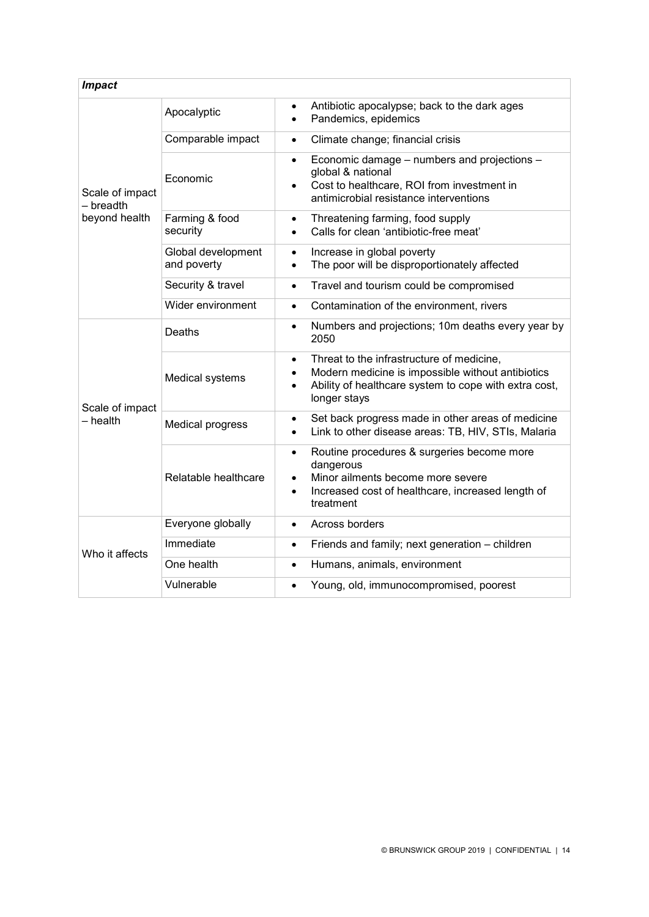| *Impact* | | |
|---|---|---|
| Scale of impact – breadth beyond health | Apocalyptic | • Antibiotic apocalypse; back to the dark ages<br>• Pandemics, epidemics |
| | Comparable impact | • Climate change; financial crisis |
| | Economic | • Economic damage – numbers and projections – global & national<br>• Cost to healthcare, ROI from investment in antimicrobial resistance interventions |
| | Farming & food security | • Threatening farming, food supply<br>• Calls for clean 'antibiotic-free meat' |
| | Global development and poverty | • Increase in global poverty<br>• The poor will be disproportionately affected |
| | Security & travel | • Travel and tourism could be compromised |
| | Wider environment | • Contamination of the environment, rivers |
| Scale of impact – health | Deaths | • Numbers and projections; 10m deaths every year by 2050 |
| | Medical systems | • Threat to the infrastructure of medicine,<br>• Modern medicine is impossible without antibiotics<br>• Ability of healthcare system to cope with extra cost, longer stays |
| | Medical progress | • Set back progress made in other areas of medicine<br>• Link to other disease areas: TB, HIV, STIs, Malaria |
| | Relatable healthcare | • Routine procedures & surgeries become more dangerous<br>• Minor ailments become more severe<br>• Increased cost of healthcare, increased length of treatment |
| Who it affects | Everyone globally | • Across borders |
| | Immediate | • Friends and family; next generation – children |
| | One health | • Humans, animals, environment |
| | Vulnerable | • Young, old, immunocompromised, poorest |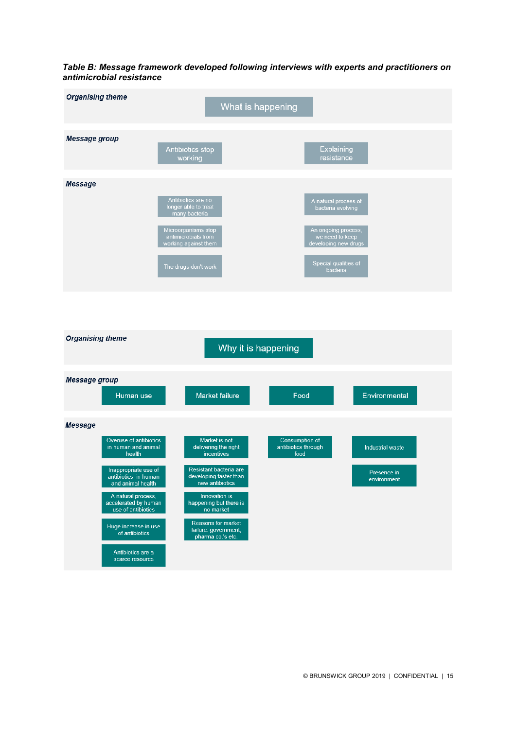***Table B: Message framework developed following interviews with experts and practitioners on antimicrobial resistance***

| | | |
|---|---|---|
| ***Organising theme*** | What is happening | |
| ***Message group*** | Antibiotics stop working | Explaining resistance |
| ***Message*** | Antibiotics are no longer able to treat many bacteria | A natural process of bacteria evolving |
| | Microorganisms stop antimicrobials from working against them | An ongoing process, we need to keep developing new drugs |
| | The drugs don't work | Special qualities of bacteria |

| | | | | |
|---|---|---|---|---|
| ***Organising theme*** | Why it is happening | | | |
| ***Message group*** | Human use | Market failure | Food | Environmental |
| ***Message*** | Overuse of antibiotics in human and animal health | Market is not delivering the right incentives | Consumption of antibiotics through food | Industrial waste |
| | Inappropriate use of antibiotics in human and animal health | Resistant bacteria are developing faster than new antibiotics | | Presence in environment |
| | A natural process, accelerated by human use of antibiotics | Innovation is happening but there is no market | | |
| | Huge increase in use of antibiotics | Reasons for market failure: government, pharma co.'s etc. | | |
| | Antibiotics are a scarce resource | | | |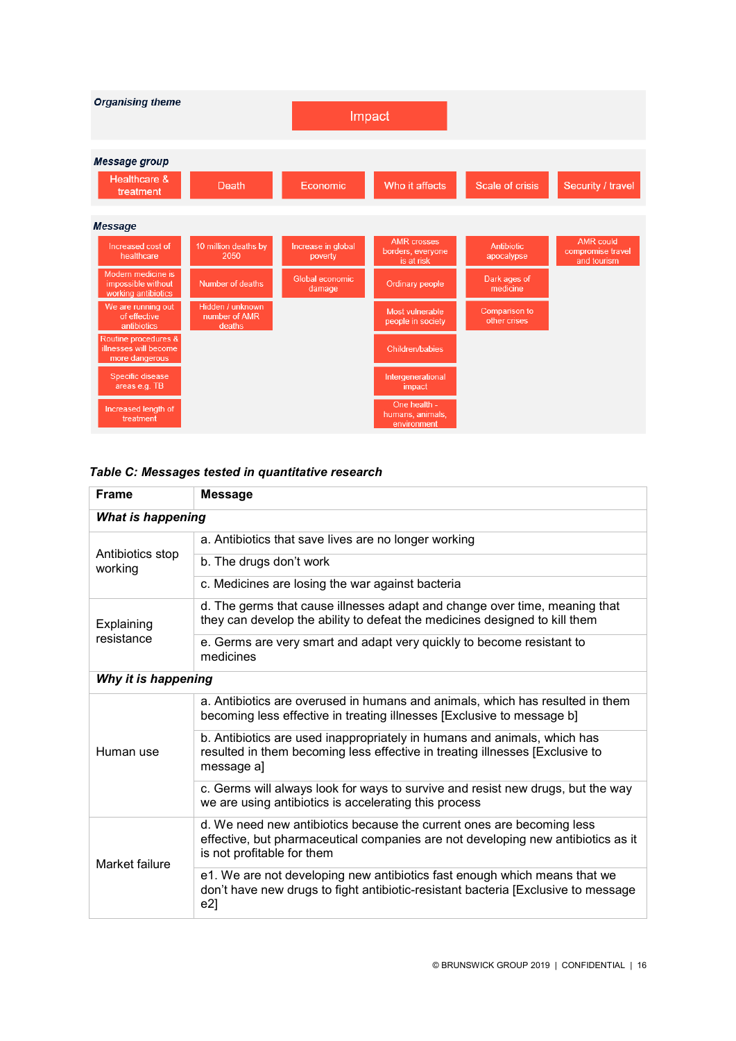*Organising theme*

Impact

*Message group*

| Healthcare & treatment | Death | Economic | Who it affects | Scale of crisis | Security / travel |
|---|---|---|---|---|---|

*Message*

| Healthcare & treatment | Death | Economic | Who it affects | Scale of crisis | Security / travel |
|---|---|---|---|---|---|
| Increased cost of healthcare | 10 million deaths by 2050 | Increase in global poverty | AMR crosses borders, everyone is at risk | Antibiotic apocalypse | AMR could compromise travel and tourism |
| Modern medicine is impossible without working antibiotics | Number of deaths | Global economic damage | Ordinary people | Dark ages of medicine | |
| We are running out of effective antibiotics | Hidden / unknown number of AMR deaths | | Most vulnerable people in society | Comparison to other crises | |
| Routine procedures & illnesses will become more dangerous | | | Children/babies | | |
| Specific disease areas e.g. TB | | | Intergenerational impact | | |
| Increased length of treatment | | | One health - humans, animals, environment | | |

***Table C: Messages tested in quantitative research***

| Frame | Message |
|---|---|
| ***What is happening*** | |
| Antibiotics stop working | a. Antibiotics that save lives are no longer working |
| | b. The drugs don't work |
| | c. Medicines are losing the war against bacteria |
| Explaining resistance | d. The germs that cause illnesses adapt and change over time, meaning that they can develop the ability to defeat the medicines designed to kill them |
| | e. Germs are very smart and adapt very quickly to become resistant to medicines |
| ***Why it is happening*** | |
| Human use | a. Antibiotics are overused in humans and animals, which has resulted in them becoming less effective in treating illnesses [Exclusive to message b] |
| | b. Antibiotics are used inappropriately in humans and animals, which has resulted in them becoming less effective in treating illnesses [Exclusive to message a] |
| | c. Germs will always look for ways to survive and resist new drugs, but the way we are using antibiotics is accelerating this process |
| Market failure | d. We need new antibiotics because the current ones are becoming less effective, but pharmaceutical companies are not developing new antibiotics as it is not profitable for them |
| | e1. We are not developing new antibiotics fast enough which means that we don't have new drugs to fight antibiotic-resistant bacteria [Exclusive to message e2] |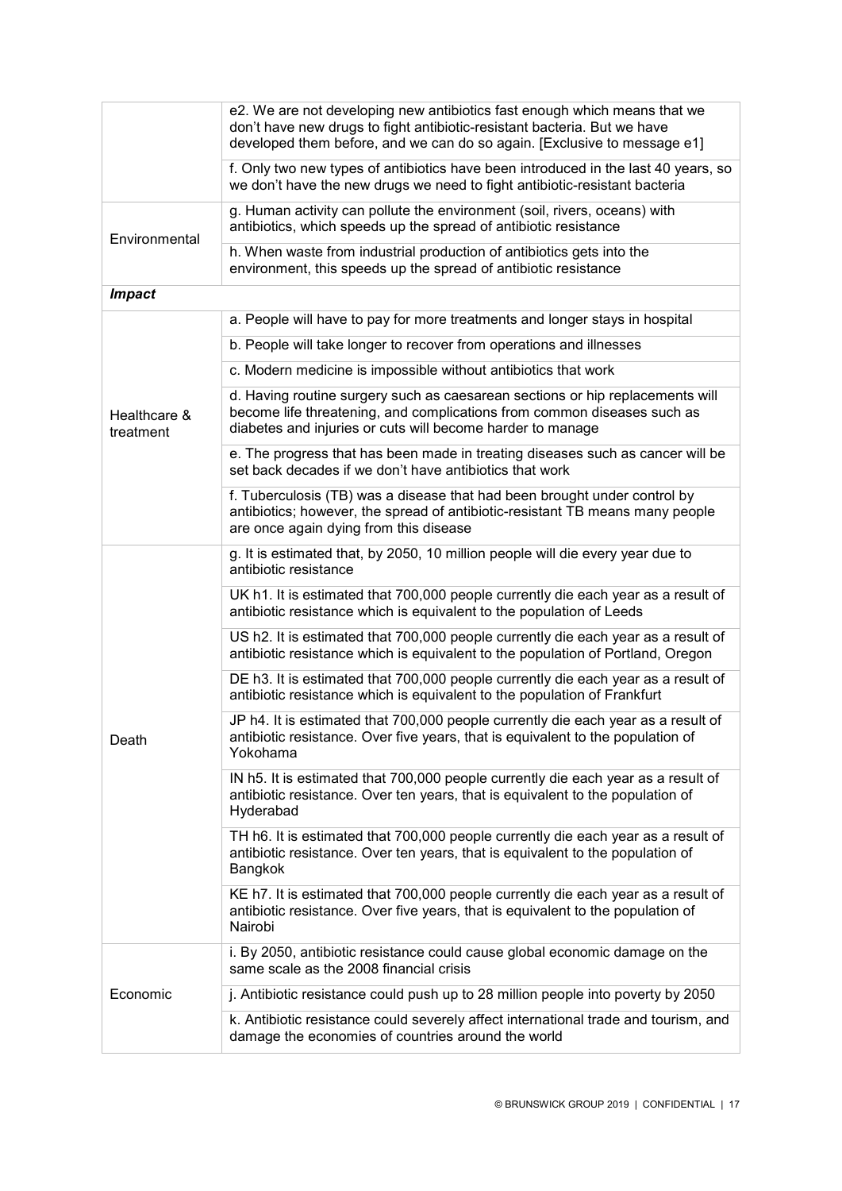| | |
|---|---|
| | e2. We are not developing new antibiotics fast enough which means that we don't have new drugs to fight antibiotic-resistant bacteria. But we have developed them before, and we can do so again. [Exclusive to message e1] |
| | f. Only two new types of antibiotics have been introduced in the last 40 years, so we don't have the new drugs we need to fight antibiotic-resistant bacteria |
| Environmental | g. Human activity can pollute the environment (soil, rivers, oceans) with antibiotics, which speeds up the spread of antibiotic resistance |
| | h. When waste from industrial production of antibiotics gets into the environment, this speeds up the spread of antibiotic resistance |
| ***Impact*** | |
| Healthcare & treatment | a. People will have to pay for more treatments and longer stays in hospital |
| | b. People will take longer to recover from operations and illnesses |
| | c. Modern medicine is impossible without antibiotics that work |
| | d. Having routine surgery such as caesarean sections or hip replacements will become life threatening, and complications from common diseases such as diabetes and injuries or cuts will become harder to manage |
| | e. The progress that has been made in treating diseases such as cancer will be set back decades if we don't have antibiotics that work |
| | f. Tuberculosis (TB) was a disease that had been brought under control by antibiotics; however, the spread of antibiotic-resistant TB means many people are once again dying from this disease |
| Death | g. It is estimated that, by 2050, 10 million people will die every year due to antibiotic resistance |
| | UK h1. It is estimated that 700,000 people currently die each year as a result of antibiotic resistance which is equivalent to the population of Leeds |
| | US h2. It is estimated that 700,000 people currently die each year as a result of antibiotic resistance which is equivalent to the population of Portland, Oregon |
| | DE h3. It is estimated that 700,000 people currently die each year as a result of antibiotic resistance which is equivalent to the population of Frankfurt |
| | JP h4. It is estimated that 700,000 people currently die each year as a result of antibiotic resistance. Over five years, that is equivalent to the population of Yokohama |
| | IN h5. It is estimated that 700,000 people currently die each year as a result of antibiotic resistance. Over ten years, that is equivalent to the population of Hyderabad |
| | TH h6. It is estimated that 700,000 people currently die each year as a result of antibiotic resistance. Over ten years, that is equivalent to the population of Bangkok |
| | KE h7. It is estimated that 700,000 people currently die each year as a result of antibiotic resistance. Over five years, that is equivalent to the population of Nairobi |
| Economic | i. By 2050, antibiotic resistance could cause global economic damage on the same scale as the 2008 financial crisis |
| | j. Antibiotic resistance could push up to 28 million people into poverty by 2050 |
| | k. Antibiotic resistance could severely affect international trade and tourism, and damage the economies of countries around the world |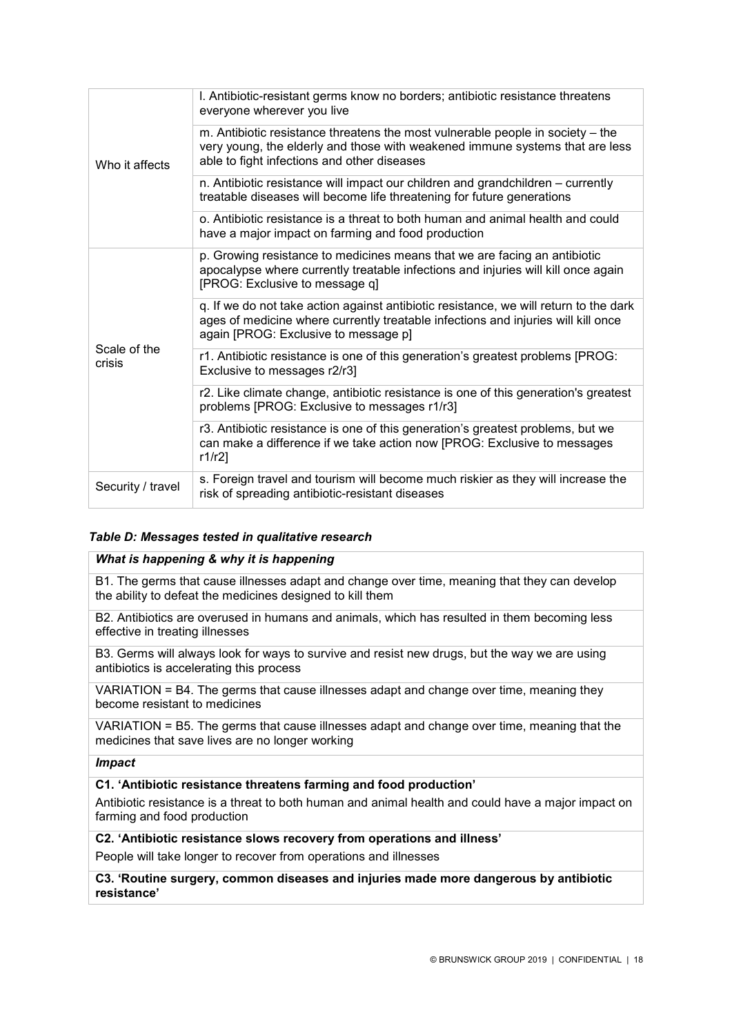| | |
|---|---|
| Who it affects | l. Antibiotic-resistant germs know no borders; antibiotic resistance threatens everyone wherever you live |
| | m. Antibiotic resistance threatens the most vulnerable people in society – the very young, the elderly and those with weakened immune systems that are less able to fight infections and other diseases |
| | n. Antibiotic resistance will impact our children and grandchildren – currently treatable diseases will become life threatening for future generations |
| | o. Antibiotic resistance is a threat to both human and animal health and could have a major impact on farming and food production |
| Scale of the crisis | p. Growing resistance to medicines means that we are facing an antibiotic apocalypse where currently treatable infections and injuries will kill once again [PROG: Exclusive to message q] |
| | q. If we do not take action against antibiotic resistance, we will return to the dark ages of medicine where currently treatable infections and injuries will kill once again [PROG: Exclusive to message p] |
| | r1. Antibiotic resistance is one of this generation's greatest problems [PROG: Exclusive to messages r2/r3] |
| | r2. Like climate change, antibiotic resistance is one of this generation's greatest problems [PROG: Exclusive to messages r1/r3] |
| | r3. Antibiotic resistance is one of this generation's greatest problems, but we can make a difference if we take action now [PROG: Exclusive to messages r1/r2] |
| Security / travel | s. Foreign travel and tourism will become much riskier as they will increase the risk of spreading antibiotic-resistant diseases |

***Table D: Messages tested in qualitative research***

| ***What is happening & why it is happening*** |
|---|
| B1. The germs that cause illnesses adapt and change over time, meaning that they can develop the ability to defeat the medicines designed to kill them |
| B2. Antibiotics are overused in humans and animals, which has resulted in them becoming less effective in treating illnesses |
| B3. Germs will always look for ways to survive and resist new drugs, but the way we are using antibiotics is accelerating this process |
| VARIATION = B4. The germs that cause illnesses adapt and change over time, meaning they become resistant to medicines |
| VARIATION = B5. The germs that cause illnesses adapt and change over time, meaning that the medicines that save lives are no longer working |
| ***Impact*** |
| **C1. 'Antibiotic resistance threatens farming and food production'** Antibiotic resistance is a threat to both human and animal health and could have a major impact on farming and food production |
| **C2. 'Antibiotic resistance slows recovery from operations and illness'** People will take longer to recover from operations and illnesses |
| **C3. 'Routine surgery, common diseases and injuries made more dangerous by antibiotic resistance'** |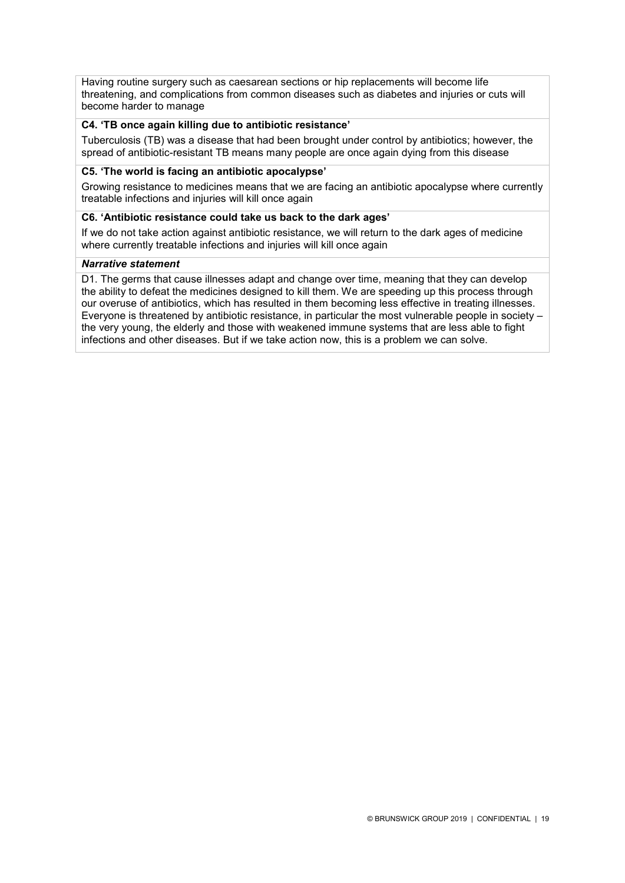Having routine surgery such as caesarean sections or hip replacements will become life threatening, and complications from common diseases such as diabetes and injuries or cuts will become harder to manage

**C4. 'TB once again killing due to antibiotic resistance'**

Tuberculosis (TB) was a disease that had been brought under control by antibiotics; however, the spread of antibiotic-resistant TB means many people are once again dying from this disease

**C5. 'The world is facing an antibiotic apocalypse'**

Growing resistance to medicines means that we are facing an antibiotic apocalypse where currently treatable infections and injuries will kill once again

**C6. 'Antibiotic resistance could take us back to the dark ages'**

If we do not take action against antibiotic resistance, we will return to the dark ages of medicine where currently treatable infections and injuries will kill once again

***Narrative statement***

D1. The germs that cause illnesses adapt and change over time, meaning that they can develop the ability to defeat the medicines designed to kill them. We are speeding up this process through our overuse of antibiotics, which has resulted in them becoming less effective in treating illnesses. Everyone is threatened by antibiotic resistance, in particular the most vulnerable people in society – the very young, the elderly and those with weakened immune systems that are less able to fight infections and other diseases. But if we take action now, this is a problem we can solve.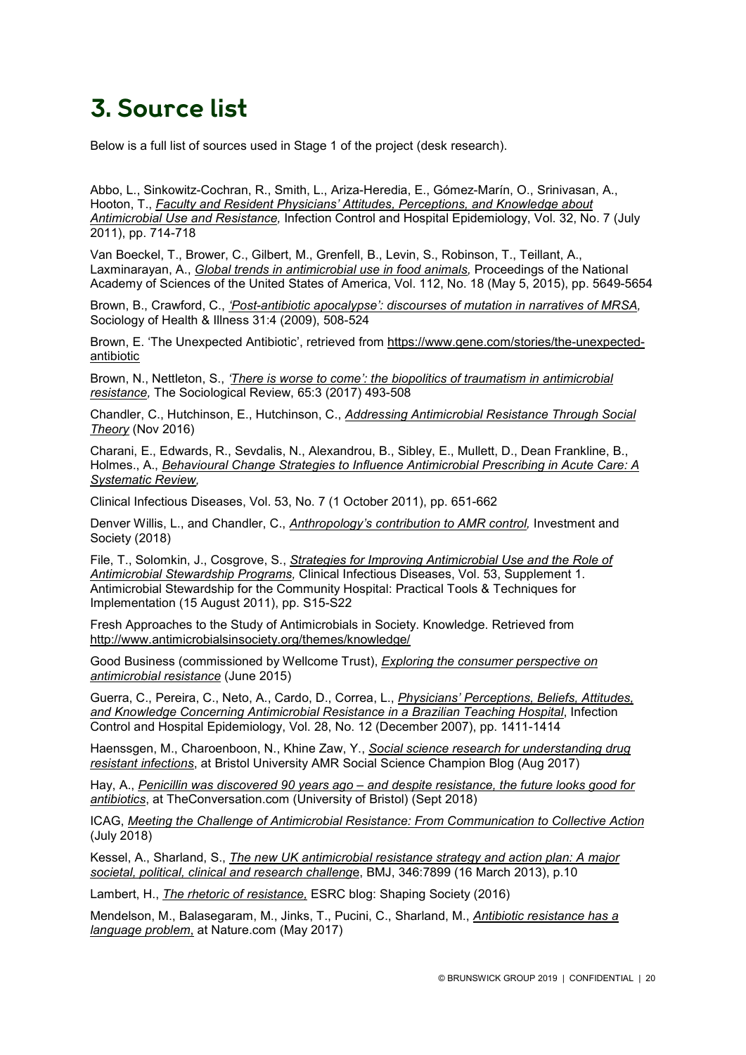# 3. Source list

Below is a full list of sources used in Stage 1 of the project (desk research).

Abbo, L., Sinkowitz-Cochran, R., Smith, L., Ariza-Heredia, E., Gómez-Marín, O., Srinivasan, A., Hooton, T., *Faculty and Resident Physicians' Attitudes, Perceptions, and Knowledge about Antimicrobial Use and Resistance,* Infection Control and Hospital Epidemiology, Vol. 32, No. 7 (July 2011), pp. 714-718

Van Boeckel, T., Brower, C., Gilbert, M., Grenfell, B., Levin, S., Robinson, T., Teillant, A., Laxminarayan, A., *Global trends in antimicrobial use in food animals,* Proceedings of the National Academy of Sciences of the United States of America, Vol. 112, No. 18 (May 5, 2015), pp. 5649-5654

Brown, B., Crawford, C., *'Post-antibiotic apocalypse': discourses of mutation in narratives of MRSA,* Sociology of Health & Illness 31:4 (2009), 508-524

Brown, E. 'The Unexpected Antibiotic', retrieved from https://www.gene.com/stories/the-unexpected-antibiotic

Brown, N., Nettleton, S., *'There is worse to come': the biopolitics of traumatism in antimicrobial resistance,* The Sociological Review, 65:3 (2017) 493-508

Chandler, C., Hutchinson, E., Hutchinson, C., *Addressing Antimicrobial Resistance Through Social Theory* (Nov 2016)

Charani, E., Edwards, R., Sevdalis, N., Alexandrou, B., Sibley, E., Mullett, D., Dean Frankline, B., Holmes., A., *Behavioural Change Strategies to Influence Antimicrobial Prescribing in Acute Care: A Systematic Review,*

Clinical Infectious Diseases, Vol. 53, No. 7 (1 October 2011), pp. 651-662

Denver Willis, L., and Chandler, C., *Anthropology's contribution to AMR control,* Investment and Society (2018)

File, T., Solomkin, J., Cosgrove, S., *Strategies for Improving Antimicrobial Use and the Role of Antimicrobial Stewardship Programs,* Clinical Infectious Diseases, Vol. 53, Supplement 1. Antimicrobial Stewardship for the Community Hospital: Practical Tools & Techniques for Implementation (15 August 2011), pp. S15-S22

Fresh Approaches to the Study of Antimicrobials in Society. Knowledge. Retrieved from http://www.antimicrobialsinsociety.org/themes/knowledge/

Good Business (commissioned by Wellcome Trust), *Exploring the consumer perspective on antimicrobial resistance* (June 2015)

Guerra, C., Pereira, C., Neto, A., Cardo, D., Correa, L., *Physicians' Perceptions, Beliefs, Attitudes, and Knowledge Concerning Antimicrobial Resistance in a Brazilian Teaching Hospital*, Infection Control and Hospital Epidemiology, Vol. 28, No. 12 (December 2007), pp. 1411-1414

Haenssgen, M., Charoenboon, N., Khine Zaw, Y., *Social science research for understanding drug resistant infections*, at Bristol University AMR Social Science Champion Blog (Aug 2017)

Hay, A., *Penicillin was discovered 90 years ago – and despite resistance, the future looks good for antibiotics*, at TheConversation.com (University of Bristol) (Sept 2018)

ICAG, *Meeting the Challenge of Antimicrobial Resistance: From Communication to Collective Action* (July 2018)

Kessel, A., Sharland, S., *The new UK antimicrobial resistance strategy and action plan: A major societal, political, clinical and research challenge*, BMJ, 346:7899 (16 March 2013), p.10

Lambert, H., *The rhetoric of resistance,* ESRC blog: Shaping Society (2016)

Mendelson, M., Balasegaram, M., Jinks, T., Pucini, C., Sharland, M., *Antibiotic resistance has a language problem*, at Nature.com (May 2017)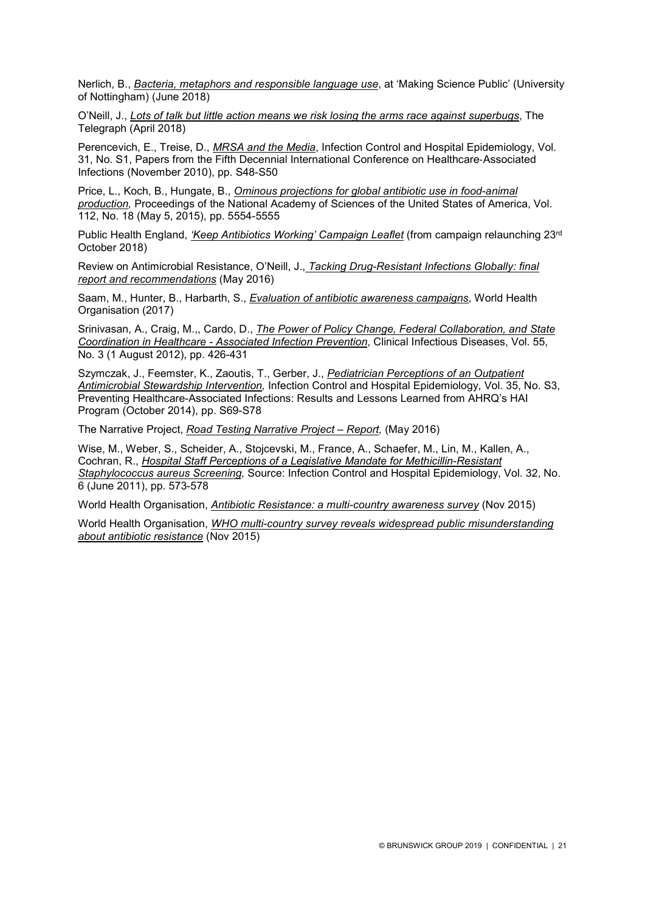Nerlich, B., *Bacteria, metaphors and responsible language use*, at 'Making Science Public' (University of Nottingham) (June 2018)

O'Neill, J., *Lots of talk but little action means we risk losing the arms race against superbugs*, The Telegraph (April 2018)

Perencevich, E., Treise, D., *MRSA and the Media*, Infection Control and Hospital Epidemiology, Vol. 31, No. S1, Papers from the Fifth Decennial International Conference on Healthcare‐Associated Infections (November 2010), pp. S48-S50

Price, L., Koch, B., Hungate, B., *Ominous projections for global antibiotic use in food-animal production,* Proceedings of the National Academy of Sciences of the United States of America, Vol. 112, No. 18 (May 5, 2015), pp. 5554-5555

Public Health England, *'Keep Antibiotics Working' Campaign Leaflet* (from campaign relaunching 23rd October 2018)

Review on Antimicrobial Resistance, O'Neill, J., *Tacking Drug-Resistant Infections Globally: final report and recommendations* (May 2016)

Saam, M., Hunter, B., Harbarth, S., *Evaluation of antibiotic awareness campaigns*, World Health Organisation (2017)

Srinivasan, A., Craig, M.,, Cardo, D., *The Power of Policy Change, Federal Collaboration, and State Coordination in Healthcare - Associated Infection Prevention*, Clinical Infectious Diseases, Vol. 55, No. 3 (1 August 2012), pp. 426-431

Szymczak, J., Feemster, K., Zaoutis, T., Gerber, J., *Pediatrician Perceptions of an Outpatient Antimicrobial Stewardship Intervention,* Infection Control and Hospital Epidemiology, Vol. 35, No. S3, Preventing Healthcare-Associated Infections: Results and Lessons Learned from AHRQ's HAI Program (October 2014), pp. S69-S78

The Narrative Project, *Road Testing Narrative Project – Report,* (May 2016)

Wise, M., Weber, S., Scheider, A., Stojcevski, M., France, A., Schaefer, M., Lin, M., Kallen, A., Cochran, R., *Hospital Staff Perceptions of a Legislative Mandate for Methicillin-Resistant Staphylococcus aureus Screening,* Source: Infection Control and Hospital Epidemiology, Vol. 32, No. 6 (June 2011), pp. 573-578

World Health Organisation, *Antibiotic Resistance: a multi-country awareness survey* (Nov 2015)

World Health Organisation, *WHO multi-country survey reveals widespread public misunderstanding about antibiotic resistance* (Nov 2015)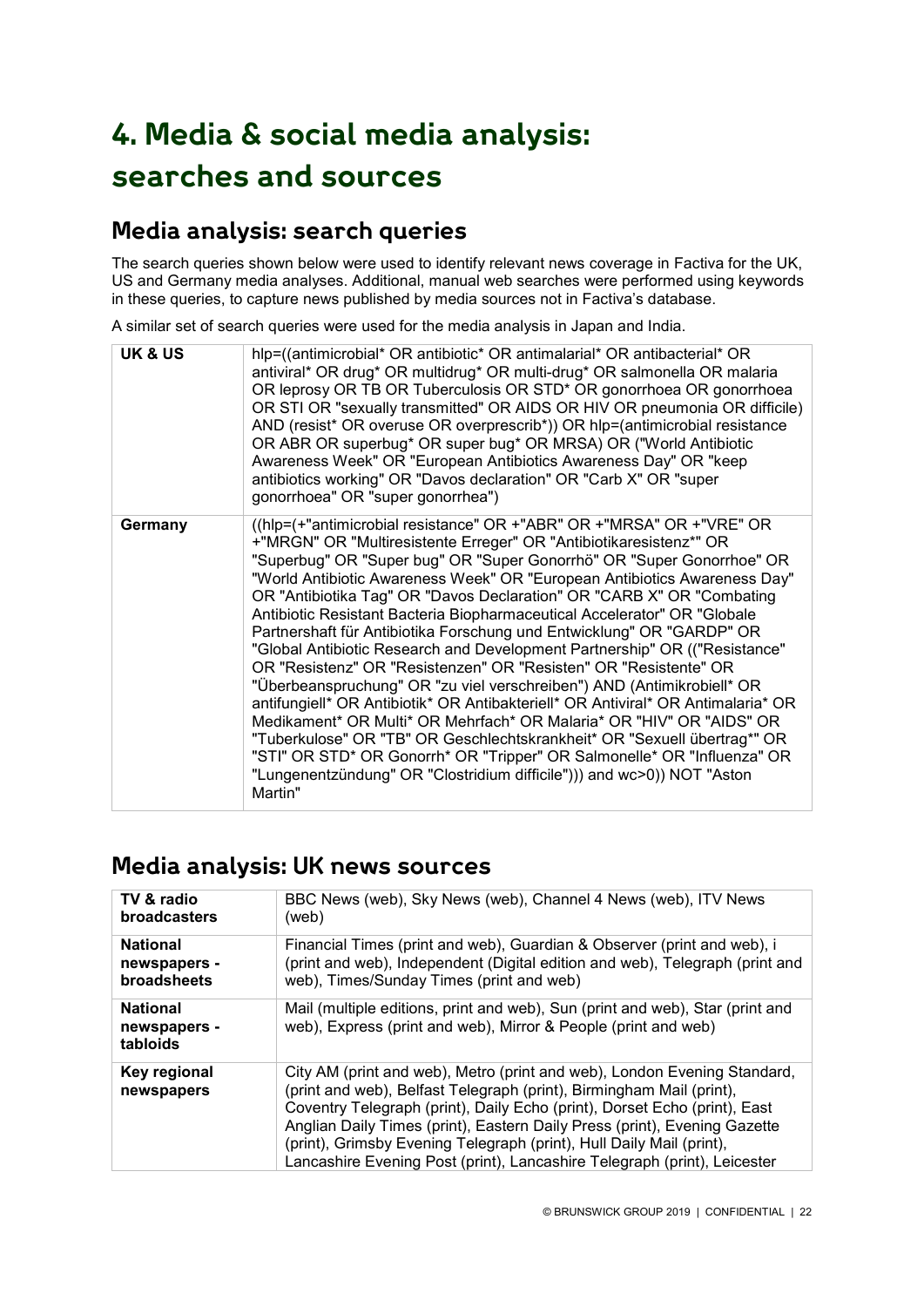# 4. Media & social media analysis: searches and sources

## Media analysis: search queries

The search queries shown below were used to identify relevant news coverage in Factiva for the UK, US and Germany media analyses. Additional, manual web searches were performed using keywords in these queries, to capture news published by media sources not in Factiva's database.

A similar set of search queries were used for the media analysis in Japan and India.

| | |
|---|---|
| **UK & US** | hlp=((antimicrobial* OR antibiotic* OR antimalarial* OR antibacterial* OR antiviral* OR drug* OR multidrug* OR multi-drug* OR salmonella OR malaria OR leprosy OR TB OR Tuberculosis OR STD* OR gonorrhoea OR gonorrhoea OR STI OR "sexually transmitted" OR AIDS OR HIV OR pneumonia OR difficile) AND (resist* OR overuse OR overprescrib*)) OR hlp=(antimicrobial resistance OR ABR OR superbug* OR super bug* OR MRSA) OR ("World Antibiotic Awareness Week" OR "European Antibiotics Awareness Day" OR "keep antibiotics working" OR "Davos declaration" OR "Carb X" OR "super gonorrhoea" OR "super gonorrhea") |
| **Germany** | ((hlp=(+"antimicrobial resistance" OR +"ABR" OR +"MRSA" OR +"VRE" OR +"MRGN" OR "Multiresistente Erreger" OR "Antibiotikaresistenz*" OR "Superbug" OR "Super bug" OR "Super Gonorrhö" OR "Super Gonorrhoe" OR "World Antibiotic Awareness Week" OR "European Antibiotics Awareness Day" OR "Antibiotika Tag" OR "Davos Declaration" OR "CARB X" OR "Combating Antibiotic Resistant Bacteria Biopharmaceutical Accelerator" OR "Globale Partnershaft für Antibiotika Forschung und Entwicklung" OR "GARDP" OR "Global Antibiotic Research and Development Partnership" OR (("Resistance" OR "Resistenz" OR "Resistenzen" OR "Resisten" OR "Resistente" OR "Überbeanspruchung" OR "zu viel verschreiben") AND (Antimikrobiell* OR antifungiell* OR Antibiotik* OR Antibakteriell* OR Antiviral* OR Antimalaria* OR Medikament* OR Multi* OR Mehrfach* OR Malaria* OR "HIV" OR "AIDS" OR "Tuberkulose" OR "TB" OR Geschlechtskrankheit* OR "Sexuell übertrag*" OR "STI" OR STD* OR Gonorrh* OR "Tripper" OR Salmonelle* OR "Influenza" OR "Lungenentzündung" OR "Clostridium difficile"))) and wc>0)) NOT "Aston Martin" |

## Media analysis: UK news sources

| | |
|---|---|
| **TV & radio broadcasters** | BBC News (web), Sky News (web), Channel 4 News (web), ITV News (web) |
| **National newspapers - broadsheets** | Financial Times (print and web), Guardian & Observer (print and web), i (print and web), Independent (Digital edition and web), Telegraph (print and web), Times/Sunday Times (print and web) |
| **National newspapers - tabloids** | Mail (multiple editions, print and web), Sun (print and web), Star (print and web), Express (print and web), Mirror & People (print and web) |
| **Key regional newspapers** | City AM (print and web), Metro (print and web), London Evening Standard, (print and web), Belfast Telegraph (print), Birmingham Mail (print), Coventry Telegraph (print), Daily Echo (print), Dorset Echo (print), East Anglian Daily Times (print), Eastern Daily Press (print), Evening Gazette (print), Grimsby Evening Telegraph (print), Hull Daily Mail (print), Lancashire Evening Post (print), Lancashire Telegraph (print), Leicester |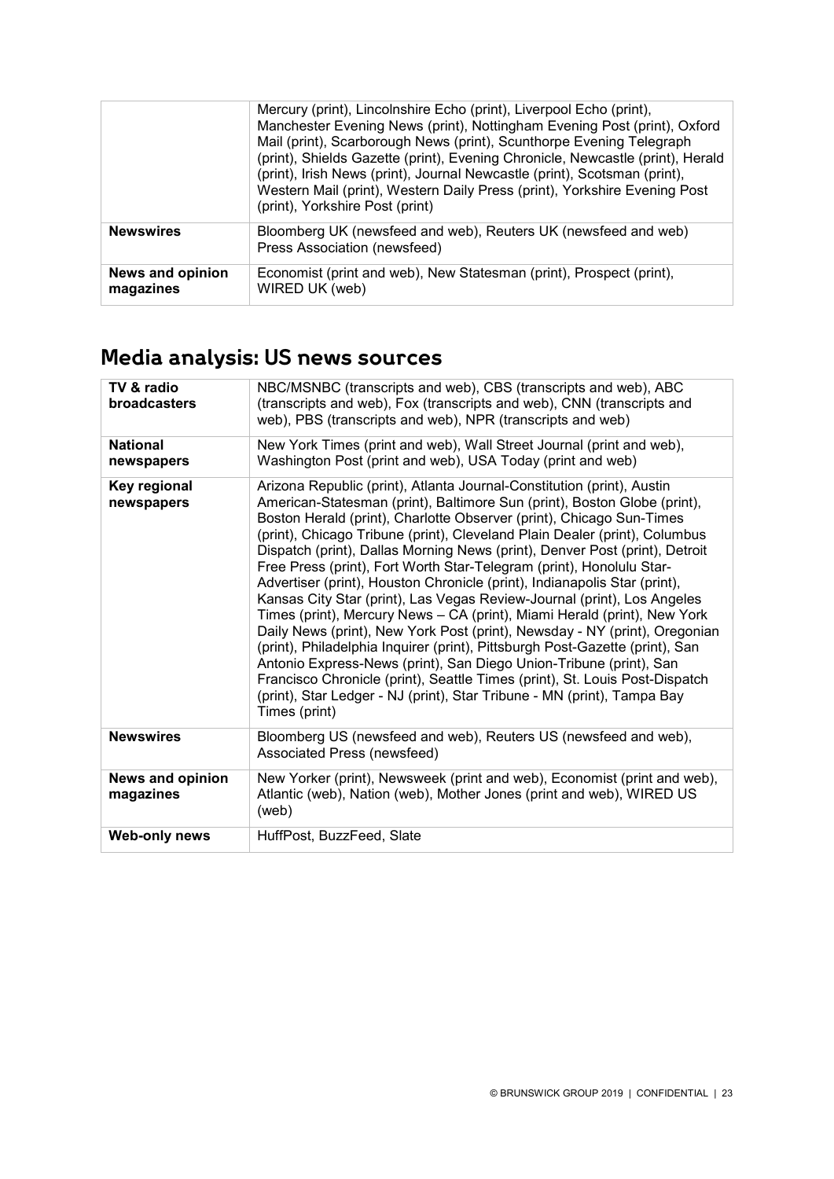| | |
|---|---|
| | Mercury (print), Lincolnshire Echo (print), Liverpool Echo (print), Manchester Evening News (print), Nottingham Evening Post (print), Oxford Mail (print), Scarborough News (print), Scunthorpe Evening Telegraph (print), Shields Gazette (print), Evening Chronicle, Newcastle (print), Herald (print), Irish News (print), Journal Newcastle (print), Scotsman (print), Western Mail (print), Western Daily Press (print), Yorkshire Evening Post (print), Yorkshire Post (print) |
| **Newswires** | Bloomberg UK (newsfeed and web), Reuters UK (newsfeed and web) Press Association (newsfeed) |
| **News and opinion magazines** | Economist (print and web), New Statesman (print), Prospect (print), WIRED UK (web) |

## Media analysis: US news sources

| | |
|---|---|
| **TV & radio broadcasters** | NBC/MSNBC (transcripts and web), CBS (transcripts and web), ABC (transcripts and web), Fox (transcripts and web), CNN (transcripts and web), PBS (transcripts and web), NPR (transcripts and web) |
| **National newspapers** | New York Times (print and web), Wall Street Journal (print and web), Washington Post (print and web), USA Today (print and web) |
| **Key regional newspapers** | Arizona Republic (print), Atlanta Journal-Constitution (print), Austin American-Statesman (print), Baltimore Sun (print), Boston Globe (print), Boston Herald (print), Charlotte Observer (print), Chicago Sun-Times (print), Chicago Tribune (print), Cleveland Plain Dealer (print), Columbus Dispatch (print), Dallas Morning News (print), Denver Post (print), Detroit Free Press (print), Fort Worth Star-Telegram (print), Honolulu Star-Advertiser (print), Houston Chronicle (print), Indianapolis Star (print), Kansas City Star (print), Las Vegas Review-Journal (print), Los Angeles Times (print), Mercury News – CA (print), Miami Herald (print), New York Daily News (print), New York Post (print), Newsday - NY (print), Oregonian (print), Philadelphia Inquirer (print), Pittsburgh Post-Gazette (print), San Antonio Express-News (print), San Diego Union-Tribune (print), San Francisco Chronicle (print), Seattle Times (print), St. Louis Post-Dispatch (print), Star Ledger - NJ (print), Star Tribune - MN (print), Tampa Bay Times (print) |
| **Newswires** | Bloomberg US (newsfeed and web), Reuters US (newsfeed and web), Associated Press (newsfeed) |
| **News and opinion magazines** | New Yorker (print), Newsweek (print and web), Economist (print and web), Atlantic (web), Nation (web), Mother Jones (print and web), WIRED US (web) |
| **Web-only news** | HuffPost, BuzzFeed, Slate |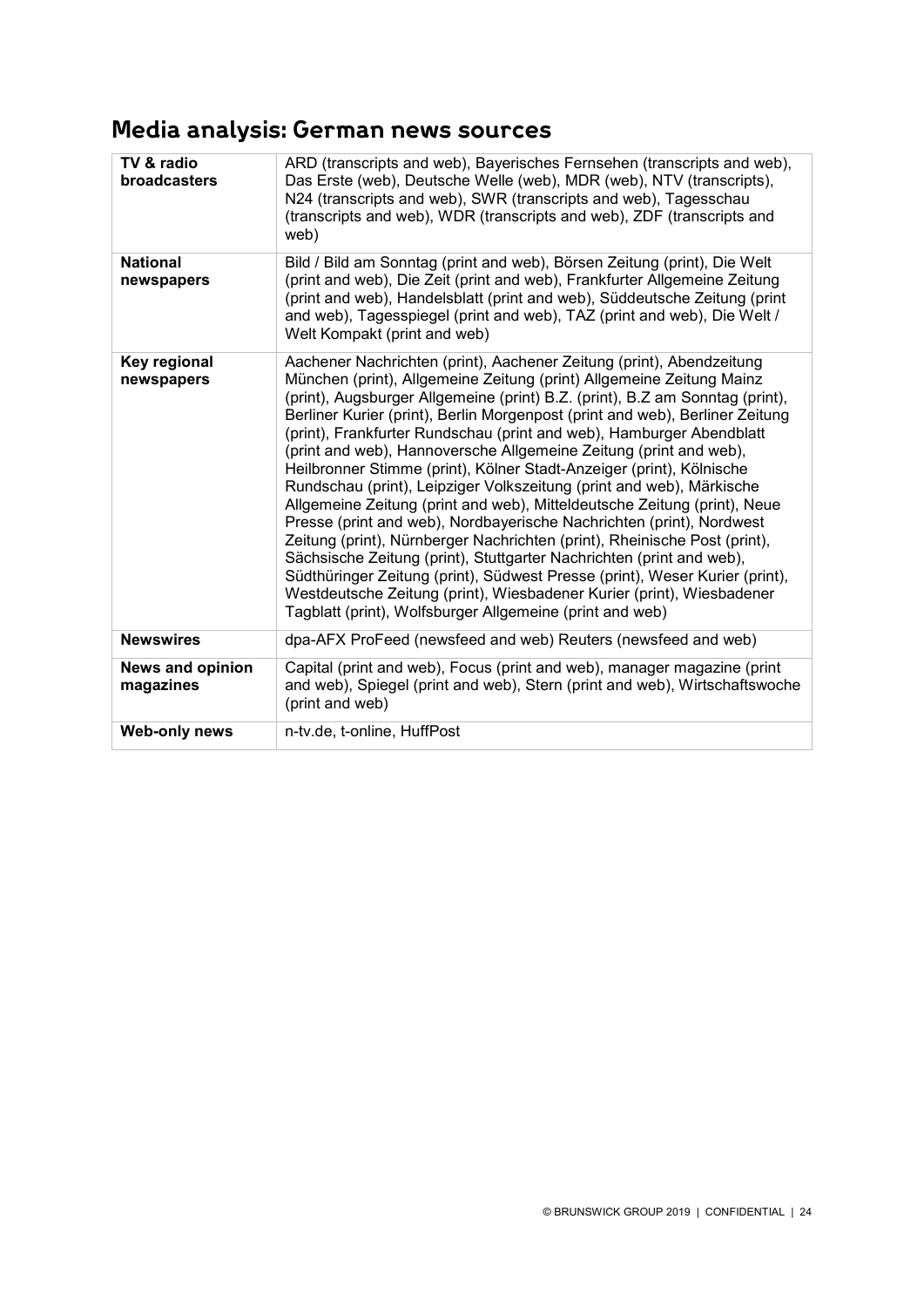## Media analysis: German news sources

| | |
|---|---|
| **TV & radio broadcasters** | ARD (transcripts and web), Bayerisches Fernsehen (transcripts and web), Das Erste (web), Deutsche Welle (web), MDR (web), NTV (transcripts), N24 (transcripts and web), SWR (transcripts and web), Tagesschau (transcripts and web), WDR (transcripts and web), ZDF (transcripts and web) |
| **National newspapers** | Bild / Bild am Sonntag (print and web), Börsen Zeitung (print), Die Welt (print and web), Die Zeit (print and web), Frankfurter Allgemeine Zeitung (print and web), Handelsblatt (print and web), Süddeutsche Zeitung (print and web), Tagesspiegel (print and web), TAZ (print and web), Die Welt / Welt Kompakt (print and web) |
| **Key regional newspapers** | Aachener Nachrichten (print), Aachener Zeitung (print), Abendzeitung München (print), Allgemeine Zeitung (print) Allgemeine Zeitung Mainz (print), Augsburger Allgemeine (print) B.Z. (print), B.Z am Sonntag (print), Berliner Kurier (print), Berlin Morgenpost (print and web), Berliner Zeitung (print), Frankfurter Rundschau (print and web), Hamburger Abendblatt (print and web), Hannoversche Allgemeine Zeitung (print and web), Heilbronner Stimme (print), Kölner Stadt-Anzeiger (print), Kölnische Rundschau (print), Leipziger Volkszeitung (print and web), Märkische Allgemeine Zeitung (print and web), Mitteldeutsche Zeitung (print), Neue Presse (print and web), Nordbayerische Nachrichten (print), Nordwest Zeitung (print), Nürnberger Nachrichten (print), Rheinische Post (print), Sächsische Zeitung (print), Stuttgarter Nachrichten (print and web), Südthüringer Zeitung (print), Südwest Presse (print), Weser Kurier (print), Westdeutsche Zeitung (print), Wiesbadener Kurier (print), Wiesbadener Tagblatt (print), Wolfsburger Allgemeine (print and web) |
| **Newswires** | dpa-AFX ProFeed (newsfeed and web) Reuters (newsfeed and web) |
| **News and opinion magazines** | Capital (print and web), Focus (print and web), manager magazine (print and web), Spiegel (print and web), Stern (print and web), Wirtschaftswoche (print and web) |
| **Web-only news** | n-tv.de, t-online, HuffPost |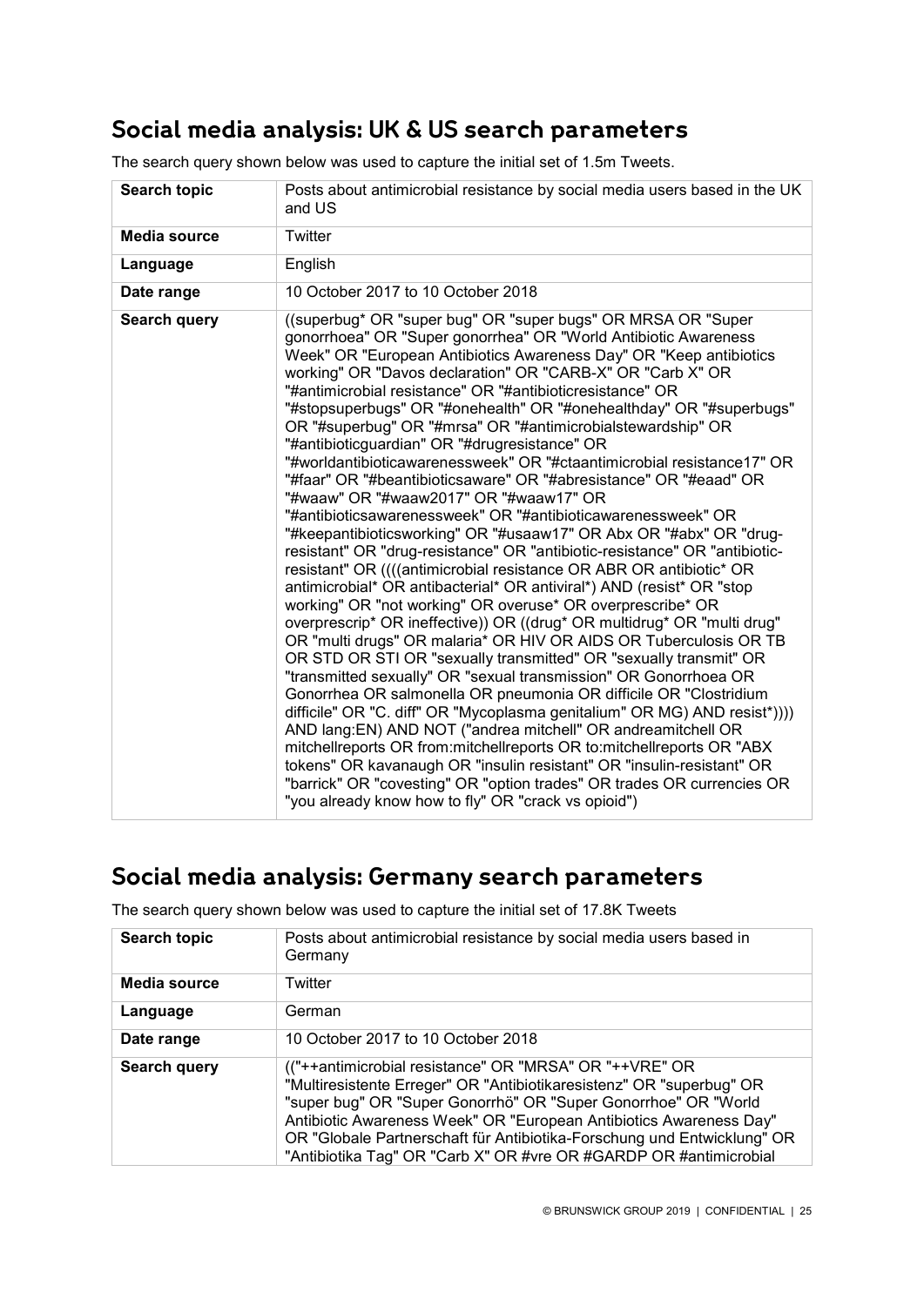## Social media analysis: UK & US search parameters

The search query shown below was used to capture the initial set of 1.5m Tweets.

| **Search topic** | Posts about antimicrobial resistance by social media users based in the UK and US |
|---|---|
| **Media source** | Twitter |
| **Language** | English |
| **Date range** | 10 October 2017 to 10 October 2018 |
| **Search query** | ((superbug* OR "super bug" OR "super bugs" OR MRSA OR "Super gonorrhoea" OR "Super gonorrhea" OR "World Antibiotic Awareness Week" OR "European Antibiotics Awareness Day" OR "Keep antibiotics working" OR "Davos declaration" OR "CARB-X" OR "Carb X" OR "#antimicrobial resistance" OR "#antibioticresistance" OR "#stopsuperbugs" OR "#onehealth" OR "#onehealthday" OR "#superbugs" OR "#superbug" OR "#mrsa" OR "#antimicrobialstewardship" OR "#antibioticguardian" OR "#drugresistance" OR "#worldantibioticawarenessweek" OR "#ctaantimicrobial resistance17" OR "#faar" OR "#beantibioticsaware" OR "#abresistance" OR "#eaad" OR "#waaw" OR "#waaw2017" OR "#waaw17" OR "#antibioticsawarenessweek" OR "#antibioticawarenessweek" OR "#keepantibioticsworking" OR "#usaaw17" OR Abx OR "#abx" OR "drug-resistant" OR "drug-resistance" OR "antibiotic-resistance" OR "antibiotic-resistant" OR ((((antimicrobial resistance OR ABR OR antibiotic* OR antimicrobial* OR antibacterial* OR antiviral*) AND (resist* OR "stop working" OR "not working" OR overuse* OR overprescribe* OR overprescrip* OR ineffective)) OR ((drug* OR multidrug* OR "multi drug" OR "multi drugs" OR malaria* OR HIV OR AIDS OR Tuberculosis OR TB OR STD OR STI OR "sexually transmitted" OR "sexually transmit" OR "transmitted sexually" OR "sexual transmission" OR Gonorrhoea OR Gonorrhea OR salmonella OR pneumonia OR difficile OR "Clostridium difficile" OR "C. diff" OR "Mycoplasma genitalium" OR MG) AND resist*)))) AND lang:EN) AND NOT ("andrea mitchell" OR andreamitchell OR mitchellreports OR from:mitchellreports OR to:mitchellreports OR "ABX tokens" OR kavanaugh OR "insulin resistant" OR "insulin-resistant" OR "barrick" OR "covesting" OR "option trades" OR trades OR currencies OR "you already know how to fly" OR "crack vs opioid") |

## Social media analysis: Germany search parameters

The search query shown below was used to capture the initial set of 17.8K Tweets

| **Search topic** | Posts about antimicrobial resistance by social media users based in Germany |
|---|---|
| **Media source** | Twitter |
| **Language** | German |
| **Date range** | 10 October 2017 to 10 October 2018 |
| **Search query** | (("++antimicrobial resistance" OR "MRSA" OR "++VRE" OR "Multiresistente Erreger" OR "Antibiotikaresistenz" OR "superbug" OR "super bug" OR "Super Gonorrhö" OR "Super Gonorrhoe" OR "World Antibiotic Awareness Week" OR "European Antibiotics Awareness Day" OR "Globale Partnerschaft für Antibiotika-Forschung und Entwicklung" OR "Antibiotika Tag" OR "Carb X" OR #vre OR #GARDP OR #antimicrobial |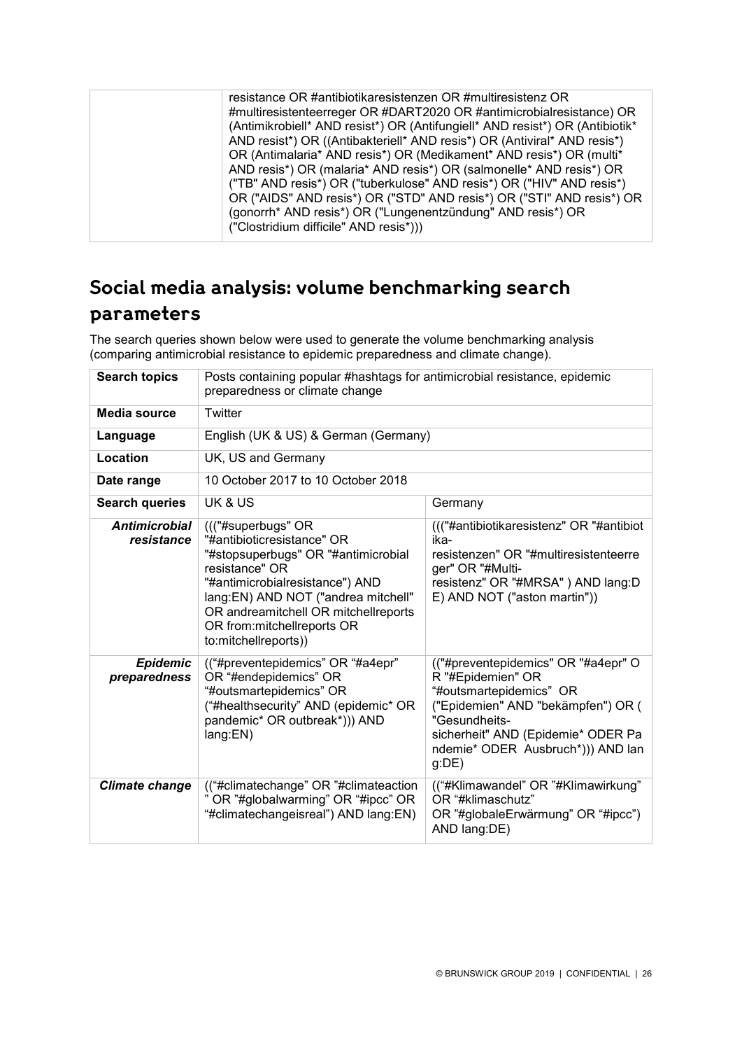| | resistance OR #antibiotikaresistenzen OR #multiresistenz OR #multiresistenteerreger OR #DART2020 OR #antimicrobialresistance) OR (Antimikrobiell* AND resist*) OR (Antifungiell* AND resist*) OR (Antibiotik* AND resist*) OR ((Antibakteriell* AND resis*) OR (Antiviral* AND resis*) OR (Antimalaria* AND resis*) OR (Medikament* AND resis*) OR (multi* AND resis*) OR (malaria* AND resis*) OR (salmonelle* AND resis*) OR ("TB" AND resis*) OR ("tuberkulose" AND resis*) OR ("HIV" AND resis*) OR ("AIDS" AND resis*) OR ("STD" AND resis*) OR ("STI" AND resis*) OR (gonorrh* AND resis*) OR ("Lungenentzündung" AND resis*) OR ("Clostridium difficile" AND resis*))) |
|---|---|

## Social media analysis: volume benchmarking search parameters

The search queries shown below were used to generate the volume benchmarking analysis (comparing antimicrobial resistance to epidemic preparedness and climate change).

| **Search topics** | Posts containing popular #hashtags for antimicrobial resistance, epidemic preparedness or climate change | |
|---|---|---|
| **Media source** | Twitter | |
| **Language** | English (UK & US) & German (Germany) | |
| **Location** | UK, US and Germany | |
| **Date range** | 10 October 2017 to 10 October 2018 | |
| **Search queries** | UK & US | Germany |
| ***Antimicrobial resistance*** | ((("#superbugs" OR "#antibioticresistance" OR "#stopsuperbugs" OR "#antimicrobial resistance" OR "#antimicrobialresistance") AND lang:EN) AND NOT ("andrea mitchell" OR andreamitchell OR mitchellreports OR from:mitchellreports OR to:mitchellreports)) | ((("#antibiotikaresistenz" OR "#antibiotika-resistenzen" OR "#multiresistenteerreger" OR "#Multi-resistenz" OR "#MRSA" ) AND lang:DE) AND NOT ("aston martin")) |
| ***Epidemic preparedness*** | ((“#preventepidemics” OR “#a4epr” OR “#endepidemics” OR “#outsmartepidemics” OR (“#healthsecurity” AND (epidemic* OR pandemic* OR outbreak*))) AND lang:EN) | ((“#preventepidemics" OR "#a4epr" OR "#Epidemien" OR “#outsmartepidemics” OR ("Epidemien" AND "bekämpfen") OR ("Gesundheits-sicherheit" AND (Epidemie* ODER Pandemie* ODER Ausbruch*))) AND lang:DE) |
| ***Climate change*** | ((“#climatechange” OR ”#climateaction” OR ”#globalwarming” OR “#ipcc” OR “#climatechangeisreal”) AND lang:EN) | ((“#Klimawandel” OR ”#Klimawirkung” OR “#klimaschutz” OR ”#globaleErwärmung” OR “#ipcc”) AND lang:DE) |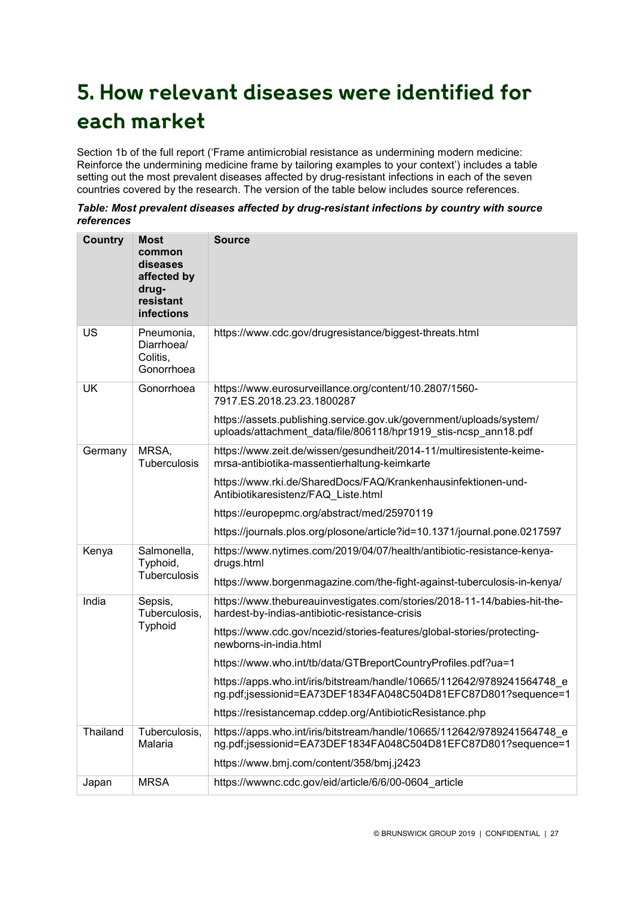# 5. How relevant diseases were identified for each market

Section 1b of the full report ('Frame antimicrobial resistance as undermining modern medicine: Reinforce the undermining medicine frame by tailoring examples to your context') includes a table setting out the most prevalent diseases affected by drug-resistant infections in each of the seven countries covered by the research. The version of the table below includes source references.

***Table: Most prevalent diseases affected by drug-resistant infections by country with source references***

| Country | Most common diseases affected by drug-resistant infections | Source |
|---|---|---|
| US | Pneumonia, Diarrhoea/ Colitis, Gonorrhoea | https://www.cdc.gov/drugresistance/biggest-threats.html |
| UK | Gonorrhoea | https://www.eurosurveillance.org/content/10.2807/1560-7917.ES.2018.23.23.1800287 |
| | | https://assets.publishing.service.gov.uk/government/uploads/system/uploads/attachment_data/file/806118/hpr1919_stis-ncsp_ann18.pdf |
| Germany | MRSA, Tuberculosis | https://www.zeit.de/wissen/gesundheit/2014-11/multiresistente-keime-mrsa-antibiotika-massentierhaltung-keimkarte |
| | | https://www.rki.de/SharedDocs/FAQ/Krankenhausinfektionen-und-Antibiotikaresistenz/FAQ_Liste.html |
| | | https://europepmc.org/abstract/med/25970119 |
| | | https://journals.plos.org/plosone/article?id=10.1371/journal.pone.0217597 |
| Kenya | Salmonella, Typhoid, Tuberculosis | https://www.nytimes.com/2019/04/07/health/antibiotic-resistance-kenya-drugs.html |
| | | https://www.borgenmagazine.com/the-fight-against-tuberculosis-in-kenya/ |
| India | Sepsis, Tuberculosis, Typhoid | https://www.thebureauinvestigates.com/stories/2018-11-14/babies-hit-the-hardest-by-indias-antibiotic-resistance-crisis |
| | | https://www.cdc.gov/ncezid/stories-features/global-stories/protecting-newborns-in-india.html |
| | | https://www.who.int/tb/data/GTBreportCountryProfiles.pdf?ua=1 |
| | | https://apps.who.int/iris/bitstream/handle/10665/112642/9789241564748_eng.pdf;jsessionid=EA73DEF1834FA048C504D81EFC87D801?sequence=1 |
| | | https://resistancemap.cddep.org/AntibioticResistance.php |
| Thailand | Tuberculosis, Malaria | https://apps.who.int/iris/bitstream/handle/10665/112642/9789241564748_eng.pdf;jsessionid=EA73DEF1834FA048C504D81EFC87D801?sequence=1 |
| | | https://www.bmj.com/content/358/bmj.j2423 |
| Japan | MRSA | https://wwwnc.cdc.gov/eid/article/6/6/00-0604_article |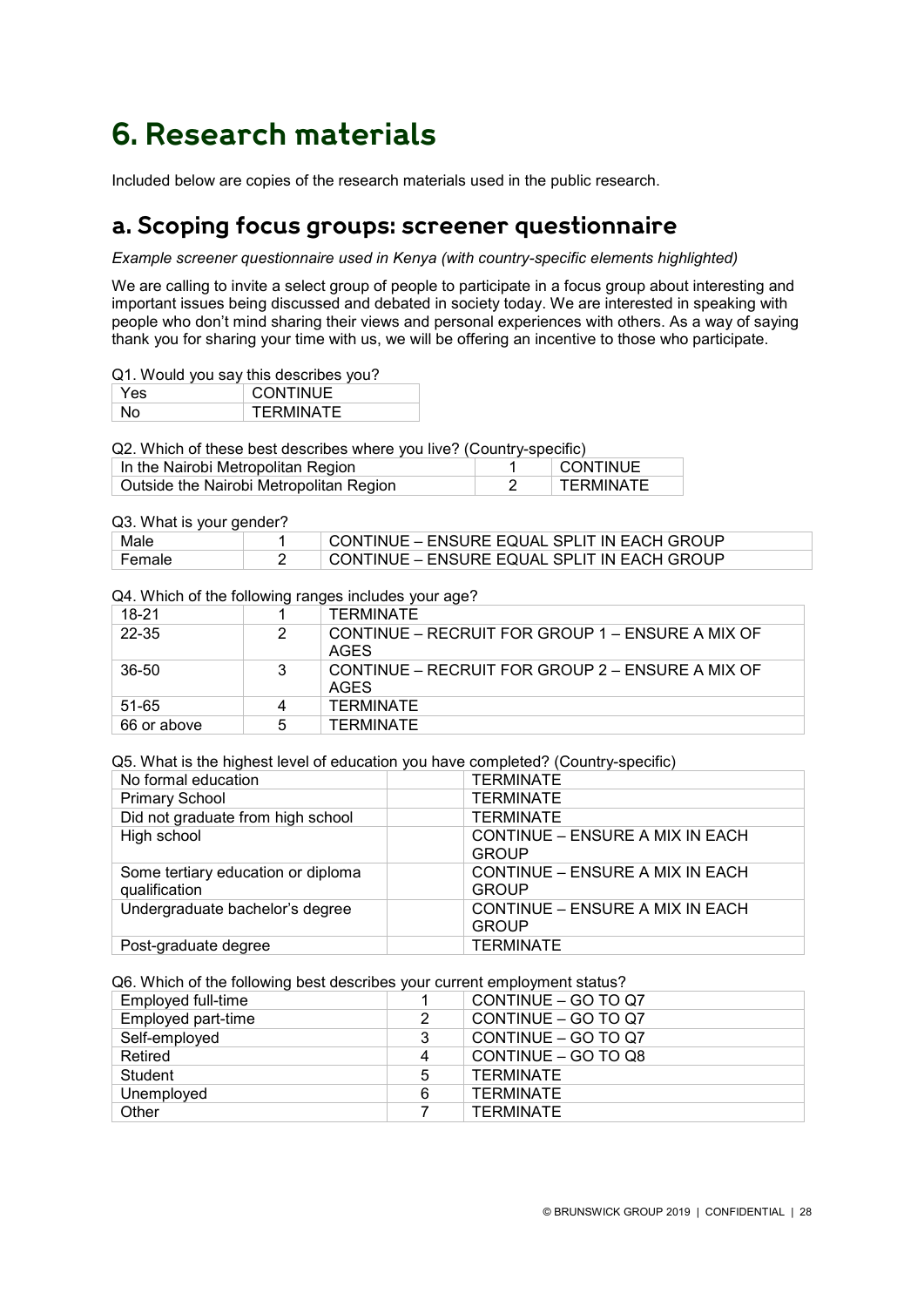# 6. Research materials

Included below are copies of the research materials used in the public research.

## a. Scoping focus groups: screener questionnaire

*Example screener questionnaire used in Kenya (with country-specific elements highlighted)*

We are calling to invite a select group of people to participate in a focus group about interesting and important issues being discussed and debated in society today. We are interested in speaking with people who don't mind sharing their views and personal experiences with others. As a way of saying thank you for sharing your time with us, we will be offering an incentive to those who participate.

Q1. Would you say this describes you?

| Yes | CONTINUE |
|---|---|
| No | TERMINATE |

Q2. Which of these best describes where you live? (Country-specific)

| In the Nairobi Metropolitan Region | 1 | CONTINUE |
|---|---|---|
| Outside the Nairobi Metropolitan Region | 2 | TERMINATE |

Q3. What is your gender?

| Male | 1 | CONTINUE – ENSURE EQUAL SPLIT IN EACH GROUP |
|---|---|---|
| Female | 2 | CONTINUE – ENSURE EQUAL SPLIT IN EACH GROUP |

Q4. Which of the following ranges includes your age?

| 18-21 | 1 | TERMINATE |
|---|---|---|
| 22-35 | 2 | CONTINUE – RECRUIT FOR GROUP 1 – ENSURE A MIX OF AGES |
| 36-50 | 3 | CONTINUE – RECRUIT FOR GROUP 2 – ENSURE A MIX OF AGES |
| 51-65 | 4 | TERMINATE |
| 66 or above | 5 | TERMINATE |

Q5. What is the highest level of education you have completed? (Country-specific)

| No formal education | | TERMINATE |
|---|---|---|
| Primary School | | TERMINATE |
| Did not graduate from high school | | TERMINATE |
| High school | | CONTINUE – ENSURE A MIX IN EACH GROUP |
| Some tertiary education or diploma qualification | | CONTINUE – ENSURE A MIX IN EACH GROUP |
| Undergraduate bachelor's degree | | CONTINUE – ENSURE A MIX IN EACH GROUP |
| Post-graduate degree | | TERMINATE |

Q6. Which of the following best describes your current employment status?

| Employed full-time | 1 | CONTINUE – GO TO Q7 |
|---|---|---|
| Employed part-time | 2 | CONTINUE – GO TO Q7 |
| Self-employed | 3 | CONTINUE – GO TO Q7 |
| Retired | 4 | CONTINUE – GO TO Q8 |
| Student | 5 | TERMINATE |
| Unemployed | 6 | TERMINATE |
| Other | 7 | TERMINATE |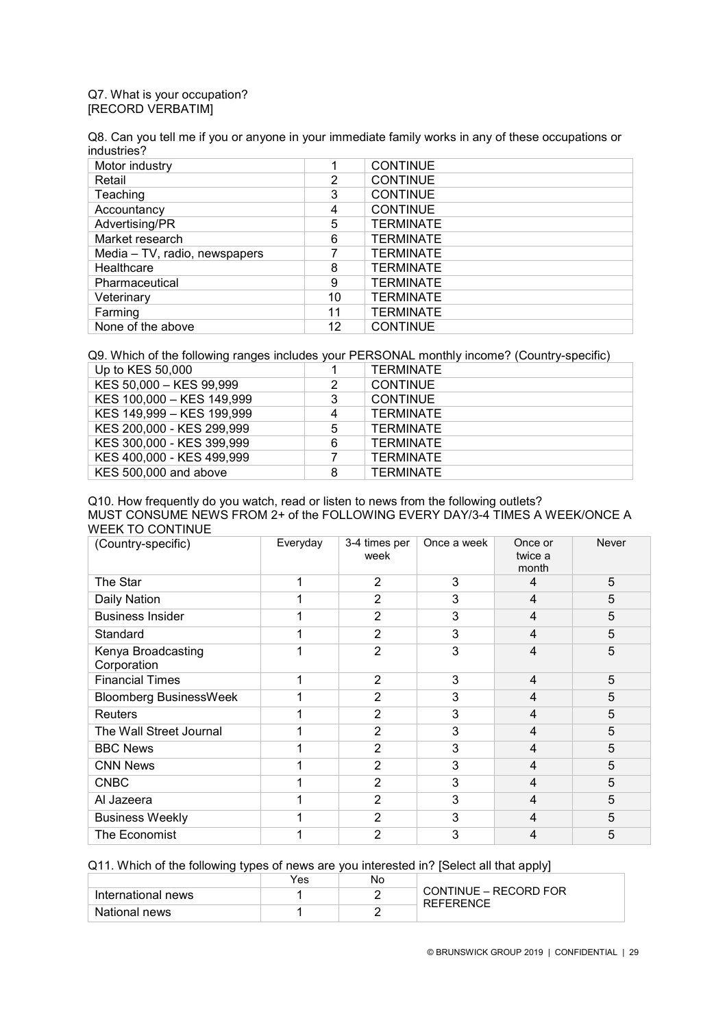Q7. What is your occupation?
[RECORD VERBATIM]

Q8. Can you tell me if you or anyone in your immediate family works in any of these occupations or industries?

| | | |
|---|---|---|
| Motor industry | 1 | CONTINUE |
| Retail | 2 | CONTINUE |
| Teaching | 3 | CONTINUE |
| Accountancy | 4 | CONTINUE |
| Advertising/PR | 5 | TERMINATE |
| Market research | 6 | TERMINATE |
| Media – TV, radio, newspapers | 7 | TERMINATE |
| Healthcare | 8 | TERMINATE |
| Pharmaceutical | 9 | TERMINATE |
| Veterinary | 10 | TERMINATE |
| Farming | 11 | TERMINATE |
| None of the above | 12 | CONTINUE |

Q9. Which of the following ranges includes your PERSONAL monthly income? (Country-specific)

| | | |
|---|---|---|
| Up to KES 50,000 | 1 | TERMINATE |
| KES 50,000 – KES 99,999 | 2 | CONTINUE |
| KES 100,000 – KES 149,999 | 3 | CONTINUE |
| KES 149,999 – KES 199,999 | 4 | TERMINATE |
| KES 200,000 - KES 299,999 | 5 | TERMINATE |
| KES 300,000 - KES 399,999 | 6 | TERMINATE |
| KES 400,000 - KES 499,999 | 7 | TERMINATE |
| KES 500,000 and above | 8 | TERMINATE |

Q10. How frequently do you watch, read or listen to news from the following outlets?
MUST CONSUME NEWS FROM 2+ of the FOLLOWING EVERY DAY/3-4 TIMES A WEEK/ONCE A WEEK TO CONTINUE

| (Country-specific) | Everyday | 3-4 times per week | Once a week | Once or twice a month | Never |
|---|---|---|---|---|---|
| The Star | 1 | 2 | 3 | 4 | 5 |
| Daily Nation | 1 | 2 | 3 | 4 | 5 |
| Business Insider | 1 | 2 | 3 | 4 | 5 |
| Standard | 1 | 2 | 3 | 4 | 5 |
| Kenya Broadcasting Corporation | 1 | 2 | 3 | 4 | 5 |
| Financial Times | 1 | 2 | 3 | 4 | 5 |
| Bloomberg BusinessWeek | 1 | 2 | 3 | 4 | 5 |
| Reuters | 1 | 2 | 3 | 4 | 5 |
| The Wall Street Journal | 1 | 2 | 3 | 4 | 5 |
| BBC News | 1 | 2 | 3 | 4 | 5 |
| CNN News | 1 | 2 | 3 | 4 | 5 |
| CNBC | 1 | 2 | 3 | 4 | 5 |
| Al Jazeera | 1 | 2 | 3 | 4 | 5 |
| Business Weekly | 1 | 2 | 3 | 4 | 5 |
| The Economist | 1 | 2 | 3 | 4 | 5 |

Q11. Which of the following types of news are you interested in? [Select all that apply]

| | Yes | No | |
|---|---|---|---|
| International news | 1 | 2 | CONTINUE – RECORD FOR REFERENCE |
| National news | 1 | 2 | |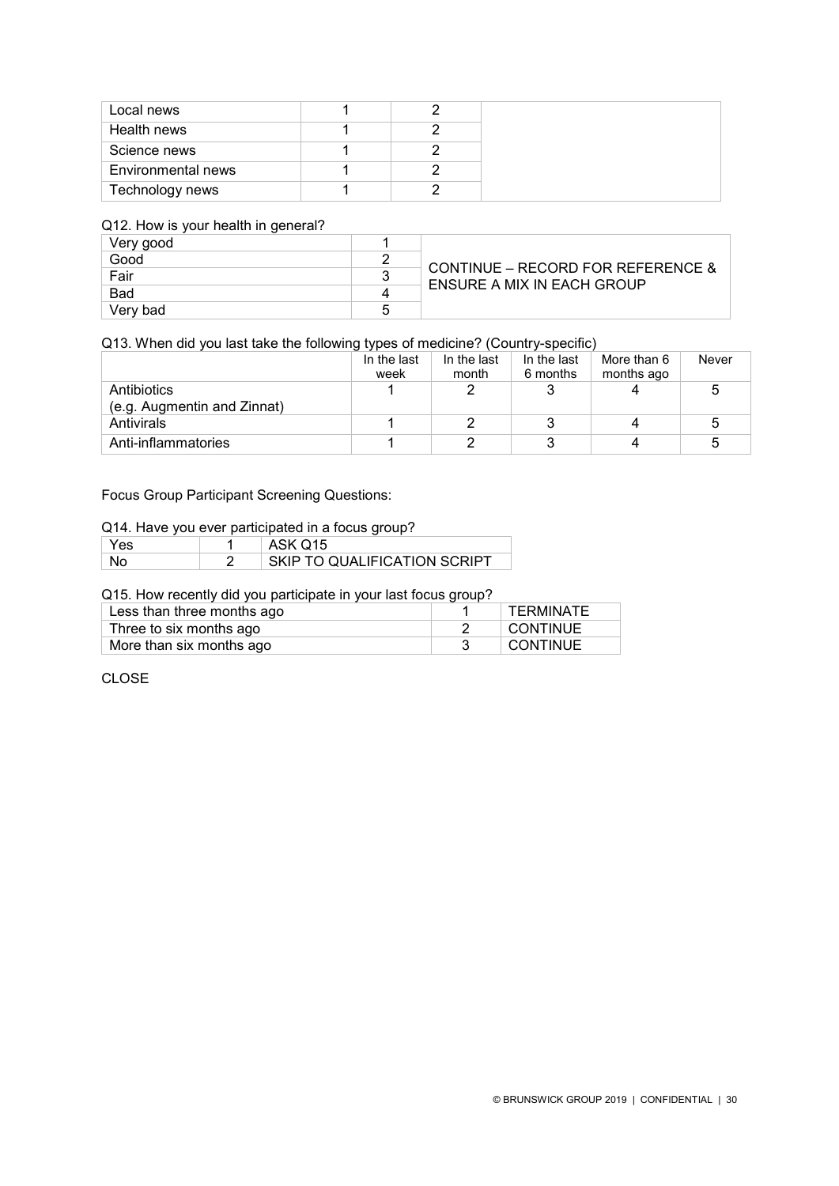| | | | |
|---|---|---|---|
| Local news | 1 | 2 | |
| Health news | 1 | 2 | |
| Science news | 1 | 2 | |
| Environmental news | 1 | 2 | |
| Technology news | 1 | 2 | |

Q12. How is your health in general?

| | | |
|---|---|---|
| Very good | 1 | CONTINUE – RECORD FOR REFERENCE & ENSURE A MIX IN EACH GROUP |
| Good | 2 | |
| Fair | 3 | |
| Bad | 4 | |
| Very bad | 5 | |

Q13. When did you last take the following types of medicine? (Country-specific)

| | In the last week | In the last month | In the last 6 months | More than 6 months ago | Never |
|---|---|---|---|---|---|
| Antibiotics (e.g. Augmentin and Zinnat) | 1 | 2 | 3 | 4 | 5 |
| Antivirals | 1 | 2 | 3 | 4 | 5 |
| Anti-inflammatories | 1 | 2 | 3 | 4 | 5 |

Focus Group Participant Screening Questions:

Q14. Have you ever participated in a focus group?

| | | |
|---|---|---|
| Yes | 1 | ASK Q15 |
| No | 2 | SKIP TO QUALIFICATION SCRIPT |

Q15. How recently did you participate in your last focus group?

| | | |
|---|---|---|
| Less than three months ago | 1 | TERMINATE |
| Three to six months ago | 2 | CONTINUE |
| More than six months ago | 3 | CONTINUE |

CLOSE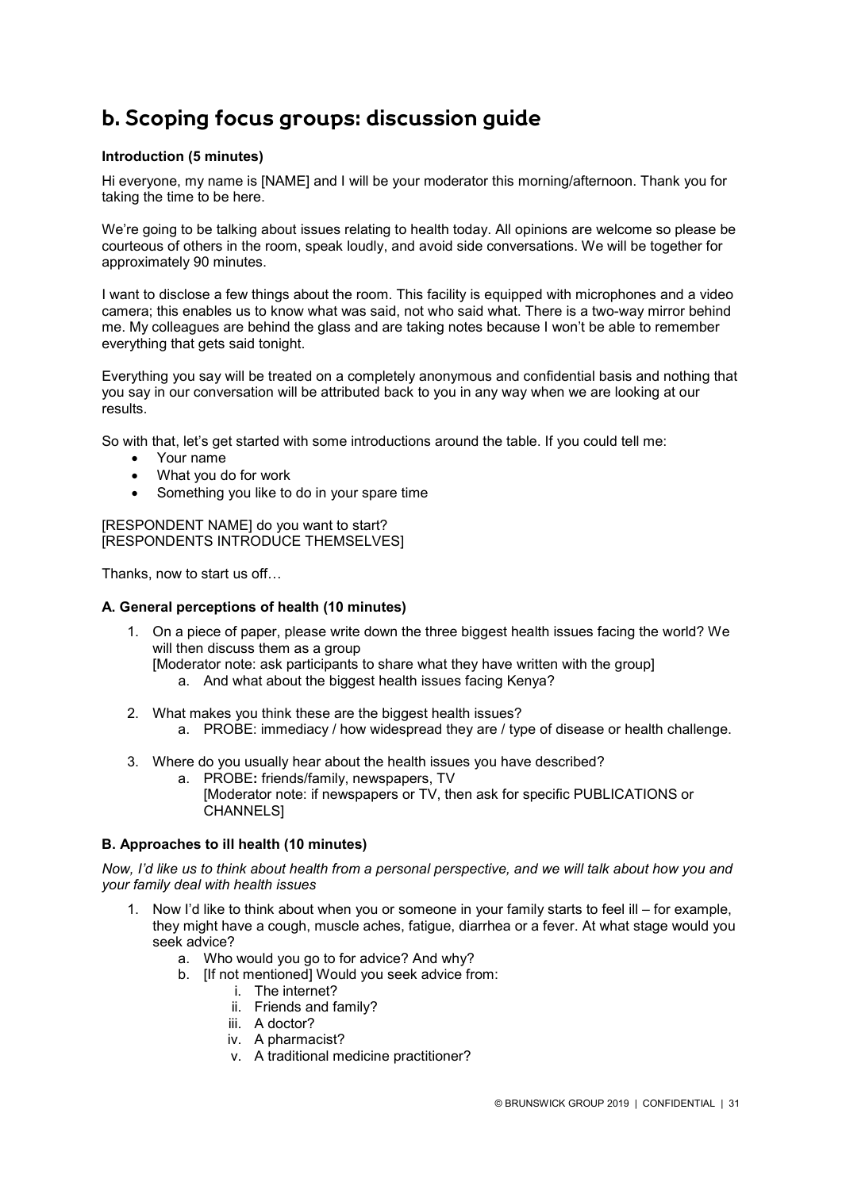## b. Scoping focus groups: discussion guide

**Introduction (5 minutes)**

Hi everyone, my name is [NAME] and I will be your moderator this morning/afternoon. Thank you for taking the time to be here.

We're going to be talking about issues relating to health today. All opinions are welcome so please be courteous of others in the room, speak loudly, and avoid side conversations. We will be together for approximately 90 minutes.

I want to disclose a few things about the room. This facility is equipped with microphones and a video camera; this enables us to know what was said, not who said what. There is a two-way mirror behind me. My colleagues are behind the glass and are taking notes because I won't be able to remember everything that gets said tonight.

Everything you say will be treated on a completely anonymous and confidential basis and nothing that you say in our conversation will be attributed back to you in any way when we are looking at our results.

So with that, let's get started with some introductions around the table. If you could tell me:

- Your name
- What you do for work
- Something you like to do in your spare time

[RESPONDENT NAME] do you want to start?
[RESPONDENTS INTRODUCE THEMSELVES]

Thanks, now to start us off…

**A. General perceptions of health (10 minutes)**

1. On a piece of paper, please write down the three biggest health issues facing the world? We will then discuss them as a group
   [Moderator note: ask participants to share what they have written with the group]
   a. And what about the biggest health issues facing Kenya?
2. What makes you think these are the biggest health issues?
   a. PROBE: immediacy / how widespread they are / type of disease or health challenge.
3. Where do you usually hear about the health issues you have described?
   a. PROBE**:** friends/family, newspapers, TV
      [Moderator note: if newspapers or TV, then ask for specific PUBLICATIONS or CHANNELS]

**B. Approaches to ill health (10 minutes)**

*Now, I'd like us to think about health from a personal perspective, and we will talk about how you and your family deal with health issues*

1. Now I'd like to think about when you or someone in your family starts to feel ill – for example, they might have a cough, muscle aches, fatigue, diarrhea or a fever. At what stage would you seek advice?
   a. Who would you go to for advice? And why?
   b. [If not mentioned] Would you seek advice from:
      i. The internet?
      ii. Friends and family?
      iii. A doctor?
      iv. A pharmacist?
      v. A traditional medicine practitioner?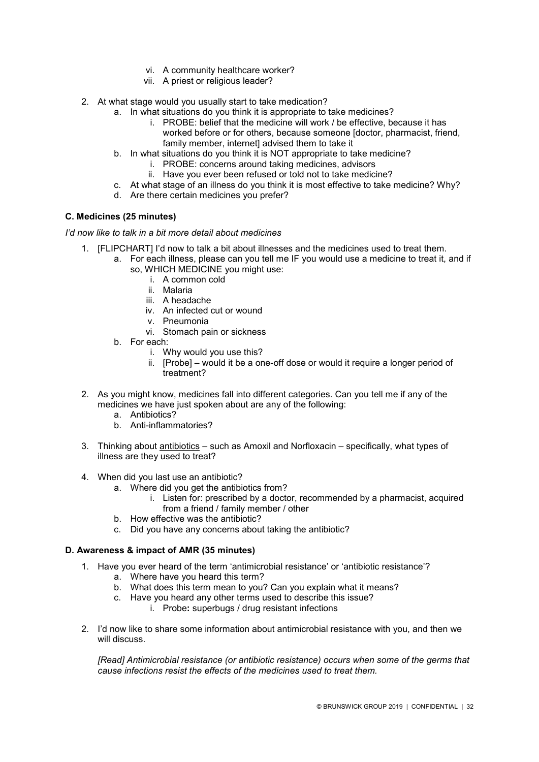vi. A community healthcare worker?
   vii. A priest or religious leader?

2. At what stage would you usually start to take medication?
   a. In what situations do you think it is appropriate to take medicines?
      i. PROBE: belief that the medicine will work / be effective, because it has worked before or for others, because someone [doctor, pharmacist, friend, family member, internet] advised them to take it
   b. In what situations do you think it is NOT appropriate to take medicine?
      i. PROBE: concerns around taking medicines, advisors
      ii. Have you ever been refused or told not to take medicine?
   c. At what stage of an illness do you think it is most effective to take medicine? Why?
   d. Are there certain medicines you prefer?

**C. Medicines (25 minutes)**

*I'd now like to talk in a bit more detail about medicines*

1. [FLIPCHART] I'd now to talk a bit about illnesses and the medicines used to treat them.
   a. For each illness, please can you tell me IF you would use a medicine to treat it, and if so, WHICH MEDICINE you might use:
      i. A common cold
      ii. Malaria
      iii. A headache
      iv. An infected cut or wound
      v. Pneumonia
      vi. Stomach pain or sickness
   b. For each:
      i. Why would you use this?
      ii. [Probe] – would it be a one-off dose or would it require a longer period of treatment?

2. As you might know, medicines fall into different categories. Can you tell me if any of the medicines we have just spoken about are any of the following:
   a. Antibiotics?
   b. Anti-inflammatories?

3. Thinking about <u>antibiotics</u> – such as Amoxil and Norfloxacin – specifically, what types of illness are they used to treat?

4. When did you last use an antibiotic?
   a. Where did you get the antibiotics from?
      i. Listen for: prescribed by a doctor, recommended by a pharmacist, acquired from a friend / family member / other
   b. How effective was the antibiotic?
   c. Did you have any concerns about taking the antibiotic?

**D. Awareness & impact of AMR (35 minutes)**

1. Have you ever heard of the term 'antimicrobial resistance' or 'antibiotic resistance'?
   a. Where have you heard this term?
   b. What does this term mean to you? Can you explain what it means?
   c. Have you heard any other terms used to describe this issue?
      i. Probe**:** superbugs / drug resistant infections

2. I'd now like to share some information about antimicrobial resistance with you, and then we will discuss.

   *[Read] Antimicrobial resistance (or antibiotic resistance) occurs when some of the germs that cause infections resist the effects of the medicines used to treat them.*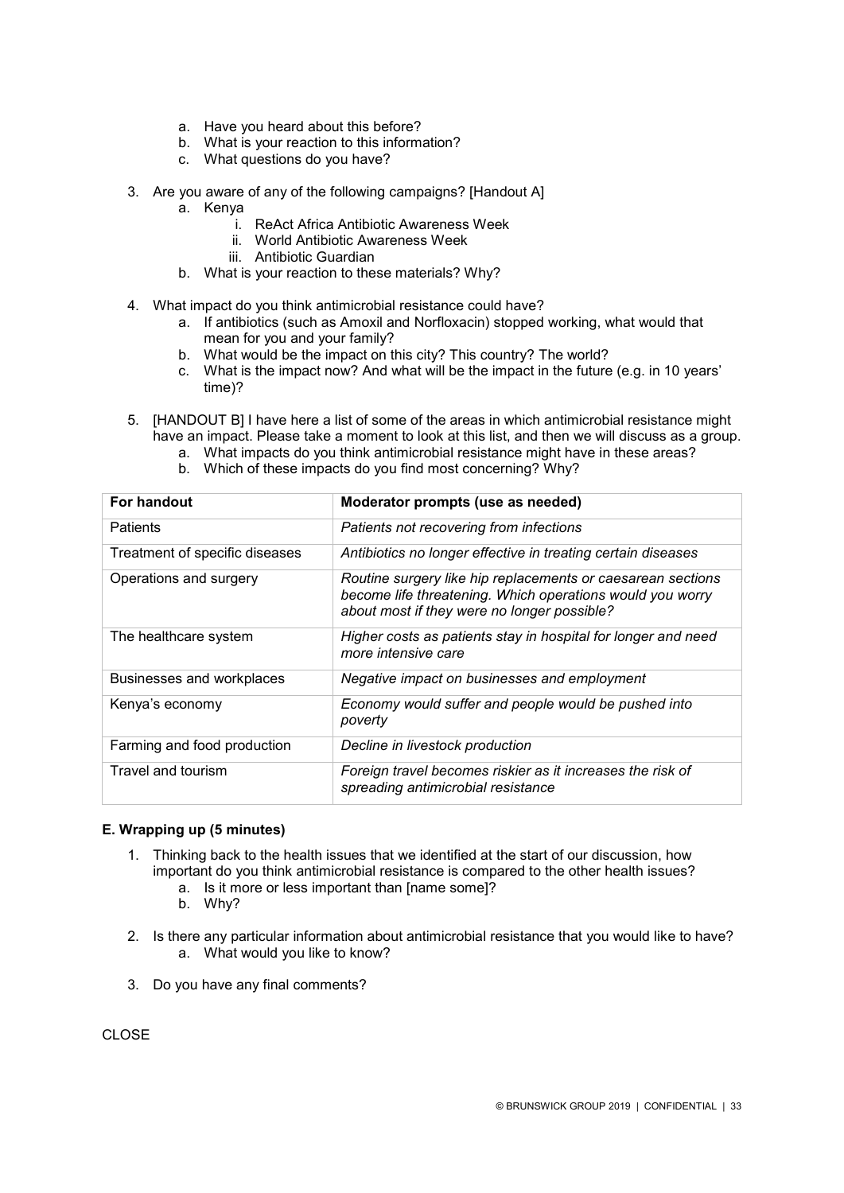a. Have you heard about this before?
   b. What is your reaction to this information?
   c. What questions do you have?

3. Are you aware of any of the following campaigns? [Handout A]
   a. Kenya
      i. ReAct Africa Antibiotic Awareness Week
      ii. World Antibiotic Awareness Week
      iii. Antibiotic Guardian
   b. What is your reaction to these materials? Why?

4. What impact do you think antimicrobial resistance could have?
   a. If antibiotics (such as Amoxil and Norfloxacin) stopped working, what would that mean for you and your family?
   b. What would be the impact on this city? This country? The world?
   c. What is the impact now? And what will be the impact in the future (e.g. in 10 years' time)?

5. [HANDOUT B] I have here a list of some of the areas in which antimicrobial resistance might have an impact. Please take a moment to look at this list, and then we will discuss as a group.
   a. What impacts do you think antimicrobial resistance might have in these areas?
   b. Which of these impacts do you find most concerning? Why?

| For handout | Moderator prompts (use as needed) |
|---|---|
| Patients | *Patients not recovering from infections* |
| Treatment of specific diseases | *Antibiotics no longer effective in treating certain diseases* |
| Operations and surgery | *Routine surgery like hip replacements or caesarean sections become life threatening. Which operations would you worry about most if they were no longer possible?* |
| The healthcare system | *Higher costs as patients stay in hospital for longer and need more intensive care* |
| Businesses and workplaces | *Negative impact on businesses and employment* |
| Kenya's economy | *Economy would suffer and people would be pushed into poverty* |
| Farming and food production | *Decline in livestock production* |
| Travel and tourism | *Foreign travel becomes riskier as it increases the risk of spreading antimicrobial resistance* |

**E. Wrapping up (5 minutes)**

1. Thinking back to the health issues that we identified at the start of our discussion, how important do you think antimicrobial resistance is compared to the other health issues?
   a. Is it more or less important than [name some]?
   b. Why?

2. Is there any particular information about antimicrobial resistance that you would like to have?
   a. What would you like to know?

3. Do you have any final comments?

CLOSE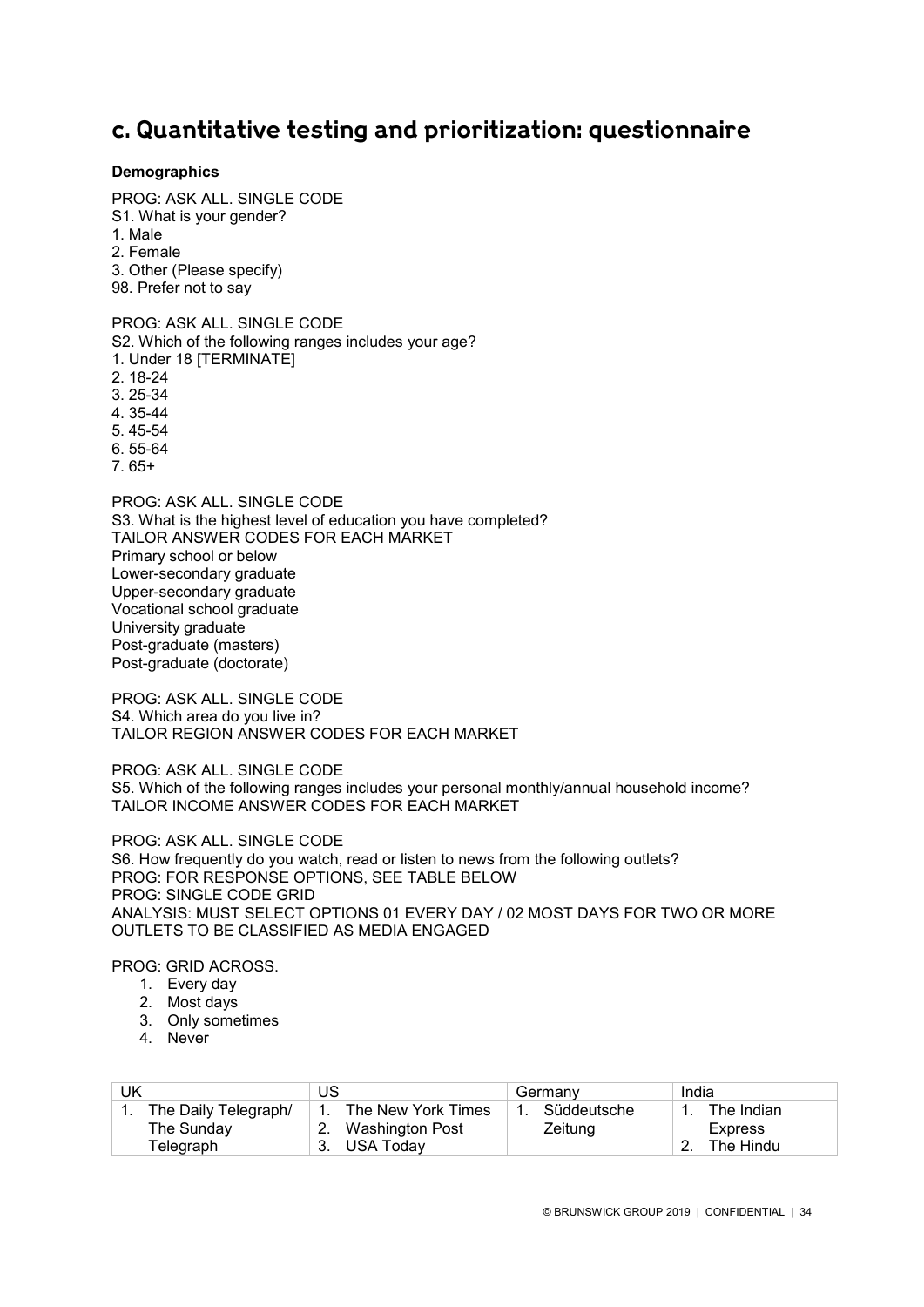## c. Quantitative testing and prioritization: questionnaire

**Demographics**

PROG: ASK ALL. SINGLE CODE
S1. What is your gender?
1. Male
2. Female
3. Other (Please specify)
98. Prefer not to say

PROG: ASK ALL. SINGLE CODE
S2. Which of the following ranges includes your age?
1. Under 18 [TERMINATE]
2. 18-24
3. 25-34
4. 35-44
5. 45-54
6. 55-64
7. 65+

PROG: ASK ALL. SINGLE CODE
S3. What is the highest level of education you have completed?
TAILOR ANSWER CODES FOR EACH MARKET
Primary school or below
Lower-secondary graduate
Upper-secondary graduate
Vocational school graduate
University graduate
Post-graduate (masters)
Post-graduate (doctorate)

PROG: ASK ALL. SINGLE CODE
S4. Which area do you live in?
TAILOR REGION ANSWER CODES FOR EACH MARKET

PROG: ASK ALL. SINGLE CODE
S5. Which of the following ranges includes your personal monthly/annual household income?
TAILOR INCOME ANSWER CODES FOR EACH MARKET

PROG: ASK ALL. SINGLE CODE
S6. How frequently do you watch, read or listen to news from the following outlets?
PROG: FOR RESPONSE OPTIONS, SEE TABLE BELOW
PROG: SINGLE CODE GRID
ANALYSIS: MUST SELECT OPTIONS 01 EVERY DAY / 02 MOST DAYS FOR TWO OR MORE OUTLETS TO BE CLASSIFIED AS MEDIA ENGAGED

PROG: GRID ACROSS.
1. Every day
2. Most days
3. Only sometimes
4. Never

| UK | US | Germany | India |
|---|---|---|---|
| 1. The Daily Telegraph/ The Sunday Telegraph | 1. The New York Times<br>2. Washington Post<br>3. USA Today | 1. Süddeutsche Zeitung | 1. The Indian Express<br>2. The Hindu |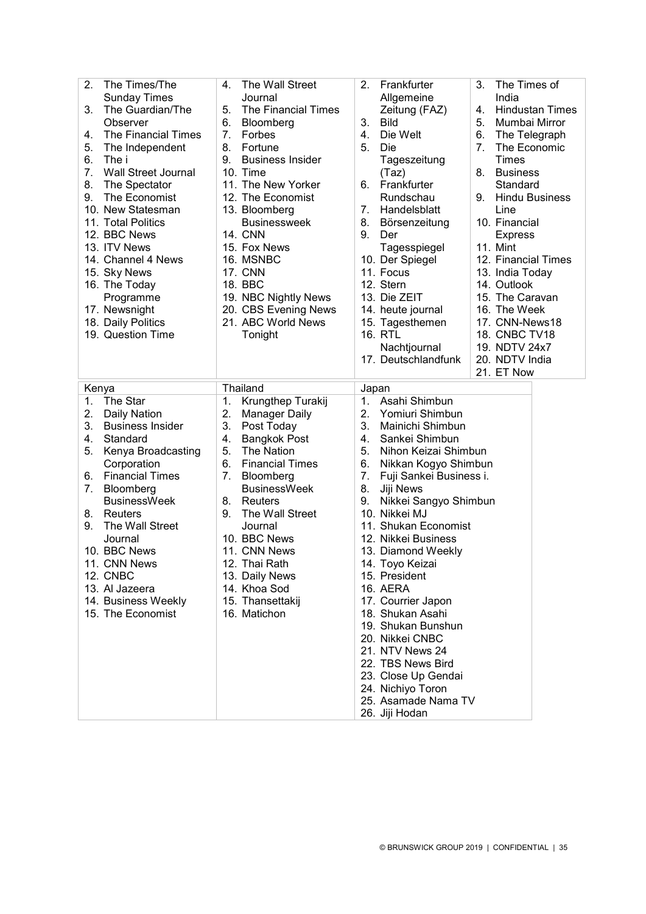| | | | |
|---|---|---|---|
| 2. The Times/The Sunday Times<br>3. The Guardian/The Observer<br>4. The Financial Times<br>5. The Independent<br>6. The i<br>7. Wall Street Journal<br>8. The Spectator<br>9. The Economist<br>10. New Statesman<br>11. Total Politics<br>12. BBC News<br>13. ITV News<br>14. Channel 4 News<br>15. Sky News<br>16. The Today Programme<br>17. Newsnight<br>18. Daily Politics<br>19. Question Time | 4. The Wall Street Journal<br>5. The Financial Times<br>6. Bloomberg<br>7. Forbes<br>8. Fortune<br>9. Business Insider<br>10. Time<br>11. The New Yorker<br>12. The Economist<br>13. Bloomberg Businessweek<br>14. CNN<br>15. Fox News<br>16. MSNBC<br>17. CNN<br>18. BBC<br>19. NBC Nightly News<br>20. CBS Evening News<br>21. ABC World News Tonight | 2. Frankfurter Allgemeine Zeitung (FAZ)<br>3. Bild<br>4. Die Welt<br>5. Die Tageszeitung (Taz)<br>6. Frankfurter Rundschau<br>7. Handelsblatt<br>8. Börsenzeitung<br>9. Der Tagesspiegel<br>10. Der Spiegel<br>11. Focus<br>12. Stern<br>13. Die ZEIT<br>14. heute journal<br>15. Tagesthemen<br>16. RTL Nachtjournal<br>17. Deutschlandfunk | 3. The Times of India<br>4. Hindustan Times<br>5. Mumbai Mirror<br>6. The Telegraph<br>7. The Economic Times<br>8. Business Standard<br>9. Hindu Business Line<br>10. Financial Express<br>11. Mint<br>12. Financial Times<br>13. India Today<br>14. Outlook<br>15. The Caravan<br>16. The Week<br>17. CNN-News18<br>18. CNBC TV18<br>19. NDTV 24x7<br>20. NDTV India<br>21. ET Now |

| Kenya | Thailand | Japan |
|---|---|---|
| 1. The Star<br>2. Daily Nation<br>3. Business Insider<br>4. Standard<br>5. Kenya Broadcasting Corporation<br>6. Financial Times<br>7. Bloomberg BusinessWeek<br>8. Reuters<br>9. The Wall Street Journal<br>10. BBC News<br>11. CNN News<br>12. CNBC<br>13. Al Jazeera<br>14. Business Weekly<br>15. The Economist | 1. Krungthep Turakij<br>2. Manager Daily<br>3. Post Today<br>4. Bangkok Post<br>5. The Nation<br>6. Financial Times<br>7. Bloomberg BusinessWeek<br>8. Reuters<br>9. The Wall Street Journal<br>10. BBC News<br>11. CNN News<br>12. Thai Rath<br>13. Daily News<br>14. Khoa Sod<br>15. Thansettakij<br>16. Matichon | 1. Asahi Shimbun<br>2. Yomiuri Shimbun<br>3. Mainichi Shimbun<br>4. Sankei Shimbun<br>5. Nihon Keizai Shimbun<br>6. Nikkan Kogyo Shimbun<br>7. Fuji Sankei Business i.<br>8. Jiji News<br>9. Nikkei Sangyo Shimbun<br>10. Nikkei MJ<br>11. Shukan Economist<br>12. Nikkei Business<br>13. Diamond Weekly<br>14. Toyo Keizai<br>15. President<br>16. AERA<br>17. Courrier Japon<br>18. Shukan Asahi<br>19. Shukan Bunshun<br>20. Nikkei CNBC<br>21. NTV News 24<br>22. TBS News Bird<br>23. Close Up Gendai<br>24. Nichiyo Toron<br>25. Asamade Nama TV<br>26. Jiji Hodan |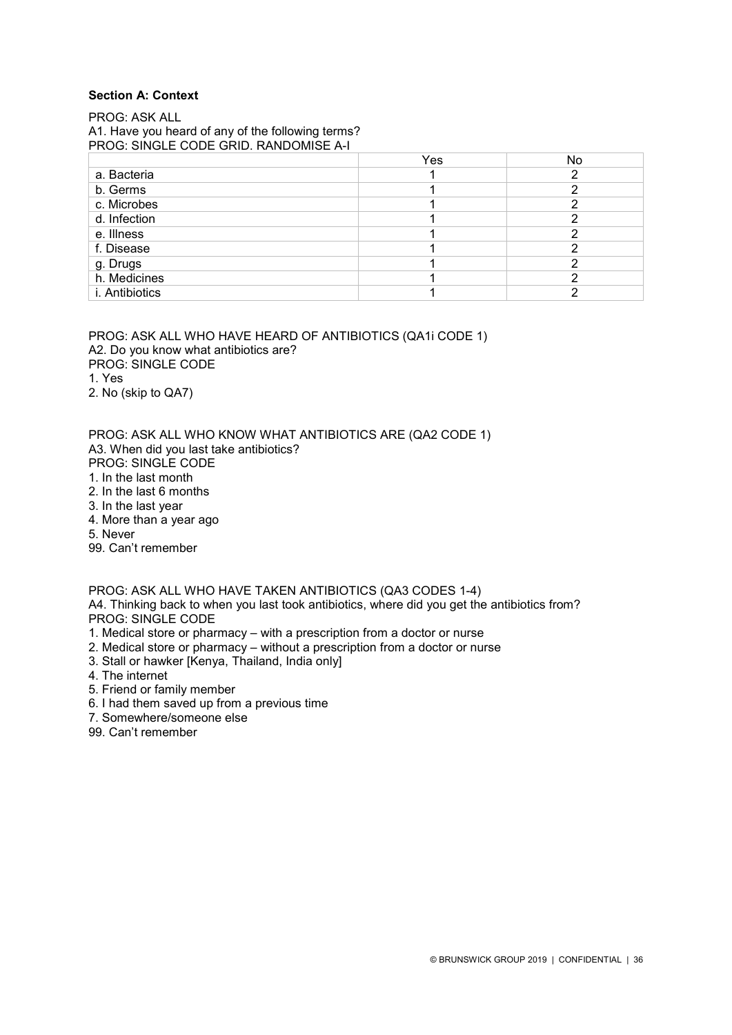**Section A: Context**

PROG: ASK ALL
A1. Have you heard of any of the following terms?
PROG: SINGLE CODE GRID. RANDOMISE A-I

| | Yes | No |
|---|---|---|
| a. Bacteria | 1 | 2 |
| b. Germs | 1 | 2 |
| c. Microbes | 1 | 2 |
| d. Infection | 1 | 2 |
| e. Illness | 1 | 2 |
| f. Disease | 1 | 2 |
| g. Drugs | 1 | 2 |
| h. Medicines | 1 | 2 |
| i. Antibiotics | 1 | 2 |

PROG: ASK ALL WHO HAVE HEARD OF ANTIBIOTICS (QA1i CODE 1)
A2. Do you know what antibiotics are?
PROG: SINGLE CODE
1. Yes
2. No (skip to QA7)

PROG: ASK ALL WHO KNOW WHAT ANTIBIOTICS ARE (QA2 CODE 1)
A3. When did you last take antibiotics?
PROG: SINGLE CODE
1. In the last month
2. In the last 6 months
3. In the last year
4. More than a year ago
5. Never
99. Can't remember

PROG: ASK ALL WHO HAVE TAKEN ANTIBIOTICS (QA3 CODES 1-4)
A4. Thinking back to when you last took antibiotics, where did you get the antibiotics from?
PROG: SINGLE CODE
1. Medical store or pharmacy – with a prescription from a doctor or nurse
2. Medical store or pharmacy – without a prescription from a doctor or nurse
3. Stall or hawker [Kenya, Thailand, India only]
4. The internet
5. Friend or family member
6. I had them saved up from a previous time
7. Somewhere/someone else
99. Can't remember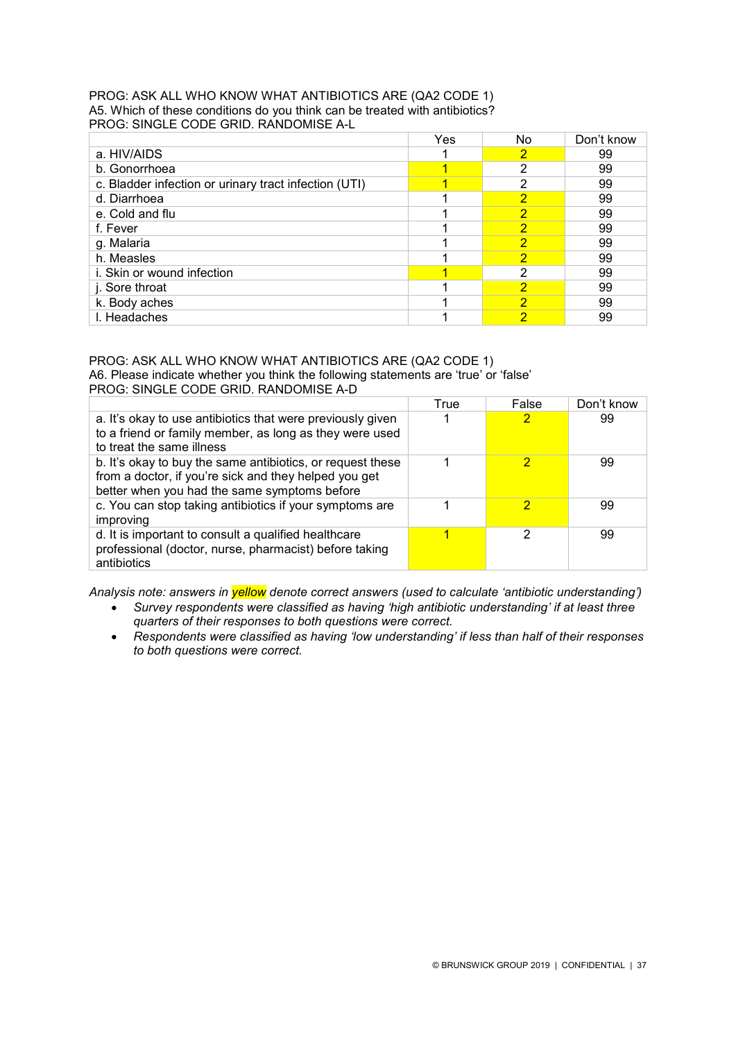PROG: ASK ALL WHO KNOW WHAT ANTIBIOTICS ARE (QA2 CODE 1)
A5. Which of these conditions do you think can be treated with antibiotics?
PROG: SINGLE CODE GRID. RANDOMISE A-L

| | Yes | No | Don't know |
|---|---|---|---|
| a. HIV/AIDS | 1 | 2 | 99 |
| b. Gonorrhoea | 1 | 2 | 99 |
| c. Bladder infection or urinary tract infection (UTI) | 1 | 2 | 99 |
| d. Diarrhoea | 1 | 2 | 99 |
| e. Cold and flu | 1 | 2 | 99 |
| f. Fever | 1 | 2 | 99 |
| g. Malaria | 1 | 2 | 99 |
| h. Measles | 1 | 2 | 99 |
| i. Skin or wound infection | 1 | 2 | 99 |
| j. Sore throat | 1 | 2 | 99 |
| k. Body aches | 1 | 2 | 99 |
| l. Headaches | 1 | 2 | 99 |

PROG: ASK ALL WHO KNOW WHAT ANTIBIOTICS ARE (QA2 CODE 1)
A6. Please indicate whether you think the following statements are 'true' or 'false'
PROG: SINGLE CODE GRID. RANDOMISE A-D

| | True | False | Don't know |
|---|---|---|---|
| a. It's okay to use antibiotics that were previously given to a friend or family member, as long as they were used to treat the same illness | 1 | 2 | 99 |
| b. It's okay to buy the same antibiotics, or request these from a doctor, if you're sick and they helped you get better when you had the same symptoms before | 1 | 2 | 99 |
| c. You can stop taking antibiotics if your symptoms are improving | 1 | 2 | 99 |
| d. It is important to consult a qualified healthcare professional (doctor, nurse, pharmacist) before taking antibiotics | 1 | 2 | 99 |

*Analysis note: answers in yellow denote correct answers (used to calculate 'antibiotic understanding')*

- *Survey respondents were classified as having 'high antibiotic understanding' if at least three quarters of their responses to both questions were correct.*
- *Respondents were classified as having 'low understanding' if less than half of their responses to both questions were correct.*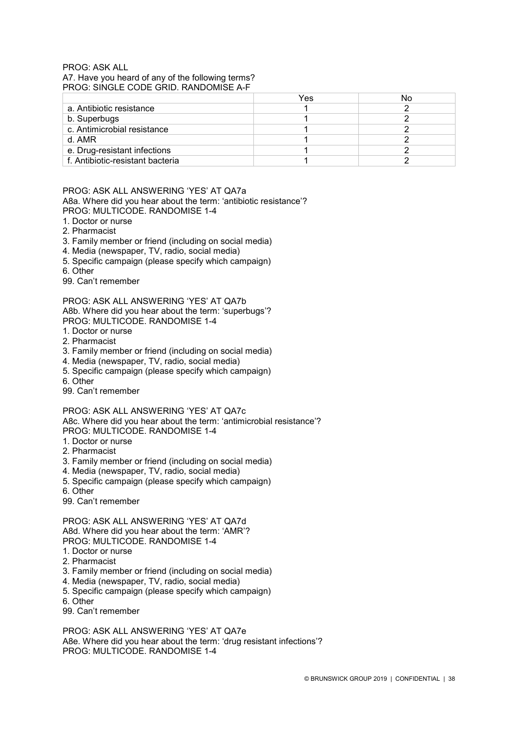PROG: ASK ALL
A7. Have you heard of any of the following terms?
PROG: SINGLE CODE GRID. RANDOMISE A-F

| | Yes | No |
|---|---|---|
| a. Antibiotic resistance | 1 | 2 |
| b. Superbugs | 1 | 2 |
| c. Antimicrobial resistance | 1 | 2 |
| d. AMR | 1 | 2 |
| e. Drug-resistant infections | 1 | 2 |
| f. Antibiotic-resistant bacteria | 1 | 2 |

PROG: ASK ALL ANSWERING 'YES' AT QA7a
A8a. Where did you hear about the term: 'antibiotic resistance'?
PROG: MULTICODE. RANDOMISE 1-4
1. Doctor or nurse
2. Pharmacist
3. Family member or friend (including on social media)
4. Media (newspaper, TV, radio, social media)
5. Specific campaign (please specify which campaign)
6. Other
99. Can't remember

PROG: ASK ALL ANSWERING 'YES' AT QA7b
A8b. Where did you hear about the term: 'superbugs'?
PROG: MULTICODE. RANDOMISE 1-4
1. Doctor or nurse
2. Pharmacist
3. Family member or friend (including on social media)
4. Media (newspaper, TV, radio, social media)
5. Specific campaign (please specify which campaign)
6. Other
99. Can't remember

PROG: ASK ALL ANSWERING 'YES' AT QA7c
A8c. Where did you hear about the term: 'antimicrobial resistance'?
PROG: MULTICODE. RANDOMISE 1-4
1. Doctor or nurse
2. Pharmacist
3. Family member or friend (including on social media)
4. Media (newspaper, TV, radio, social media)
5. Specific campaign (please specify which campaign)
6. Other
99. Can't remember

PROG: ASK ALL ANSWERING 'YES' AT QA7d
A8d. Where did you hear about the term: 'AMR'?
PROG: MULTICODE. RANDOMISE 1-4
1. Doctor or nurse
2. Pharmacist
3. Family member or friend (including on social media)
4. Media (newspaper, TV, radio, social media)
5. Specific campaign (please specify which campaign)
6. Other
99. Can't remember

PROG: ASK ALL ANSWERING 'YES' AT QA7e
A8e. Where did you hear about the term: 'drug resistant infections'?
PROG: MULTICODE. RANDOMISE 1-4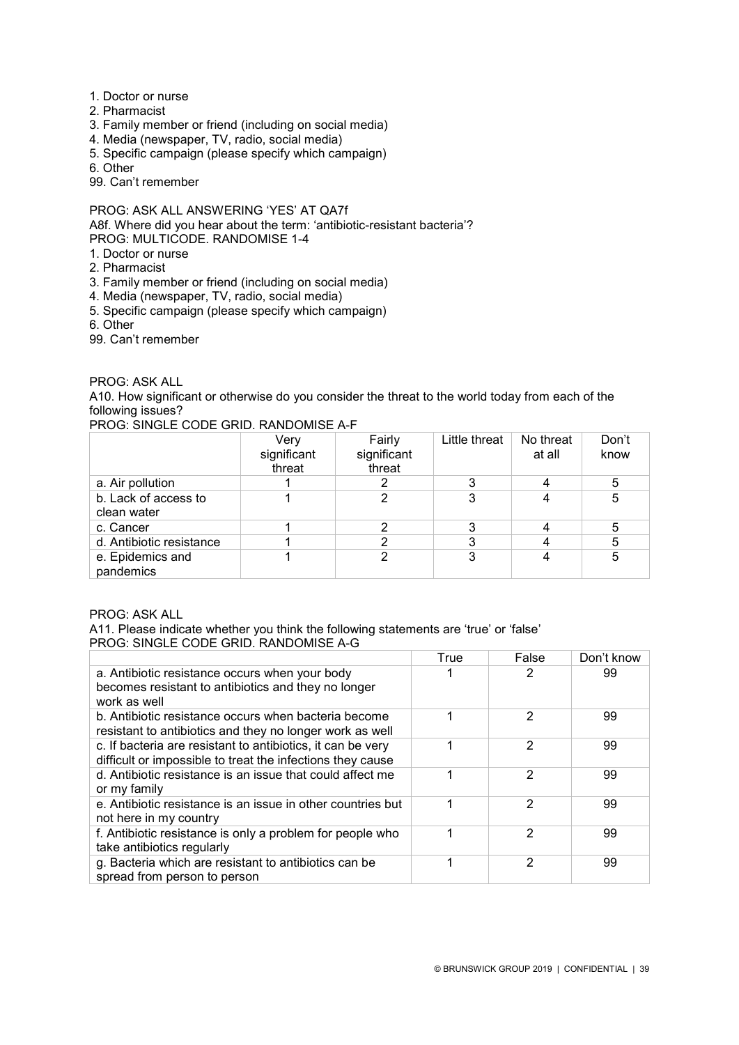1. Doctor or nurse
2. Pharmacist
3. Family member or friend (including on social media)
4. Media (newspaper, TV, radio, social media)
5. Specific campaign (please specify which campaign)
6. Other
99. Can't remember

PROG: ASK ALL ANSWERING 'YES' AT QA7f

A8f. Where did you hear about the term: 'antibiotic-resistant bacteria'?

PROG: MULTICODE. RANDOMISE 1-4

1. Doctor or nurse
2. Pharmacist
3. Family member or friend (including on social media)
4. Media (newspaper, TV, radio, social media)
5. Specific campaign (please specify which campaign)
6. Other
99. Can't remember

PROG: ASK ALL

A10. How significant or otherwise do you consider the threat to the world today from each of the following issues?

PROG: SINGLE CODE GRID. RANDOMISE A-F

| | Very significant threat | Fairly significant threat | Little threat | No threat at all | Don't know |
|---|---|---|---|---|---|
| a. Air pollution | 1 | 2 | 3 | 4 | 5 |
| b. Lack of access to clean water | 1 | 2 | 3 | 4 | 5 |
| c. Cancer | 1 | 2 | 3 | 4 | 5 |
| d. Antibiotic resistance | 1 | 2 | 3 | 4 | 5 |
| e. Epidemics and pandemics | 1 | 2 | 3 | 4 | 5 |

PROG: ASK ALL

A11. Please indicate whether you think the following statements are 'true' or 'false'

PROG: SINGLE CODE GRID. RANDOMISE A-G

| | True | False | Don't know |
|---|---|---|---|
| a. Antibiotic resistance occurs when your body becomes resistant to antibiotics and they no longer work as well | 1 | 2 | 99 |
| b. Antibiotic resistance occurs when bacteria become resistant to antibiotics and they no longer work as well | 1 | 2 | 99 |
| c. If bacteria are resistant to antibiotics, it can be very difficult or impossible to treat the infections they cause | 1 | 2 | 99 |
| d. Antibiotic resistance is an issue that could affect me or my family | 1 | 2 | 99 |
| e. Antibiotic resistance is an issue in other countries but not here in my country | 1 | 2 | 99 |
| f. Antibiotic resistance is only a problem for people who take antibiotics regularly | 1 | 2 | 99 |
| g. Bacteria which are resistant to antibiotics can be spread from person to person | 1 | 2 | 99 |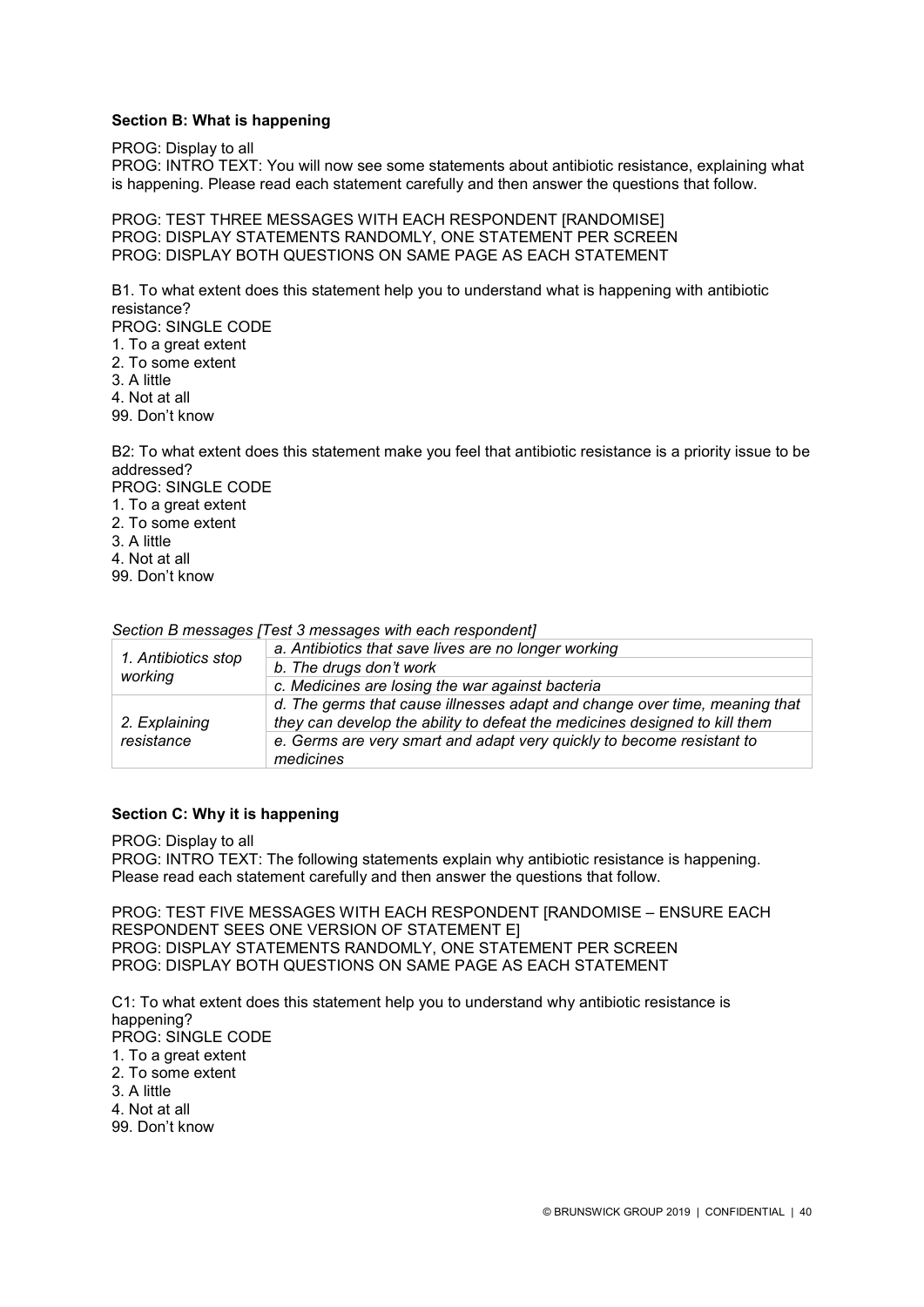**Section B: What is happening**

PROG: Display to all
PROG: INTRO TEXT: You will now see some statements about antibiotic resistance, explaining what is happening. Please read each statement carefully and then answer the questions that follow.

PROG: TEST THREE MESSAGES WITH EACH RESPONDENT [RANDOMISE]
PROG: DISPLAY STATEMENTS RANDOMLY, ONE STATEMENT PER SCREEN
PROG: DISPLAY BOTH QUESTIONS ON SAME PAGE AS EACH STATEMENT

B1. To what extent does this statement help you to understand what is happening with antibiotic resistance?
PROG: SINGLE CODE
1. To a great extent
2. To some extent
3. A little
4. Not at all
99. Don't know

B2: To what extent does this statement make you feel that antibiotic resistance is a priority issue to be addressed?
PROG: SINGLE CODE
1. To a great extent
2. To some extent
3. A little
4. Not at all
99. Don't know

*Section B messages [Test 3 messages with each respondent]*

| | |
|---|---|
| *1. Antibiotics stop working* | *a. Antibiotics that save lives are no longer working* |
| | *b. The drugs don't work* |
| | *c. Medicines are losing the war against bacteria* |
| *2. Explaining resistance* | *d. The germs that cause illnesses adapt and change over time, meaning that they can develop the ability to defeat the medicines designed to kill them* |
| | *e. Germs are very smart and adapt very quickly to become resistant to medicines* |

**Section C: Why it is happening**

PROG: Display to all
PROG: INTRO TEXT: The following statements explain why antibiotic resistance is happening. Please read each statement carefully and then answer the questions that follow.

PROG: TEST FIVE MESSAGES WITH EACH RESPONDENT [RANDOMISE – ENSURE EACH RESPONDENT SEES ONE VERSION OF STATEMENT E]
PROG: DISPLAY STATEMENTS RANDOMLY, ONE STATEMENT PER SCREEN
PROG: DISPLAY BOTH QUESTIONS ON SAME PAGE AS EACH STATEMENT

C1: To what extent does this statement help you to understand why antibiotic resistance is happening?
PROG: SINGLE CODE
1. To a great extent
2. To some extent
3. A little
4. Not at all
99. Don't know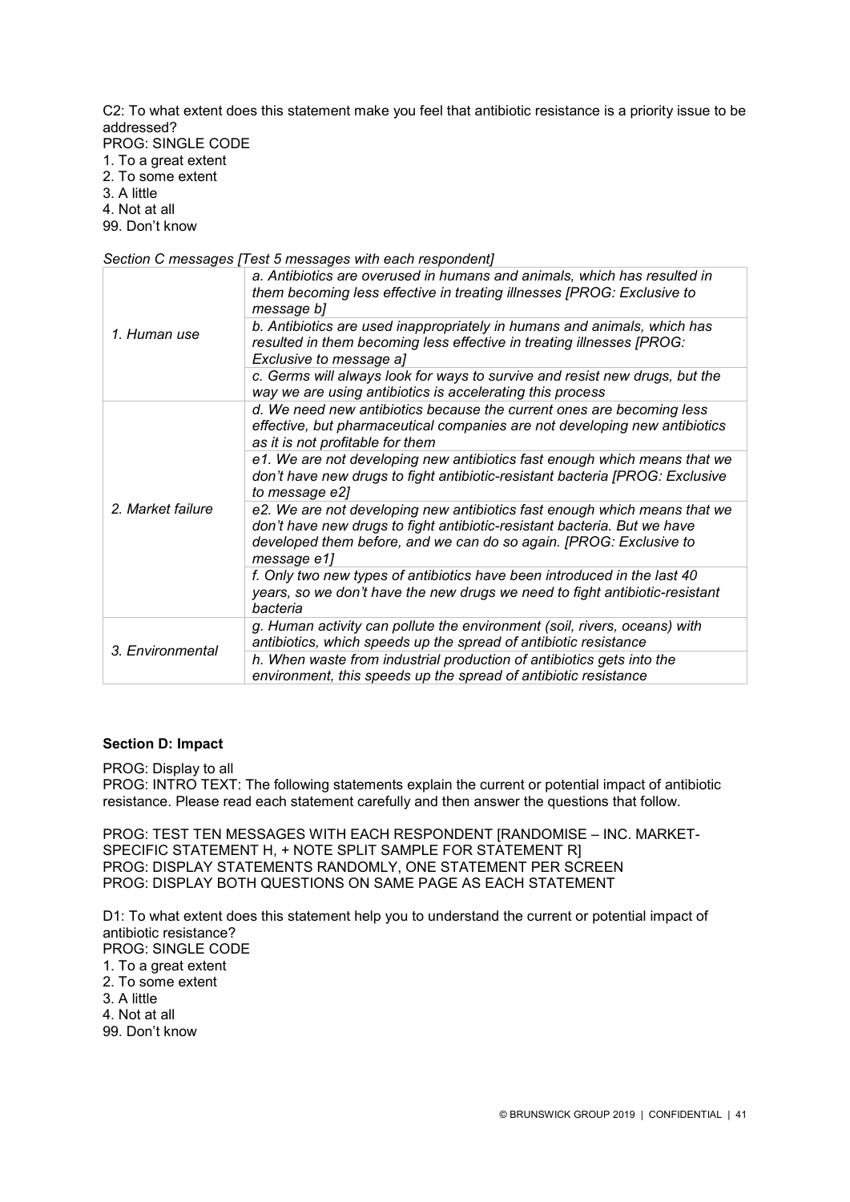C2: To what extent does this statement make you feel that antibiotic resistance is a priority issue to be addressed?
PROG: SINGLE CODE
1. To a great extent
2. To some extent
3. A little
4. Not at all
99. Don't know

*Section C messages [Test 5 messages with each respondent]*

| | |
|---|---|
| *1. Human use* | *a. Antibiotics are overused in humans and animals, which has resulted in them becoming less effective in treating illnesses [PROG: Exclusive to message b]* |
| | *b. Antibiotics are used inappropriately in humans and animals, which has resulted in them becoming less effective in treating illnesses [PROG: Exclusive to message a]* |
| | *c. Germs will always look for ways to survive and resist new drugs, but the way we are using antibiotics is accelerating this process* |
| *2. Market failure* | *d. We need new antibiotics because the current ones are becoming less effective, but pharmaceutical companies are not developing new antibiotics as it is not profitable for them* |
| | *e1. We are not developing new antibiotics fast enough which means that we don't have new drugs to fight antibiotic-resistant bacteria [PROG: Exclusive to message e2]* |
| | *e2. We are not developing new antibiotics fast enough which means that we don't have new drugs to fight antibiotic-resistant bacteria. But we have developed them before, and we can do so again. [PROG: Exclusive to message e1]* |
| | *f. Only two new types of antibiotics have been introduced in the last 40 years, so we don't have the new drugs we need to fight antibiotic-resistant bacteria* |
| *3. Environmental* | *g. Human activity can pollute the environment (soil, rivers, oceans) with antibiotics, which speeds up the spread of antibiotic resistance* |
| | *h. When waste from industrial production of antibiotics gets into the environment, this speeds up the spread of antibiotic resistance* |

**Section D: Impact**

PROG: Display to all
PROG: INTRO TEXT: The following statements explain the current or potential impact of antibiotic resistance. Please read each statement carefully and then answer the questions that follow.

PROG: TEST TEN MESSAGES WITH EACH RESPONDENT [RANDOMISE – INC. MARKET-SPECIFIC STATEMENT H, + NOTE SPLIT SAMPLE FOR STATEMENT R]
PROG: DISPLAY STATEMENTS RANDOMLY, ONE STATEMENT PER SCREEN
PROG: DISPLAY BOTH QUESTIONS ON SAME PAGE AS EACH STATEMENT

D1: To what extent does this statement help you to understand the current or potential impact of antibiotic resistance?
PROG: SINGLE CODE
1. To a great extent
2. To some extent
3. A little
4. Not at all
99. Don't know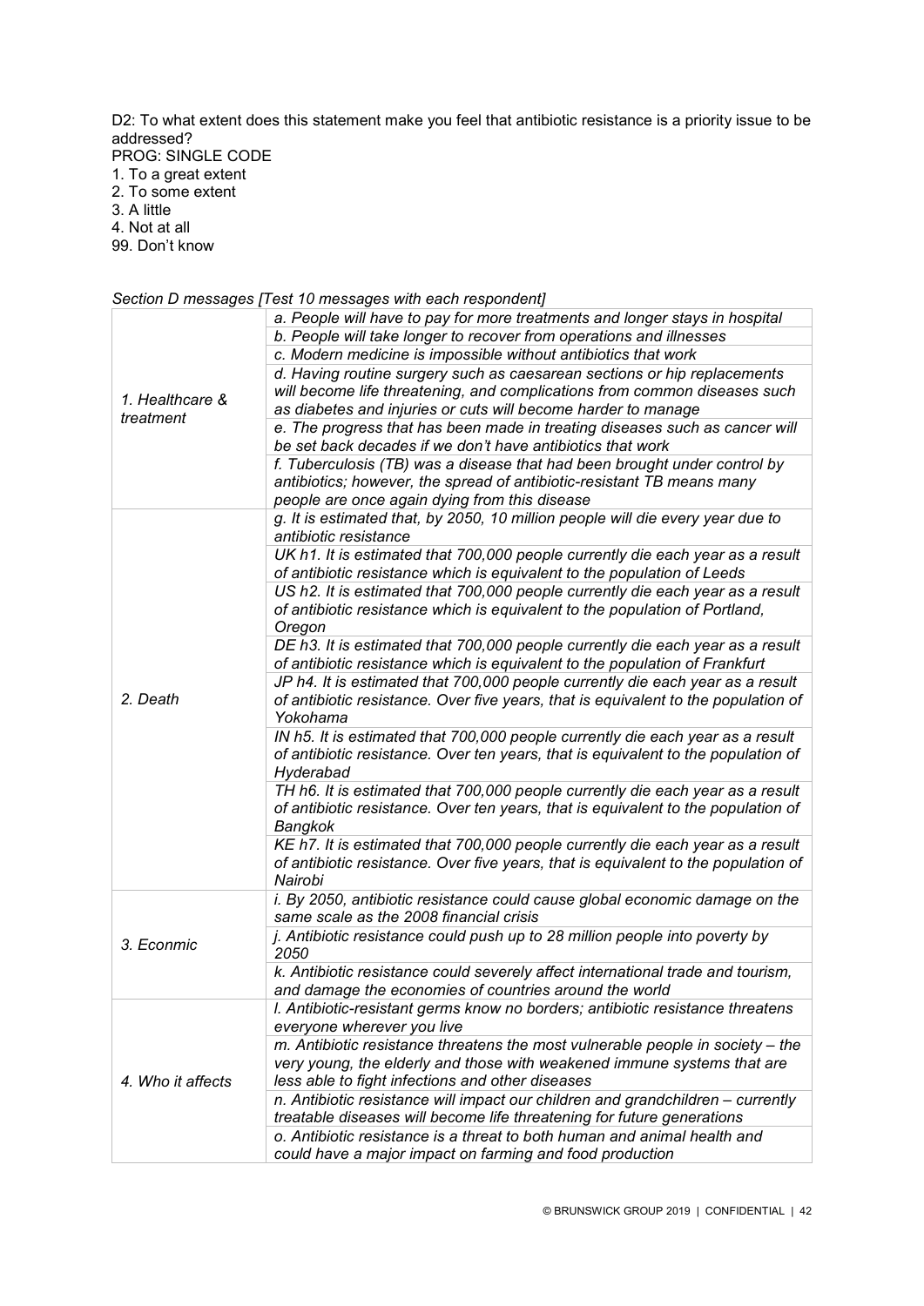D2: To what extent does this statement make you feel that antibiotic resistance is a priority issue to be addressed?

PROG: SINGLE CODE

1. To a great extent
2. To some extent
3. A little
4. Not at all

99. Don't know

*Section D messages [Test 10 messages with each respondent]*

| | |
|---|---|
| *1. Healthcare & treatment* | *a. People will have to pay for more treatments and longer stays in hospital* |
| | *b. People will take longer to recover from operations and illnesses* |
| | *c. Modern medicine is impossible without antibiotics that work* |
| | *d. Having routine surgery such as caesarean sections or hip replacements will become life threatening, and complications from common diseases such as diabetes and injuries or cuts will become harder to manage* |
| | *e. The progress that has been made in treating diseases such as cancer will be set back decades if we don't have antibiotics that work* |
| | *f. Tuberculosis (TB) was a disease that had been brought under control by antibiotics; however, the spread of antibiotic-resistant TB means many people are once again dying from this disease* |
| *2. Death* | *g. It is estimated that, by 2050, 10 million people will die every year due to antibiotic resistance* |
| | *UK h1. It is estimated that 700,000 people currently die each year as a result of antibiotic resistance which is equivalent to the population of Leeds* |
| | *US h2. It is estimated that 700,000 people currently die each year as a result of antibiotic resistance which is equivalent to the population of Portland, Oregon* |
| | *DE h3. It is estimated that 700,000 people currently die each year as a result of antibiotic resistance which is equivalent to the population of Frankfurt* |
| | *JP h4. It is estimated that 700,000 people currently die each year as a result of antibiotic resistance. Over five years, that is equivalent to the population of Yokohama* |
| | *IN h5. It is estimated that 700,000 people currently die each year as a result of antibiotic resistance. Over ten years, that is equivalent to the population of Hyderabad* |
| | *TH h6. It is estimated that 700,000 people currently die each year as a result of antibiotic resistance. Over ten years, that is equivalent to the population of Bangkok* |
| | *KE h7. It is estimated that 700,000 people currently die each year as a result of antibiotic resistance. Over five years, that is equivalent to the population of Nairobi* |
| *3. Econmic* | *i. By 2050, antibiotic resistance could cause global economic damage on the same scale as the 2008 financial crisis* |
| | *j. Antibiotic resistance could push up to 28 million people into poverty by 2050* |
| | *k. Antibiotic resistance could severely affect international trade and tourism, and damage the economies of countries around the world* |
| *4. Who it affects* | *l. Antibiotic-resistant germs know no borders; antibiotic resistance threatens everyone wherever you live* |
| | *m. Antibiotic resistance threatens the most vulnerable people in society – the very young, the elderly and those with weakened immune systems that are less able to fight infections and other diseases* |
| | *n. Antibiotic resistance will impact our children and grandchildren – currently treatable diseases will become life threatening for future generations* |
| | *o. Antibiotic resistance is a threat to both human and animal health and could have a major impact on farming and food production* |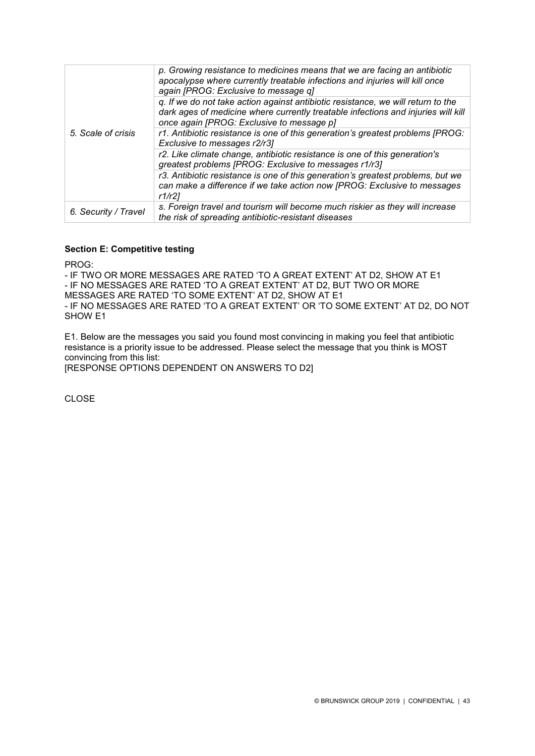| | |
|---|---|
| 5. Scale of crisis | *p. Growing resistance to medicines means that we are facing an antibiotic apocalypse where currently treatable infections and injuries will kill once again [PROG: Exclusive to message q]* |
| | *q. If we do not take action against antibiotic resistance, we will return to the dark ages of medicine where currently treatable infections and injuries will kill once again [PROG: Exclusive to message p]* |
| | *r1. Antibiotic resistance is one of this generation's greatest problems [PROG: Exclusive to messages r2/r3]* |
| | *r2. Like climate change, antibiotic resistance is one of this generation's greatest problems [PROG: Exclusive to messages r1/r3]* |
| | *r3. Antibiotic resistance is one of this generation's greatest problems, but we can make a difference if we take action now [PROG: Exclusive to messages r1/r2]* |
| 6. Security / Travel | *s. Foreign travel and tourism will become much riskier as they will increase the risk of spreading antibiotic-resistant diseases* |

**Section E: Competitive testing**

PROG:

- IF TWO OR MORE MESSAGES ARE RATED 'TO A GREAT EXTENT' AT D2, SHOW AT E1
- IF NO MESSAGES ARE RATED 'TO A GREAT EXTENT' AT D2, BUT TWO OR MORE MESSAGES ARE RATED 'TO SOME EXTENT' AT D2, SHOW AT E1
- IF NO MESSAGES ARE RATED 'TO A GREAT EXTENT' OR 'TO SOME EXTENT' AT D2, DO NOT SHOW E1

E1. Below are the messages you said you found most convincing in making you feel that antibiotic resistance is a priority issue to be addressed. Please select the message that you think is MOST convincing from this list:
[RESPONSE OPTIONS DEPENDENT ON ANSWERS TO D2]

CLOSE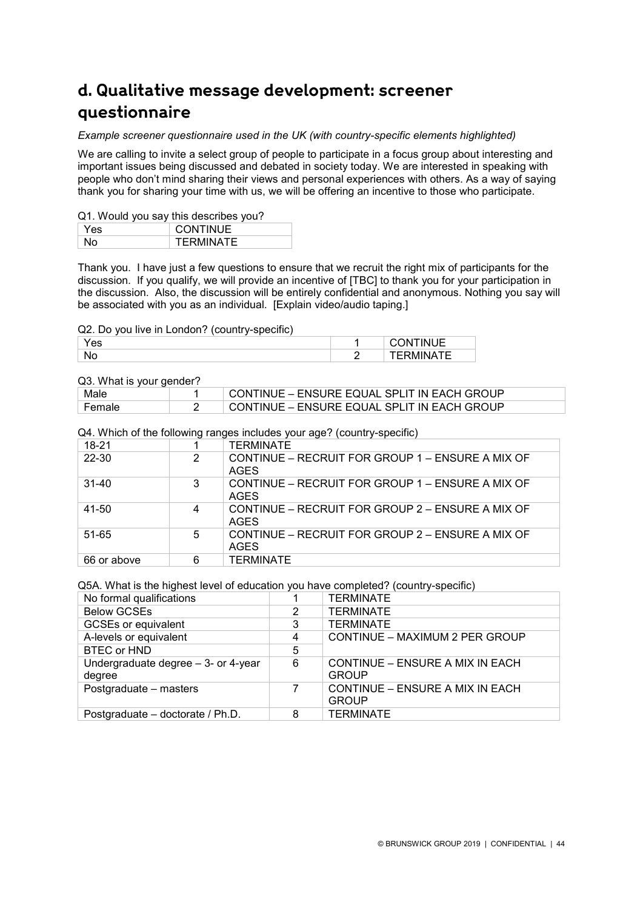## d. Qualitative message development: screener questionnaire

*Example screener questionnaire used in the UK (with country-specific elements highlighted)*

We are calling to invite a select group of people to participate in a focus group about interesting and important issues being discussed and debated in society today. We are interested in speaking with people who don't mind sharing their views and personal experiences with others. As a way of saying thank you for sharing your time with us, we will be offering an incentive to those who participate.

Q1. Would you say this describes you?

| Yes | CONTINUE |
|---|---|
| No | TERMINATE |

Thank you. I have just a few questions to ensure that we recruit the right mix of participants for the discussion. If you qualify, we will provide an incentive of [TBC] to thank you for your participation in the discussion. Also, the discussion will be entirely confidential and anonymous. Nothing you say will be associated with you as an individual. [Explain video/audio taping.]

Q2. Do you live in London? (country-specific)

| Yes | 1 | CONTINUE |
|---|---|---|
| No | 2 | TERMINATE |

Q3. What is your gender?

| Male | 1 | CONTINUE – ENSURE EQUAL SPLIT IN EACH GROUP |
|---|---|---|
| Female | 2 | CONTINUE – ENSURE EQUAL SPLIT IN EACH GROUP |

Q4. Which of the following ranges includes your age? (country-specific)

| 18-21 | 1 | TERMINATE |
|---|---|---|
| 22-30 | 2 | CONTINUE – RECRUIT FOR GROUP 1 – ENSURE A MIX OF AGES |
| 31-40 | 3 | CONTINUE – RECRUIT FOR GROUP 1 – ENSURE A MIX OF AGES |
| 41-50 | 4 | CONTINUE – RECRUIT FOR GROUP 2 – ENSURE A MIX OF AGES |
| 51-65 | 5 | CONTINUE – RECRUIT FOR GROUP 2 – ENSURE A MIX OF AGES |
| 66 or above | 6 | TERMINATE |

Q5A. What is the highest level of education you have completed? (country-specific)

| No formal qualifications | 1 | TERMINATE |
|---|---|---|
| Below GCSEs | 2 | TERMINATE |
| GCSEs or equivalent | 3 | TERMINATE |
| A-levels or equivalent | 4 | CONTINUE – MAXIMUM 2 PER GROUP |
| BTEC or HND | 5 | |
| Undergraduate degree – 3- or 4-year degree | 6 | CONTINUE – ENSURE A MIX IN EACH GROUP |
| Postgraduate – masters | 7 | CONTINUE – ENSURE A MIX IN EACH GROUP |
| Postgraduate – doctorate / Ph.D. | 8 | TERMINATE |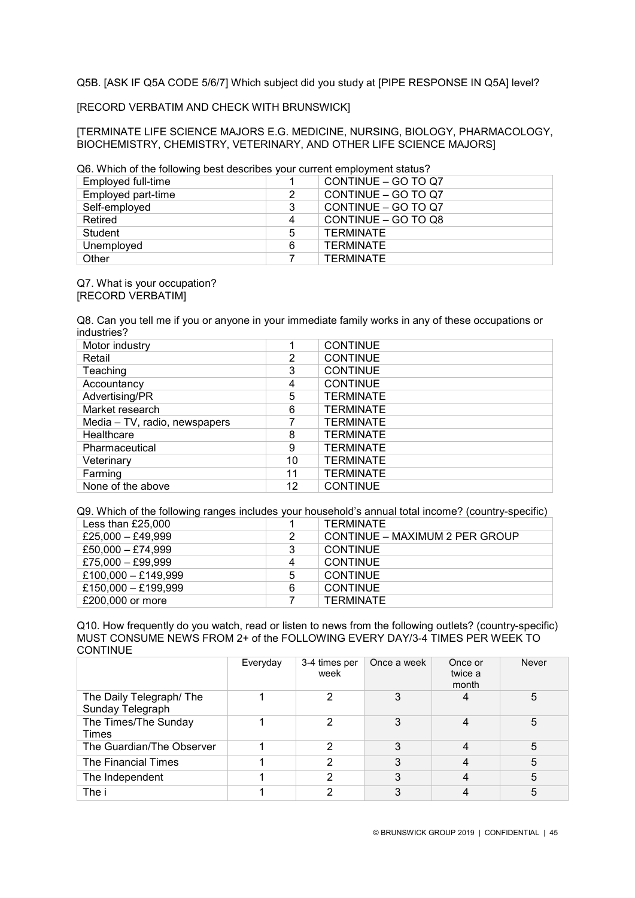Q5B. [ASK IF Q5A CODE 5/6/7] Which subject did you study at [PIPE RESPONSE IN Q5A] level?

[RECORD VERBATIM AND CHECK WITH BRUNSWICK]

[TERMINATE LIFE SCIENCE MAJORS E.G. MEDICINE, NURSING, BIOLOGY, PHARMACOLOGY, BIOCHEMISTRY, CHEMISTRY, VETERINARY, AND OTHER LIFE SCIENCE MAJORS]

Q6. Which of the following best describes your current employment status?

| | | |
|---|---|---|
| Employed full-time | 1 | CONTINUE – GO TO Q7 |
| Employed part-time | 2 | CONTINUE – GO TO Q7 |
| Self-employed | 3 | CONTINUE – GO TO Q7 |
| Retired | 4 | CONTINUE – GO TO Q8 |
| Student | 5 | TERMINATE |
| Unemployed | 6 | TERMINATE |
| Other | 7 | TERMINATE |

Q7. What is your occupation?
[RECORD VERBATIM]

Q8. Can you tell me if you or anyone in your immediate family works in any of these occupations or industries?

| | | |
|---|---|---|
| Motor industry | 1 | CONTINUE |
| Retail | 2 | CONTINUE |
| Teaching | 3 | CONTINUE |
| Accountancy | 4 | CONTINUE |
| Advertising/PR | 5 | TERMINATE |
| Market research | 6 | TERMINATE |
| Media – TV, radio, newspapers | 7 | TERMINATE |
| Healthcare | 8 | TERMINATE |
| Pharmaceutical | 9 | TERMINATE |
| Veterinary | 10 | TERMINATE |
| Farming | 11 | TERMINATE |
| None of the above | 12 | CONTINUE |

Q9. Which of the following ranges includes your household's annual total income? (country-specific)

| | | |
|---|---|---|
| Less than £25,000 | 1 | TERMINATE |
| £25,000 – £49,999 | 2 | CONTINUE – MAXIMUM 2 PER GROUP |
| £50,000 – £74,999 | 3 | CONTINUE |
| £75,000 – £99,999 | 4 | CONTINUE |
| £100,000 – £149,999 | 5 | CONTINUE |
| £150,000 – £199,999 | 6 | CONTINUE |
| £200,000 or more | 7 | TERMINATE |

Q10. How frequently do you watch, read or listen to news from the following outlets? (country-specific)
MUST CONSUME NEWS FROM 2+ of the FOLLOWING EVERY DAY/3-4 TIMES PER WEEK TO CONTINUE

| | Everyday | 3-4 times per week | Once a week | Once or twice a month | Never |
|---|---|---|---|---|---|
| The Daily Telegraph/ The Sunday Telegraph | 1 | 2 | 3 | 4 | 5 |
| The Times/The Sunday Times | 1 | 2 | 3 | 4 | 5 |
| The Guardian/The Observer | 1 | 2 | 3 | 4 | 5 |
| The Financial Times | 1 | 2 | 3 | 4 | 5 |
| The Independent | 1 | 2 | 3 | 4 | 5 |
| The i | 1 | 2 | 3 | 4 | 5 |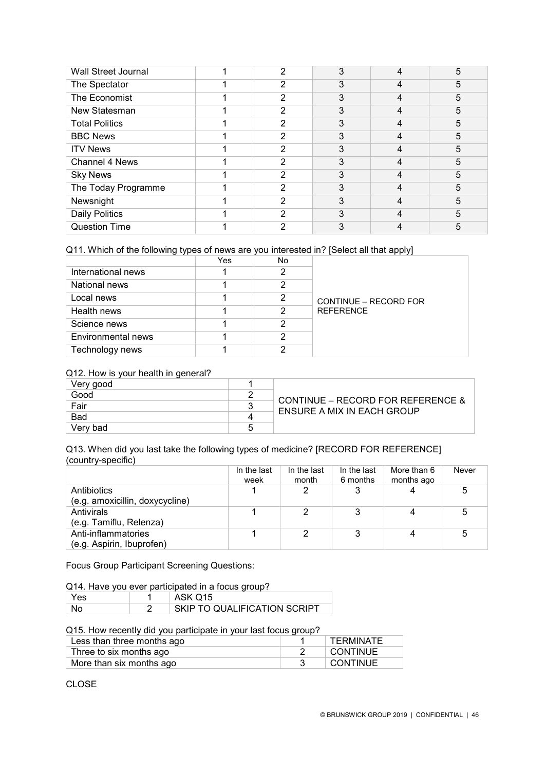| | | | | | |
|---|---|---|---|---|---|
| Wall Street Journal | 1 | 2 | 3 | 4 | 5 |
| The Spectator | 1 | 2 | 3 | 4 | 5 |
| The Economist | 1 | 2 | 3 | 4 | 5 |
| New Statesman | 1 | 2 | 3 | 4 | 5 |
| Total Politics | 1 | 2 | 3 | 4 | 5 |
| BBC News | 1 | 2 | 3 | 4 | 5 |
| ITV News | 1 | 2 | 3 | 4 | 5 |
| Channel 4 News | 1 | 2 | 3 | 4 | 5 |
| Sky News | 1 | 2 | 3 | 4 | 5 |
| The Today Programme | 1 | 2 | 3 | 4 | 5 |
| Newsnight | 1 | 2 | 3 | 4 | 5 |
| Daily Politics | 1 | 2 | 3 | 4 | 5 |
| Question Time | 1 | 2 | 3 | 4 | 5 |

Q11. Which of the following types of news are you interested in? [Select all that apply]

| | Yes | No | |
|---|---|---|---|
| International news | 1 | 2 | CONTINUE – RECORD FOR REFERENCE |
| National news | 1 | 2 | |
| Local news | 1 | 2 | |
| Health news | 1 | 2 | |
| Science news | 1 | 2 | |
| Environmental news | 1 | 2 | |
| Technology news | 1 | 2 | |

Q12. How is your health in general?

| | | |
|---|---|---|
| Very good | 1 | CONTINUE – RECORD FOR REFERENCE & ENSURE A MIX IN EACH GROUP |
| Good | 2 | |
| Fair | 3 | |
| Bad | 4 | |
| Very bad | 5 | |

Q13. When did you last take the following types of medicine? [RECORD FOR REFERENCE] (country-specific)

| | In the last week | In the last month | In the last 6 months | More than 6 months ago | Never |
|---|---|---|---|---|---|
| Antibiotics (e.g. amoxicillin, doxycycline) | 1 | 2 | 3 | 4 | 5 |
| Antivirals (e.g. Tamiflu, Relenza) | 1 | 2 | 3 | 4 | 5 |
| Anti-inflammatories (e.g. Aspirin, Ibuprofen) | 1 | 2 | 3 | 4 | 5 |

Focus Group Participant Screening Questions:

Q14. Have you ever participated in a focus group?

| | | |
|---|---|---|
| Yes | 1 | ASK Q15 |
| No | 2 | SKIP TO QUALIFICATION SCRIPT |

Q15. How recently did you participate in your last focus group?

| | | |
|---|---|---|
| Less than three months ago | 1 | TERMINATE |
| Three to six months ago | 2 | CONTINUE |
| More than six months ago | 3 | CONTINUE |

CLOSE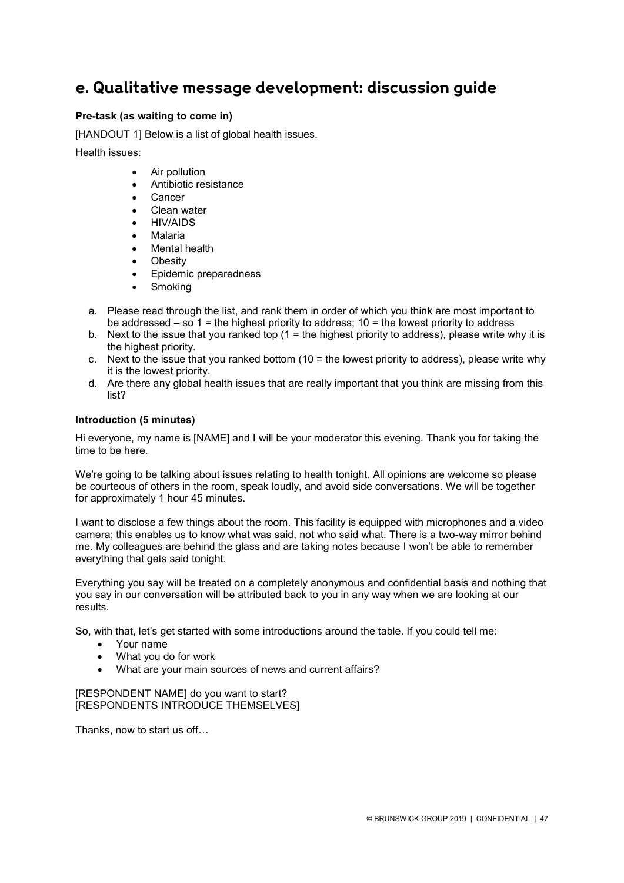## e. Qualitative message development: discussion guide

**Pre-task (as waiting to come in)**

[HANDOUT 1] Below is a list of global health issues.

Health issues:

- Air pollution
- Antibiotic resistance
- Cancer
- Clean water
- HIV/AIDS
- Malaria
- Mental health
- Obesity
- Epidemic preparedness
- Smoking

a. Please read through the list, and rank them in order of which you think are most important to be addressed – so 1 = the highest priority to address; 10 = the lowest priority to address
b. Next to the issue that you ranked top (1 = the highest priority to address), please write why it is the highest priority.
c. Next to the issue that you ranked bottom (10 = the lowest priority to address), please write why it is the lowest priority.
d. Are there any global health issues that are really important that you think are missing from this list?

**Introduction (5 minutes)**

Hi everyone, my name is [NAME] and I will be your moderator this evening. Thank you for taking the time to be here.

We're going to be talking about issues relating to health tonight. All opinions are welcome so please be courteous of others in the room, speak loudly, and avoid side conversations. We will be together for approximately 1 hour 45 minutes.

I want to disclose a few things about the room. This facility is equipped with microphones and a video camera; this enables us to know what was said, not who said what. There is a two-way mirror behind me. My colleagues are behind the glass and are taking notes because I won't be able to remember everything that gets said tonight.

Everything you say will be treated on a completely anonymous and confidential basis and nothing that you say in our conversation will be attributed back to you in any way when we are looking at our results.

So, with that, let's get started with some introductions around the table. If you could tell me:

- Your name
- What you do for work
- What are your main sources of news and current affairs?

[RESPONDENT NAME] do you want to start?
[RESPONDENTS INTRODUCE THEMSELVES]

Thanks, now to start us off…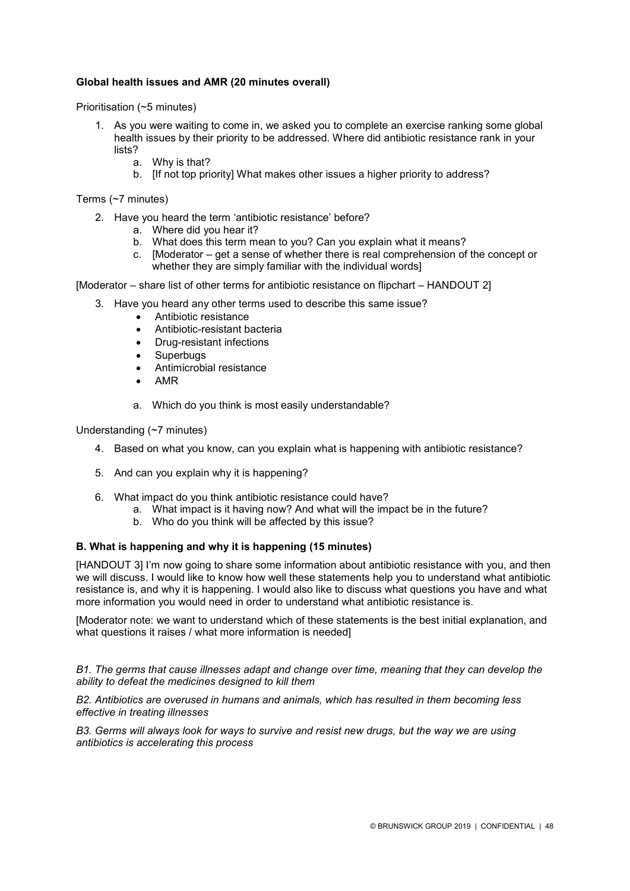**Global health issues and AMR (20 minutes overall)**

Prioritisation (~5 minutes)

1. As you were waiting to come in, we asked you to complete an exercise ranking some global health issues by their priority to be addressed. Where did antibiotic resistance rank in your lists?
   a. Why is that?
   b. [If not top priority] What makes other issues a higher priority to address?

Terms (~7 minutes)

2. Have you heard the term 'antibiotic resistance' before?
   a. Where did you hear it?
   b. What does this term mean to you? Can you explain what it means?
   c. [Moderator – get a sense of whether there is real comprehension of the concept or whether they are simply familiar with the individual words]

[Moderator – share list of other terms for antibiotic resistance on flipchart – HANDOUT 2]

3. Have you heard any other terms used to describe this same issue?
   - Antibiotic resistance
   - Antibiotic-resistant bacteria
   - Drug-resistant infections
   - Superbugs
   - Antimicrobial resistance
   - AMR

   a. Which do you think is most easily understandable?

Understanding (~7 minutes)

4. Based on what you know, can you explain what is happening with antibiotic resistance?

5. And can you explain why it is happening?

6. What impact do you think antibiotic resistance could have?
   a. What impact is it having now? And what will the impact be in the future?
   b. Who do you think will be affected by this issue?

**B. What is happening and why it is happening (15 minutes)**

[HANDOUT 3] I'm now going to share some information about antibiotic resistance with you, and then we will discuss. I would like to know how well these statements help you to understand what antibiotic resistance is, and why it is happening. I would also like to discuss what questions you have and what more information you would need in order to understand what antibiotic resistance is.

[Moderator note: we want to understand which of these statements is the best initial explanation, and what questions it raises / what more information is needed]

*B1. The germs that cause illnesses adapt and change over time, meaning that they can develop the ability to defeat the medicines designed to kill them*

*B2. Antibiotics are overused in humans and animals, which has resulted in them becoming less effective in treating illnesses*

*B3. Germs will always look for ways to survive and resist new drugs, but the way we are using antibiotics is accelerating this process*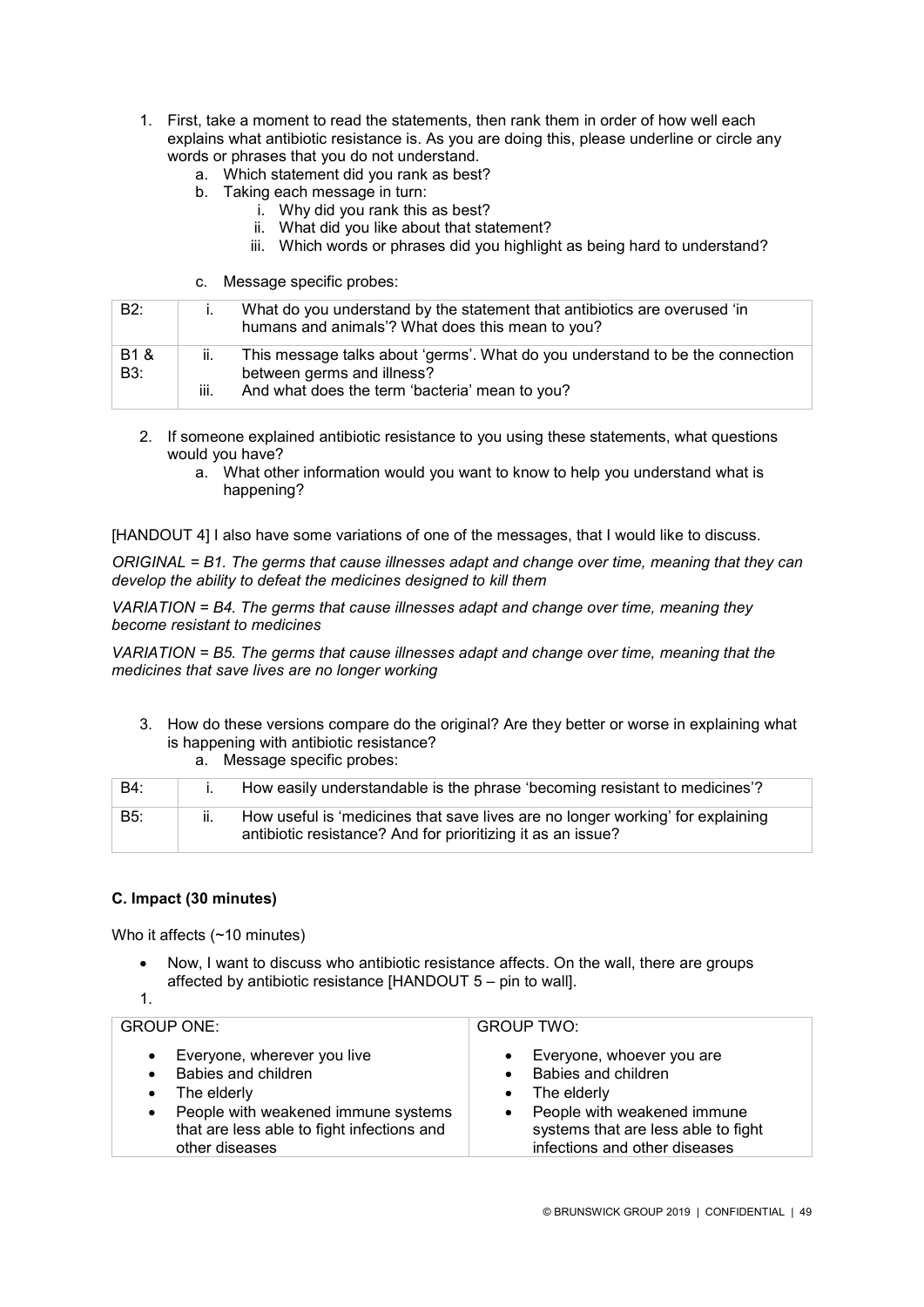1. First, take a moment to read the statements, then rank them in order of how well each explains what antibiotic resistance is. As you are doing this, please underline or circle any words or phrases that you do not understand.
   a. Which statement did you rank as best?
   b. Taking each message in turn:
      i. Why did you rank this as best?
      ii. What did you like about that statement?
      iii. Which words or phrases did you highlight as being hard to understand?
   c. Message specific probes:

| | | |
|---|---|---|
| B2: | i. | What do you understand by the statement that antibiotics are overused 'in humans and animals'? What does this mean to you? |
| B1 & B3: | ii.<br>iii. | This message talks about 'germs'. What do you understand to be the connection between germs and illness?<br>And what does the term 'bacteria' mean to you? |

2. If someone explained antibiotic resistance to you using these statements, what questions would you have?
   a. What other information would you want to know to help you understand what is happening?

[HANDOUT 4] I also have some variations of one of the messages, that I would like to discuss.

*ORIGINAL = B1. The germs that cause illnesses adapt and change over time, meaning that they can develop the ability to defeat the medicines designed to kill them*

*VARIATION = B4. The germs that cause illnesses adapt and change over time, meaning they become resistant to medicines*

*VARIATION = B5. The germs that cause illnesses adapt and change over time, meaning that the medicines that save lives are no longer working*

3. How do these versions compare do the original? Are they better or worse in explaining what is happening with antibiotic resistance?
   a. Message specific probes:

| | | |
|---|---|---|
| B4: | i. | How easily understandable is the phrase 'becoming resistant to medicines'? |
| B5: | ii. | How useful is 'medicines that save lives are no longer working' for explaining antibiotic resistance? And for prioritizing it as an issue? |

**C. Impact (30 minutes)**

Who it affects (~10 minutes)

- Now, I want to discuss who antibiotic resistance affects. On the wall, there are groups affected by antibiotic resistance [HANDOUT 5 – pin to wall].

1.

| GROUP ONE: | GROUP TWO: |
|---|---|
| • Everyone, wherever you live<br>• Babies and children<br>• The elderly<br>• People with weakened immune systems that are less able to fight infections and other diseases | • Everyone, whoever you are<br>• Babies and children<br>• The elderly<br>• People with weakened immune systems that are less able to fight infections and other diseases |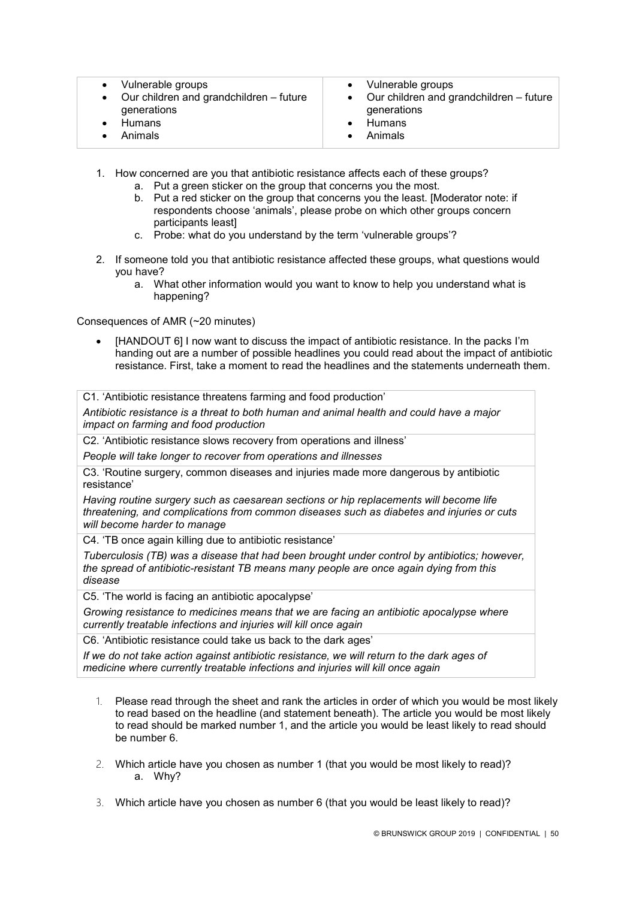| | |
|---|---|
| • Vulnerable groups<br>• Our children and grandchildren – future generations<br>• Humans<br>• Animals | • Vulnerable groups<br>• Our children and grandchildren – future generations<br>• Humans<br>• Animals |

1. How concerned are you that antibiotic resistance affects each of these groups?
    a. Put a green sticker on the group that concerns you the most.
    b. Put a red sticker on the group that concerns you the least. [Moderator note: if respondents choose 'animals', please probe on which other groups concern participants least]
    c. Probe: what do you understand by the term 'vulnerable groups'?

2. If someone told you that antibiotic resistance affected these groups, what questions would you have?
    a. What other information would you want to know to help you understand what is happening?

Consequences of AMR (~20 minutes)

- [HANDOUT 6] I now want to discuss the impact of antibiotic resistance. In the packs I'm handing out are a number of possible headlines you could read about the impact of antibiotic resistance. First, take a moment to read the headlines and the statements underneath them.

| |
|---|
| C1. 'Antibiotic resistance threatens farming and food production' |
| *Antibiotic resistance is a threat to both human and animal health and could have a major impact on farming and food production* |
| C2. 'Antibiotic resistance slows recovery from operations and illness' |
| *People will take longer to recover from operations and illnesses* |
| C3. 'Routine surgery, common diseases and injuries made more dangerous by antibiotic resistance' |
| *Having routine surgery such as caesarean sections or hip replacements will become life threatening, and complications from common diseases such as diabetes and injuries or cuts will become harder to manage* |
| C4. 'TB once again killing due to antibiotic resistance' |
| *Tuberculosis (TB) was a disease that had been brought under control by antibiotics; however, the spread of antibiotic-resistant TB means many people are once again dying from this disease* |
| C5. 'The world is facing an antibiotic apocalypse' |
| *Growing resistance to medicines means that we are facing an antibiotic apocalypse where currently treatable infections and injuries will kill once again* |
| C6. 'Antibiotic resistance could take us back to the dark ages' |
| *If we do not take action against antibiotic resistance, we will return to the dark ages of medicine where currently treatable infections and injuries will kill once again* |

1. Please read through the sheet and rank the articles in order of which you would be most likely to read based on the headline (and statement beneath). The article you would be most likely to read should be marked number 1, and the article you would be least likely to read should be number 6.

2. Which article have you chosen as number 1 (that you would be most likely to read)?
    a. Why?

3. Which article have you chosen as number 6 (that you would be least likely to read)?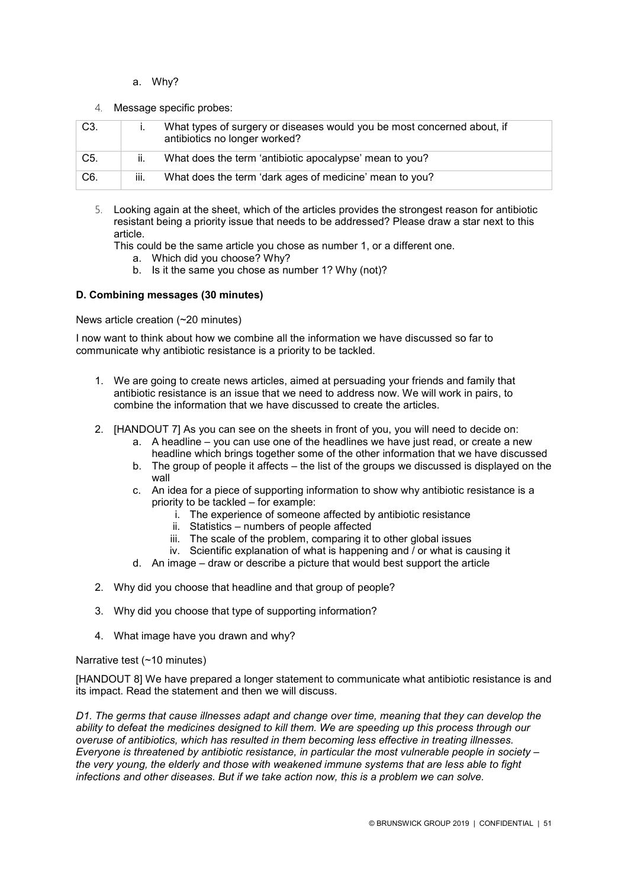a. Why?

4. Message specific probes:

| C3. | i. | What types of surgery or diseases would you be most concerned about, if antibiotics no longer worked? |
|---|---|---|
| C5. | ii. | What does the term 'antibiotic apocalypse' mean to you? |
| C6. | iii. | What does the term 'dark ages of medicine' mean to you? |

5. Looking again at the sheet, which of the articles provides the strongest reason for antibiotic resistant being a priority issue that needs to be addressed? Please draw a star next to this article.
   This could be the same article you chose as number 1, or a different one.
   a. Which did you choose? Why?
   b. Is it the same you chose as number 1? Why (not)?

**D. Combining messages (30 minutes)**

News article creation (~20 minutes)

I now want to think about how we combine all the information we have discussed so far to communicate why antibiotic resistance is a priority to be tackled.

1. We are going to create news articles, aimed at persuading your friends and family that antibiotic resistance is an issue that we need to address now. We will work in pairs, to combine the information that we have discussed to create the articles.

2. [HANDOUT 7] As you can see on the sheets in front of you, you will need to decide on:
   a. A headline – you can use one of the headlines we have just read, or create a new headline which brings together some of the other information that we have discussed
   b. The group of people it affects – the list of the groups we discussed is displayed on the wall
   c. An idea for a piece of supporting information to show why antibiotic resistance is a priority to be tackled – for example:
      i. The experience of someone affected by antibiotic resistance
      ii. Statistics – numbers of people affected
      iii. The scale of the problem, comparing it to other global issues
      iv. Scientific explanation of what is happening and / or what is causing it
   d. An image – draw or describe a picture that would best support the article

2. Why did you choose that headline and that group of people?

3. Why did you choose that type of supporting information?

4. What image have you drawn and why?

Narrative test (~10 minutes)

[HANDOUT 8] We have prepared a longer statement to communicate what antibiotic resistance is and its impact. Read the statement and then we will discuss.

*D1. The germs that cause illnesses adapt and change over time, meaning that they can develop the ability to defeat the medicines designed to kill them. We are speeding up this process through our overuse of antibiotics, which has resulted in them becoming less effective in treating illnesses. Everyone is threatened by antibiotic resistance, in particular the most vulnerable people in society – the very young, the elderly and those with weakened immune systems that are less able to fight infections and other diseases. But if we take action now, this is a problem we can solve.*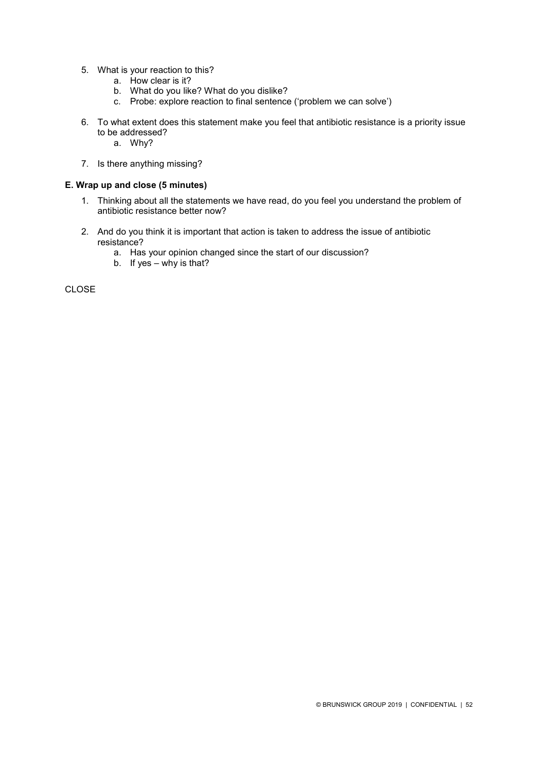5. What is your reaction to this?
   a. How clear is it?
   b. What do you like? What do you dislike?
   c. Probe: explore reaction to final sentence ('problem we can solve')

6. To what extent does this statement make you feel that antibiotic resistance is a priority issue to be addressed?
   a. Why?

7. Is there anything missing?

**E. Wrap up and close (5 minutes)**

1. Thinking about all the statements we have read, do you feel you understand the problem of antibiotic resistance better now?

2. And do you think it is important that action is taken to address the issue of antibiotic resistance?
   a. Has your opinion changed since the start of our discussion?
   b. If yes – why is that?

CLOSE